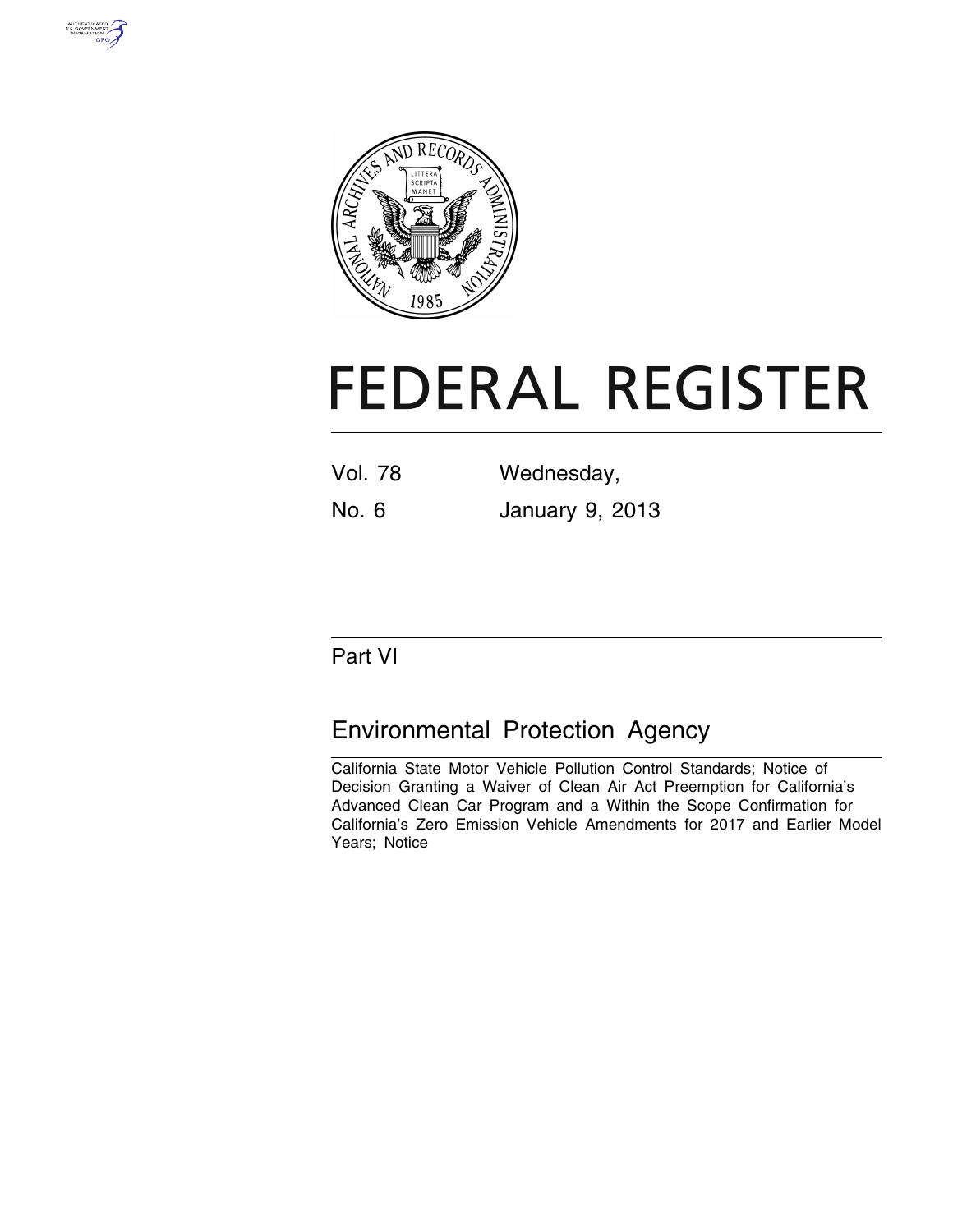# FEDERAL REGISTER

Vol. 78 Wednesday,

No. 6 January 9, 2013

## Part VI

## Environmental Protection Agency

California State Motor Vehicle Pollution Control Standards; Notice of Decision Granting a Waiver of Clean Air Act Preemption for California's Advanced Clean Car Program and a Within the Scope Confirmation for California's Zero Emission Vehicle Amendments for 2017 and Earlier Model Years; Notice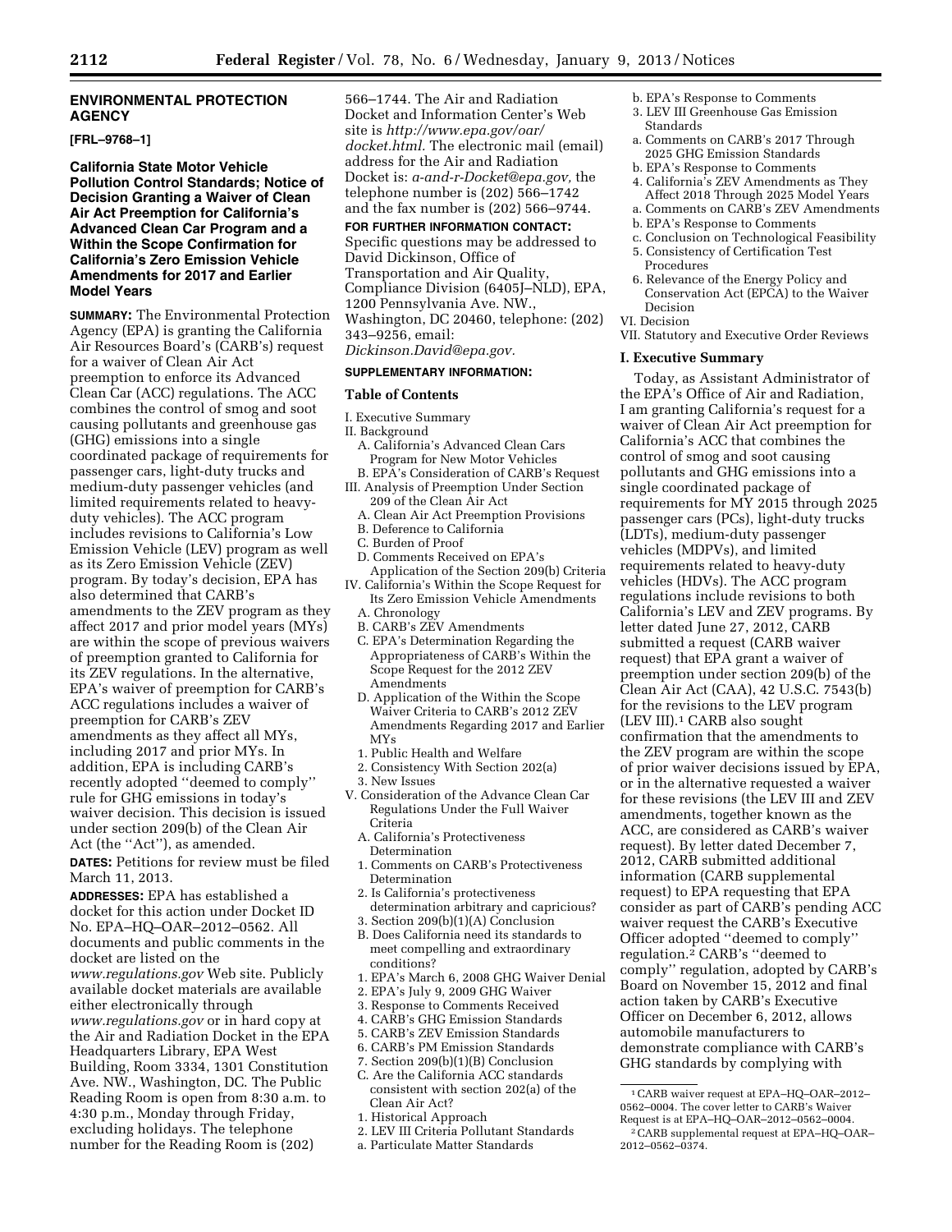## ENVIRONMENTAL PROTECTION AGENCY

**[FRL–9768–1]**

## California State Motor Vehicle Pollution Control Standards; Notice of Decision Granting a Waiver of Clean Air Act Preemption for California's Advanced Clean Car Program and a Within the Scope Confirmation for California's Zero Emission Vehicle Amendments for 2017 and Earlier Model Years

**SUMMARY:** The Environmental Protection Agency (EPA) is granting the California Air Resources Board's (CARB's) request for a waiver of Clean Air Act preemption to enforce its Advanced Clean Car (ACC) regulations. The ACC combines the control of smog and soot causing pollutants and greenhouse gas (GHG) emissions into a single coordinated package of requirements for passenger cars, light-duty trucks and medium-duty passenger vehicles (and limited requirements related to heavy-duty vehicles). The ACC program includes revisions to California's Low Emission Vehicle (LEV) program as well as its Zero Emission Vehicle (ZEV) program. By today's decision, EPA has also determined that CARB's amendments to the ZEV program as they affect 2017 and prior model years (MYs) are within the scope of previous waivers of preemption granted to California for its ZEV regulations. In the alternative, EPA's waiver of preemption for CARB's ACC regulations includes a waiver of preemption for CARB's ZEV amendments as they affect all MYs, including 2017 and prior MYs. In addition, EPA is including CARB's recently adopted "deemed to comply" rule for GHG emissions in today's waiver decision. This decision is issued under section 209(b) of the Clean Air Act (the "Act"), as amended.

**DATES:** Petitions for review must be filed March 11, 2013.

**ADDRESSES:** EPA has established a docket for this action under Docket ID No. EPA–HQ–OAR–2012–0562. All documents and public comments in the docket are listed on the *www.regulations.gov* Web site. Publicly available docket materials are available either electronically through *www.regulations.gov* or in hard copy at the Air and Radiation Docket in the EPA Headquarters Library, EPA West Building, Room 3334, 1301 Constitution Ave. NW., Washington, DC. The Public Reading Room is open from 8:30 a.m. to 4:30 p.m., Monday through Friday, excluding holidays. The telephone number for the Reading Room is (202) 566–1744. The Air and Radiation Docket and Information Center's Web site is *http://www.epa.gov/oar/docket.html*. The electronic mail (email) address for the Air and Radiation Docket is: *a-and-r-Docket@epa.gov,* the telephone number is (202) 566–1742 and the fax number is (202) 566–9744.

**FOR FURTHER INFORMATION CONTACT:** Specific questions may be addressed to David Dickinson, Office of Transportation and Air Quality, Compliance Division (6405J–NLD), EPA, 1200 Pennsylvania Ave. NW., Washington, DC 20460, telephone: (202) 343–9256, email: *Dickinson.David@epa.gov.*

**SUPPLEMENTARY INFORMATION:**

### Table of Contents

I. Executive Summary
II. Background
- A. California's Advanced Clean Cars Program for New Motor Vehicles
- B. EPA's Consideration of CARB's Request

III. Analysis of Preemption Under Section 209 of the Clean Air Act
- A. Clean Air Act Preemption Provisions
- B. Deference to California
- C. Burden of Proof
- D. Comments Received on EPA's Application of the Section 209(b) Criteria

IV. California's Within the Scope Request for Its Zero Emission Vehicle Amendments
- A. Chronology
- B. CARB's ZEV Amendments
- C. EPA's Determination Regarding the Appropriateness of CARB's Within the Scope Request for the 2012 ZEV Amendments
- D. Application of the Within the Scope Waiver Criteria to CARB's 2012 ZEV Amendments Regarding 2017 and Earlier MYs
  1. Public Health and Welfare
  2. Consistency With Section 202(a)
  3. New Issues

V. Consideration of the Advance Clean Car Regulations Under the Full Waiver Criteria
- A. California's Protectiveness Determination
  1. Comments on CARB's Protectiveness Determination
  2. Is California's protectiveness determination arbitrary and capricious?
  3. Section 209(b)(1)(A) Conclusion
- B. Does California need its standards to meet compelling and extraordinary conditions?
  1. EPA's March 6, 2008 GHG Waiver Denial
  2. EPA's July 9, 2009 GHG Waiver
  3. Response to Comments Received
  4. CARB's GHG Emission Standards
  5. CARB's ZEV Emission Standards
  6. CARB's PM Emission Standards
  7. Section 209(b)(1)(B) Conclusion
- C. Are the California ACC standards consistent with section 202(a) of the Clean Air Act?
  1. Historical Approach
  2. LEV III Criteria Pollutant Standards
     - a. Particulate Matter Standards
     - b. EPA's Response to Comments
  3. LEV III Greenhouse Gas Emission Standards
     - a. Comments on CARB's 2017 Through 2025 GHG Emission Standards
     - b. EPA's Response to Comments
  4. California's ZEV Amendments as They Affect 2018 Through 2025 Model Years
     - a. Comments on CARB's ZEV Amendments
     - b. EPA's Response to Comments
     - c. Conclusion on Technological Feasibility
  5. Consistency of Certification Test Procedures
  6. Relevance of the Energy Policy and Conservation Act (EPCA) to the Waiver Decision

VI. Decision
VII. Statutory and Executive Order Reviews

### I. Executive Summary

Today, as Assistant Administrator of the EPA's Office of Air and Radiation, I am granting California's request for a waiver of Clean Air Act preemption for California's ACC that combines the control of smog and soot causing pollutants and GHG emissions into a single coordinated package of requirements for MY 2015 through 2025 passenger cars (PCs), light-duty trucks (LDTs), medium-duty passenger vehicles (MDPVs), and limited requirements related to heavy-duty vehicles (HDVs). The ACC program regulations include revisions to both California's LEV and ZEV programs. By letter dated June 27, 2012, CARB submitted a request (CARB waiver request) that EPA grant a waiver of preemption under section 209(b) of the Clean Air Act (CAA), 42 U.S.C. 7543(b) for the revisions to the LEV program (LEV III).[1] CARB also sought confirmation that the amendments to the ZEV program are within the scope of prior waiver decisions issued by EPA, or in the alternative requested a waiver for these revisions (the LEV III and ZEV amendments, together known as the ACC, are considered as CARB's waiver request). By letter dated December 7, 2012, CARB submitted additional information (CARB supplemental request) to EPA requesting that EPA consider as part of CARB's pending ACC waiver request the CARB's Executive Officer adopted "deemed to comply" regulation.[2] CARB's "deemed to comply" regulation, adopted by CARB's Board on November 15, 2012 and final action taken by CARB's Executive Officer on December 6, 2012, allows automobile manufacturers to demonstrate compliance with CARB's GHG standards by complying with

---

[1] CARB waiver request at EPA–HQ–OAR–2012–0562–0004. The cover letter to CARB's Waiver Request is at EPA–HQ–OAR–2012–0562–0004.

[2] CARB supplemental request at EPA–HQ–OAR–2012–0562–0374.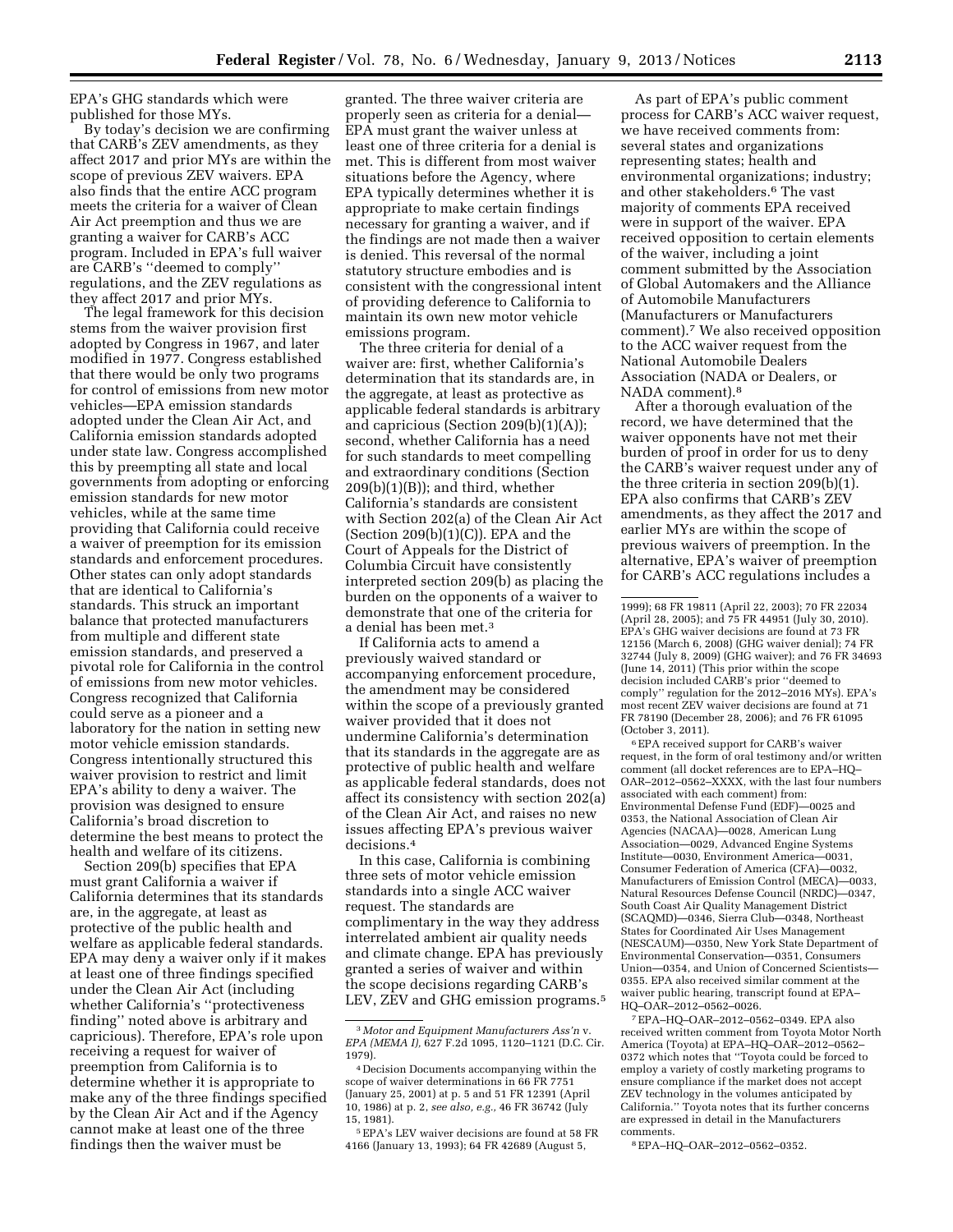EPA's GHG standards which were published for those MYs.

By today's decision we are confirming that CARB's ZEV amendments, as they affect 2017 and prior MYs are within the scope of previous ZEV waivers. EPA also finds that the entire ACC program meets the criteria for a waiver of Clean Air Act preemption and thus we are granting a waiver for CARB's ACC program. Included in EPA's full waiver are CARB's ''deemed to comply'' regulations, and the ZEV regulations as they affect 2017 and prior MYs.

The legal framework for this decision stems from the waiver provision first adopted by Congress in 1967, and later modified in 1977. Congress established that there would be only two programs for control of emissions from new motor vehicles—EPA emission standards adopted under the Clean Air Act, and California emission standards adopted under state law. Congress accomplished this by preempting all state and local governments from adopting or enforcing emission standards for new motor vehicles, while at the same time providing that California could receive a waiver of preemption for its emission standards and enforcement procedures. Other states can only adopt standards that are identical to California's standards. This struck an important balance that protected manufacturers from multiple and different state emission standards, and preserved a pivotal role for California in the control of emissions from new motor vehicles. Congress recognized that California could serve as a pioneer and a laboratory for the nation in setting new motor vehicle emission standards. Congress intentionally structured this waiver provision to restrict and limit EPA's ability to deny a waiver. The provision was designed to ensure California's broad discretion to determine the best means to protect the health and welfare of its citizens.

Section 209(b) specifies that EPA must grant California a waiver if California determines that its standards are, in the aggregate, at least as protective of the public health and welfare as applicable federal standards. EPA may deny a waiver only if it makes at least one of three findings specified under the Clean Air Act (including whether California's ''protectiveness finding'' noted above is arbitrary and capricious). Therefore, EPA's role upon receiving a request for waiver of preemption from California is to determine whether it is appropriate to make any of the three findings specified by the Clean Air Act and if the Agency cannot make at least one of the three findings then the waiver must be granted. The three waiver criteria are properly seen as criteria for a denial—EPA must grant the waiver unless at least one of three criteria for a denial is met. This is different from most waiver situations before the Agency, where EPA typically determines whether it is appropriate to make certain findings necessary for granting a waiver, and if the findings are not made then a waiver is denied. This reversal of the normal statutory structure embodies and is consistent with the congressional intent of providing deference to California to maintain its own new motor vehicle emissions program.

The three criteria for denial of a waiver are: first, whether California's determination that its standards are, in the aggregate, at least as protective as applicable federal standards is arbitrary and capricious (Section 209(b)(1)(A)); second, whether California has a need for such standards to meet compelling and extraordinary conditions (Section 209(b)(1)(B)); and third, whether California's standards are consistent with Section 202(a) of the Clean Air Act (Section 209(b)(1)(C)). EPA and the Court of Appeals for the District of Columbia Circuit have consistently interpreted section 209(b) as placing the burden on the opponents of a waiver to demonstrate that one of the criteria for a denial has been met.[3]

If California acts to amend a previously waived standard or accompanying enforcement procedure, the amendment may be considered within the scope of a previously granted waiver provided that it does not undermine California's determination that its standards in the aggregate are as protective of public health and welfare as applicable federal standards, does not affect its consistency with section 202(a) of the Clean Air Act, and raises no new issues affecting EPA's previous waiver decisions.[4]

In this case, California is combining three sets of motor vehicle emission standards into a single ACC waiver request. The standards are complimentary in the way they address interrelated ambient air quality needs and climate change. EPA has previously granted a series of waiver and within the scope decisions regarding CARB's LEV, ZEV and GHG emission programs.[5]

As part of EPA's public comment process for CARB's ACC waiver request, we have received comments from: several states and organizations representing states; health and environmental organizations; industry; and other stakeholders.[6] The vast majority of comments EPA received were in support of the waiver. EPA received opposition to certain elements of the waiver, including a joint comment submitted by the Association of Global Automakers and the Alliance of Automobile Manufacturers (Manufacturers or Manufacturers comment).[7] We also received opposition to the ACC waiver request from the National Automobile Dealers Association (NADA or Dealers, or NADA comment).[8]

After a thorough evaluation of the record, we have determined that the waiver opponents have not met their burden of proof in order for us to deny the CARB's waiver request under any of the three criteria in section 209(b)(1). EPA also confirms that CARB's ZEV amendments, as they affect the 2017 and earlier MYs are within the scope of previous waivers of preemption. In the alternative, EPA's waiver of preemption for CARB's ACC regulations includes a

---

[3] *Motor and Equipment Manufacturers Ass'n* v. *EPA (MEMA I),* 627 F.2d 1095, 1120–1121 (D.C. Cir. 1979).

[4] Decision Documents accompanying within the scope of waiver determinations in 66 FR 7751 (January 25, 2001) at p. 5 and 51 FR 12391 (April 10, 1986) at p. 2, *see also, e.g.,* 46 FR 36742 (July 15, 1981).

[5] EPA's LEV waiver decisions are found at 58 FR 4166 (January 13, 1993); 64 FR 42689 (August 5, 1999); 68 FR 19811 (April 22, 2003); 70 FR 22034 (April 28, 2005); and 75 FR 44951 (July 30, 2010). EPA's GHG waiver decisions are found at 73 FR 12156 (March 6, 2008) (GHG waiver denial); 74 FR 32744 (July 8, 2009) (GHG waiver); and 76 FR 34693 (June 14, 2011) (This prior within the scope decision included CARB's prior ''deemed to comply'' regulation for the 2012–2016 MYs). EPA's most recent ZEV waiver decisions are found at 71 FR 78190 (December 28, 2006); and 76 FR 61095 (October 3, 2011).

[6] EPA received support for CARB's waiver request, in the form of oral testimony and/or written comment (all docket references are to EPA–HQ–OAR–2012–0562–XXXX, with the last four numbers associated with each comment) from: Environmental Defense Fund (EDF)—0025 and 0353, the National Association of Clean Air Agencies (NACAA)—0028, American Lung Association—0029, Advanced Engine Systems Institute—0030, Environment America—0031, Consumer Federation of America (CFA)—0032, Manufacturers of Emission Control (MECA)—0033, Natural Resources Defense Council (NRDC)—0347, South Coast Air Quality Management District (SCAQMD)—0346, Sierra Club—0348, Northeast States for Coordinated Air Uses Management (NESCAUM)—0350, New York State Department of Environmental Conservation—0351, Consumers Union—0354, and Union of Concerned Scientists—0355. EPA also received similar comment at the waiver public hearing, transcript found at EPA–HQ–OAR–2012–0562–0026.

[7] EPA–HQ–OAR–2012–0562–0349. EPA also received written comment from Toyota Motor North America (Toyota) at EPA–HQ–OAR–2012–0562–0372 which notes that ''Toyota could be forced to employ a variety of costly marketing programs to ensure compliance if the market does not accept ZEV technology in the volumes anticipated by California.'' Toyota notes that its further concerns are expressed in detail in the Manufacturers comments.

[8] EPA–HQ–OAR–2012–0562–0352.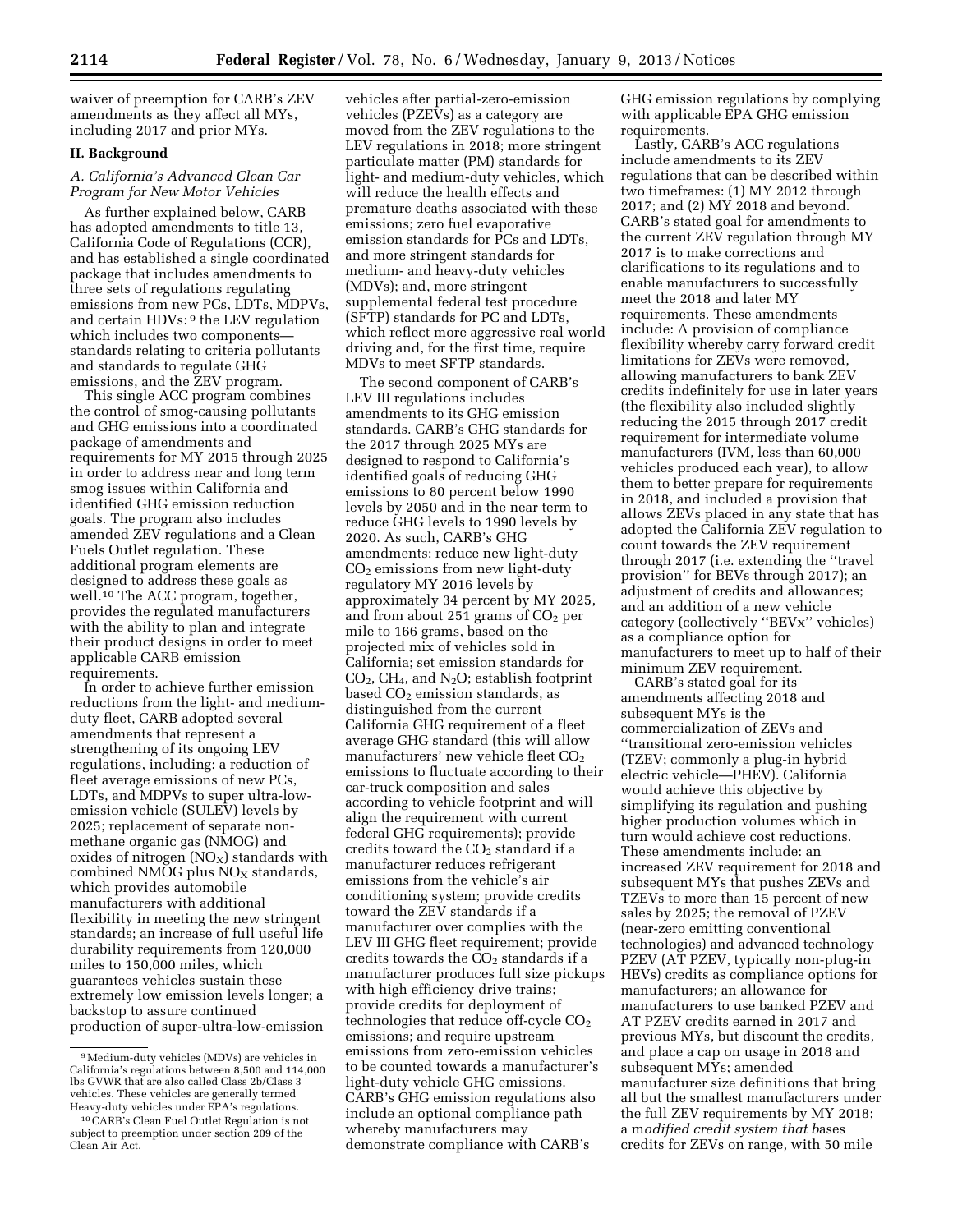waiver of preemption for CARB's ZEV amendments as they affect all MYs, including 2017 and prior MYs.

## II. Background

### *A. California's Advanced Clean Car Program for New Motor Vehicles*

As further explained below, CARB has adopted amendments to title 13, California Code of Regulations (CCR), and has established a single coordinated package that includes amendments to three sets of regulations regulating emissions from new PCs, LDTs, MDPVs, and certain HDVs: [9] the LEV regulation which includes two components—standards relating to criteria pollutants and standards to regulate GHG emissions, and the ZEV program.

This single ACC program combines the control of smog-causing pollutants and GHG emissions into a coordinated package of amendments and requirements for MY 2015 through 2025 in order to address near and long term smog issues within California and identified GHG emission reduction goals. The program also includes amended ZEV regulations and a Clean Fuels Outlet regulation. These additional program elements are designed to address these goals as well.[10] The ACC program, together, provides the regulated manufacturers with the ability to plan and integrate their product designs in order to meet applicable CARB emission requirements.

In order to achieve further emission reductions from the light- and medium-duty fleet, CARB adopted several amendments that represent a strengthening of its ongoing LEV regulations, including: a reduction of fleet average emissions of new PCs, LDTs, and MDPVs to super ultra-low-emission vehicle (SULEV) levels by 2025; replacement of separate non-methane organic gas (NMOG) and oxides of nitrogen ($NO_X$) standards with combined NMOG plus $NO_X$ standards, which provides automobile manufacturers with additional flexibility in meeting the new stringent standards; an increase of full useful life durability requirements from 120,000 miles to 150,000 miles, which guarantees vehicles sustain these extremely low emission levels longer; a backstop to assure continued production of super-ultra-low-emission vehicles after partial-zero-emission vehicles (PZEVs) as a category are moved from the ZEV regulations to the LEV regulations in 2018; more stringent particulate matter (PM) standards for light- and medium-duty vehicles, which will reduce the health effects and premature deaths associated with these emissions; zero fuel evaporative emission standards for PCs and LDTs, and more stringent standards for medium- and heavy-duty vehicles (MDVs); and, more stringent supplemental federal test procedure (SFTP) standards for PC and LDTs, which reflect more aggressive real world driving and, for the first time, require MDVs to meet SFTP standards.

The second component of CARB's LEV III regulations includes amendments to its GHG emission standards. CARB's GHG standards for the 2017 through 2025 MYs are designed to respond to California's identified goals of reducing GHG emissions to 80 percent below 1990 levels by 2050 and in the near term to reduce GHG levels to 1990 levels by 2020. As such, CARB's GHG amendments: reduce new light-duty $CO_2$ emissions from new light-duty regulatory MY 2016 levels by approximately 34 percent by MY 2025, and from about 251 grams of $CO_2$ per mile to 166 grams, based on the projected mix of vehicles sold in California; set emission standards for $CO_2$, $CH_4$, and $N_2O$; establish footprint based $CO_2$ emission standards, as distinguished from the current California GHG requirement of a fleet average GHG standard (this will allow manufacturers' new vehicle fleet $CO_2$ emissions to fluctuate according to their car-truck composition and sales according to vehicle footprint and will align the requirement with current federal GHG requirements); provide credits toward the $CO_2$ standard if a manufacturer reduces refrigerant emissions from the vehicle's air conditioning system; provide credits toward the ZEV standards if a manufacturer over complies with the LEV III GHG fleet requirement; provide credits towards the $CO_2$ standards if a manufacturer produces full size pickups with high efficiency drive trains; provide credits for deployment of technologies that reduce off-cycle $CO_2$ emissions; and require upstream emissions from zero-emission vehicles to be counted towards a manufacturer's light-duty vehicle GHG emissions. CARB's GHG emission regulations also include an optional compliance path whereby manufacturers may demonstrate compliance with CARB's GHG emission regulations by complying with applicable EPA GHG emission requirements.

Lastly, CARB's ACC regulations include amendments to its ZEV regulations that can be described within two timeframes: (1) MY 2012 through 2017; and (2) MY 2018 and beyond. CARB's stated goal for amendments to the current ZEV regulation through MY 2017 is to make corrections and clarifications to its regulations and to enable manufacturers to successfully meet the 2018 and later MY requirements. These amendments include: A provision of compliance flexibility whereby carry forward credit limitations for ZEVs were removed, allowing manufacturers to bank ZEV credits indefinitely for use in later years (the flexibility also included slightly reducing the 2015 through 2017 credit requirement for intermediate volume manufacturers (IVM, less than 60,000 vehicles produced each year), to allow them to better prepare for requirements in 2018, and included a provision that allows ZEVs placed in any state that has adopted the California ZEV regulation to count towards the ZEV requirement through 2017 (i.e. extending the "travel provision" for BEVs through 2017); an adjustment of credits and allowances; and an addition of a new vehicle category (collectively "BEVx" vehicles) as a compliance option for manufacturers to meet up to half of their minimum ZEV requirement.

CARB's stated goal for its amendments affecting 2018 and subsequent MYs is the commercialization of ZEVs and "transitional zero-emission vehicles (TZEV; commonly a plug-in hybrid electric vehicle—PHEV). California would achieve this objective by simplifying its regulation and pushing higher production volumes which in turn would achieve cost reductions. These amendments include: an increased ZEV requirement for 2018 and subsequent MYs that pushes ZEVs and TZEVs to more than 15 percent of new sales by 2025; the removal of PZEV (near-zero emitting conventional technologies) and advanced technology PZEV (AT PZEV, typically non-plug-in HEVs) credits as compliance options for manufacturers; an allowance for manufacturers to use banked PZEV and AT PZEV credits earned in 2017 and previous MYs, but discount the credits, and place a cap on usage in 2018 and subsequent MYs; amended manufacturer size definitions that bring all but the smallest manufacturers under the full ZEV requirements by MY 2018; a m*odified credit system that b*ases credits for ZEVs on range, with 50 mile

---

[9] Medium-duty vehicles (MDVs) are vehicles in California's regulations between 8,500 and 114,000 lbs GVWR that are also called Class 2b/Class 3 vehicles. These vehicles are generally termed Heavy-duty vehicles under EPA's regulations.

[10] CARB's Clean Fuel Outlet Regulation is not subject to preemption under section 209 of the Clean Air Act.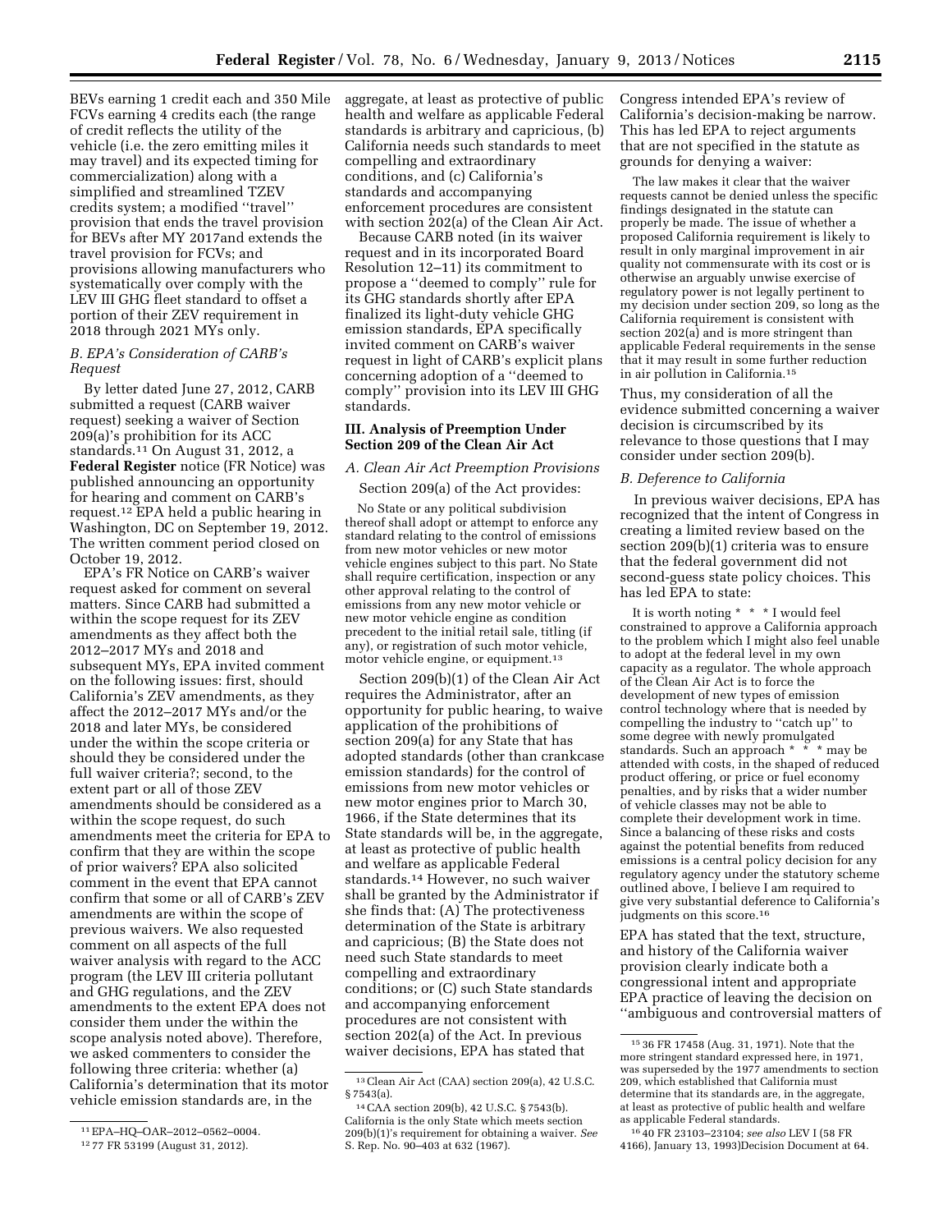BEVs earning 1 credit each and 350 Mile FCVs earning 4 credits each (the range of credit reflects the utility of the vehicle (i.e. the zero emitting miles it may travel) and its expected timing for commercialization) along with a simplified and streamlined TZEV credits system; a modified ''travel'' provision that ends the travel provision for BEVs after MY 2017and extends the travel provision for FCVs; and provisions allowing manufacturers who systematically over comply with the LEV III GHG fleet standard to offset a portion of their ZEV requirement in 2018 through 2021 MYs only.

### B. EPA's Consideration of CARB's Request

By letter dated June 27, 2012, CARB submitted a request (CARB waiver request) seeking a waiver of Section 209(a)'s prohibition for its ACC standards.[11] On August 31, 2012, a **Federal Register** notice (FR Notice) was published announcing an opportunity for hearing and comment on CARB's request.[12] EPA held a public hearing in Washington, DC on September 19, 2012. The written comment period closed on October 19, 2012.

EPA's FR Notice on CARB's waiver request asked for comment on several matters. Since CARB had submitted a within the scope request for its ZEV amendments as they affect both the 2012–2017 MYs and 2018 and subsequent MYs, EPA invited comment on the following issues: first, should California's ZEV amendments, as they affect the 2012–2017 MYs and/or the 2018 and later MYs, be considered under the within the scope criteria or should they be considered under the full waiver criteria?; second, to the extent part or all of those ZEV amendments should be considered as a within the scope request, do such amendments meet the criteria for EPA to confirm that they are within the scope of prior waivers? EPA also solicited comment in the event that EPA cannot confirm that some or all of CARB's ZEV amendments are within the scope of previous waivers. We also requested comment on all aspects of the full waiver analysis with regard to the ACC program (the LEV III criteria pollutant and GHG regulations, and the ZEV amendments to the extent EPA does not consider them under the within the scope analysis noted above). Therefore, we asked commenters to consider the following three criteria: whether (a) California's determination that its motor vehicle emission standards are, in the aggregate, at least as protective of public health and welfare as applicable Federal standards is arbitrary and capricious, (b) California needs such standards to meet compelling and extraordinary conditions, and (c) California's standards and accompanying enforcement procedures are consistent with section 202(a) of the Clean Air Act.

Because CARB noted (in its waiver request and in its incorporated Board Resolution 12–11) its commitment to propose a ''deemed to comply'' rule for its GHG standards shortly after EPA finalized its light-duty vehicle GHG emission standards, EPA specifically invited comment on CARB's waiver request in light of CARB's explicit plans concerning adoption of a ''deemed to comply'' provision into its LEV III GHG standards.

## III. Analysis of Preemption Under Section 209 of the Clean Air Act

### A. Clean Air Act Preemption Provisions

Section 209(a) of the Act provides:

> No State or any political subdivision thereof shall adopt or attempt to enforce any standard relating to the control of emissions from new motor vehicles or new motor vehicle engines subject to this part. No State shall require certification, inspection or any other approval relating to the control of emissions from any new motor vehicle or new motor vehicle engine as condition precedent to the initial retail sale, titling (if any), or registration of such motor vehicle, motor vehicle engine, or equipment.[13]

Section 209(b)(1) of the Clean Air Act requires the Administrator, after an opportunity for public hearing, to waive application of the prohibitions of section 209(a) for any State that has adopted standards (other than crankcase emission standards) for the control of emissions from new motor vehicles or new motor engines prior to March 30, 1966, if the State determines that its State standards will be, in the aggregate, at least as protective of public health and welfare as applicable Federal standards.[14] However, no such waiver shall be granted by the Administrator if she finds that: (A) The protectiveness determination of the State is arbitrary and capricious; (B) the State does not need such State standards to meet compelling and extraordinary conditions; or (C) such State standards and accompanying enforcement procedures are not consistent with section 202(a) of the Act. In previous waiver decisions, EPA has stated that Congress intended EPA's review of California's decision-making be narrow. This has led EPA to reject arguments that are not specified in the statute as grounds for denying a waiver:

> The law makes it clear that the waiver requests cannot be denied unless the specific findings designated in the statute can properly be made. The issue of whether a proposed California requirement is likely to result in only marginal improvement in air quality not commensurate with its cost or is otherwise an arguably unwise exercise of regulatory power is not legally pertinent to my decision under section 209, so long as the California requirement is consistent with section 202(a) and is more stringent than applicable Federal requirements in the sense that it may result in some further reduction in air pollution in California.[15]

Thus, my consideration of all the evidence submitted concerning a waiver decision is circumscribed by its relevance to those questions that I may consider under section 209(b).

### B. Deference to California

In previous waiver decisions, EPA has recognized that the intent of Congress in creating a limited review based on the section 209(b)(1) criteria was to ensure that the federal government did not second-guess state policy choices. This has led EPA to state:

> It is worth noting * * * I would feel constrained to approve a California approach to the problem which I might also feel unable to adopt at the federal level in my own capacity as a regulator. The whole approach of the Clean Air Act is to force the development of new types of emission control technology where that is needed by compelling the industry to ''catch up'' to some degree with newly promulgated standards. Such an approach * * * may be attended with costs, in the shaped of reduced product offering, or price or fuel economy penalties, and by risks that a wider number of vehicle classes may not be able to complete their development work in time. Since a balancing of these risks and costs against the potential benefits from reduced emissions is a central policy decision for any regulatory agency under the statutory scheme outlined above, I believe I am required to give very substantial deference to California's judgments on this score.[16]

EPA has stated that the text, structure, and history of the California waiver provision clearly indicate both a congressional intent and appropriate EPA practice of leaving the decision on ''ambiguous and controversial matters of

---

[11] EPA–HQ–OAR–2012–0562–0004.

[12] 77 FR 53199 (August 31, 2012).

[13] Clean Air Act (CAA) section 209(a), 42 U.S.C. § 7543(a).

[14] CAA section 209(b), 42 U.S.C. § 7543(b). California is the only State which meets section 209(b)(1)'s requirement for obtaining a waiver. *See* S. Rep. No. 90–403 at 632 (1967).

[15] 36 FR 17458 (Aug. 31, 1971). Note that the more stringent standard expressed here, in 1971, was superseded by the 1977 amendments to section 209, which established that California must determine that its standards are, in the aggregate, at least as protective of public health and welfare as applicable Federal standards.

[16] 40 FR 23103–23104; *see also* LEV I (58 FR 4166), January 13, 1993)Decision Document at 64.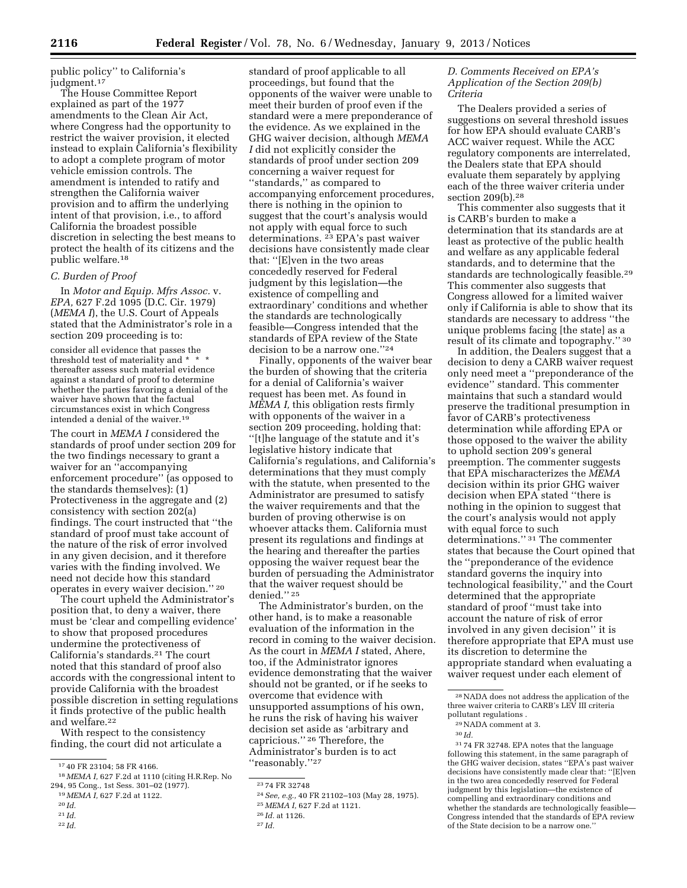public policy'' to California's judgment.[17]

The House Committee Report explained as part of the 1977 amendments to the Clean Air Act, where Congress had the opportunity to restrict the waiver provision, it elected instead to explain California's flexibility to adopt a complete program of motor vehicle emission controls. The amendment is intended to ratify and strengthen the California waiver provision and to affirm the underlying intent of that provision, i.e., to afford California the broadest possible discretion in selecting the best means to protect the health of its citizens and the public welfare.[18]

### *C. Burden of Proof*

In *Motor and Equip. Mfrs Assoc.* v. *EPA,* 627 F.2d 1095 (D.C. Cir. 1979) (*MEMA I*), the U.S. Court of Appeals stated that the Administrator's role in a section 209 proceeding is to:

> consider all evidence that passes the threshold test of materiality and * * * thereafter assess such material evidence against a standard of proof to determine whether the parties favoring a denial of the waiver have shown that the factual circumstances exist in which Congress intended a denial of the waiver.[19]

The court in *MEMA I* considered the standards of proof under section 209 for the two findings necessary to grant a waiver for an ''accompanying enforcement procedure'' (as opposed to the standards themselves): (1) Protectiveness in the aggregate and (2) consistency with section 202(a) findings. The court instructed that ''the standard of proof must take account of the nature of the risk of error involved in any given decision, and it therefore varies with the finding involved. We need not decide how this standard operates in every waiver decision.'' [20]

The court upheld the Administrator's position that, to deny a waiver, there must be 'clear and compelling evidence' to show that proposed procedures undermine the protectiveness of California's standards.[21] The court noted that this standard of proof also accords with the congressional intent to provide California with the broadest possible discretion in setting regulations it finds protective of the public health and welfare.[22]

With respect to the consistency finding, the court did not articulate a standard of proof applicable to all proceedings, but found that the opponents of the waiver were unable to meet their burden of proof even if the standard were a mere preponderance of the evidence. As we explained in the GHG waiver decision, although *MEMA I* did not explicitly consider the standards of proof under section 209 concerning a waiver request for ''standards,'' as compared to accompanying enforcement procedures, there is nothing in the opinion to suggest that the court's analysis would not apply with equal force to such determinations. [23] EPA's past waiver decisions have consistently made clear that: ''[E]ven in the two areas concededly reserved for Federal judgment by this legislation—the existence of compelling and extraordinary' conditions and whether the standards are technologically feasible—Congress intended that the standards of EPA review of the State decision to be a narrow one.''[24]

Finally, opponents of the waiver bear the burden of showing that the criteria for a denial of California's waiver request has been met. As found in *MEMA I,* this obligation rests firmly with opponents of the waiver in a section 209 proceeding, holding that: ''[t]he language of the statute and it's legislative history indicate that California's regulations, and California's determinations that they must comply with the statute, when presented to the Administrator are presumed to satisfy the waiver requirements and that the burden of proving otherwise is on whoever attacks them. California must present its regulations and findings at the hearing and thereafter the parties opposing the waiver request bear the burden of persuading the Administrator that the waiver request should be denied.'' [25]

The Administrator's burden, on the other hand, is to make a reasonable evaluation of the information in the record in coming to the waiver decision. As the court in *MEMA I* stated, Ahere, too, if the Administrator ignores evidence demonstrating that the waiver should not be granted, or if he seeks to overcome that evidence with unsupported assumptions of his own, he runs the risk of having his waiver decision set aside as 'arbitrary and capricious.'' [26] Therefore, the Administrator's burden is to act ''reasonably.''[27]

### *D. Comments Received on EPA's Application of the Section 209(b) Criteria*

The Dealers provided a series of suggestions on several threshold issues for how EPA should evaluate CARB's ACC waiver request. While the ACC regulatory components are interrelated, the Dealers state that EPA should evaluate them separately by applying each of the three waiver criteria under section 209(b).[28]

This commenter also suggests that it is CARB's burden to make a determination that its standards are at least as protective of the public health and welfare as any applicable federal standards, and to determine that the standards are technologically feasible.[29] This commenter also suggests that Congress allowed for a limited waiver only if California is able to show that its standards are necessary to address ''the unique problems facing [the state] as a result of its climate and topography.'' [30]

In addition, the Dealers suggest that a decision to deny a CARB waiver request only need meet a ''preponderance of the evidence'' standard. This commenter maintains that such a standard would preserve the traditional presumption in favor of CARB's protectiveness determination while affording EPA or those opposed to the waiver the ability to uphold section 209's general preemption. The commenter suggests that EPA mischaracterizes the *MEMA* decision within its prior GHG waiver decision when EPA stated ''there is nothing in the opinion to suggest that the court's analysis would not apply with equal force to such determinations.'' [31] The commenter states that because the Court opined that the ''preponderance of the evidence standard governs the inquiry into technological feasibility,'' and the Court determined that the appropriate standard of proof ''must take into account the nature of risk of error involved in any given decision'' it is therefore appropriate that EPA must use its discretion to determine the appropriate standard when evaluating a waiver request under each element of

---

[17] 40 FR 23104; 58 FR 4166.

[18] *MEMA I,* 627 F.2d at 1110 (citing H.R.Rep. No 294, 95 Cong., 1st Sess. 301–02 (1977).

[19] *MEMA I,* 627 F.2d at 1122.

[20] *Id.*

[21] *Id.*

[22] *Id.*

[23] 74 FR 32748

[24] *See, e.g.,* 40 FR 21102–103 (May 28, 1975).

[25] *MEMA I,* 627 F.2d at 1121.

[26] *Id.* at 1126.

[27] *Id.*

[28] NADA does not address the application of the three waiver criteria to CARB's LEV III criteria pollutant regulations .

[29] NADA comment at 3.

[30] *Id.*

[31] 74 FR 32748. EPA notes that the language following this statement, in the same paragraph of the GHG waiver decision, states ''EPA's past waiver decisions have consistently made clear that: ''[E]ven in the two area concededly reserved for Federal judgment by this legislation—the existence of compelling and extraordinary conditions and whether the standards are technologically feasible—Congress intended that the standards of EPA review of the State decision to be a narrow one.''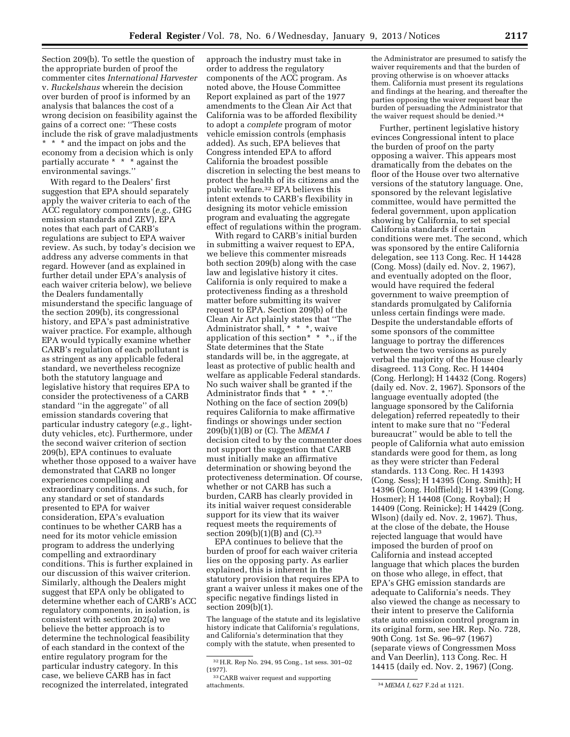Section 209(b). To settle the question of the appropriate burden of proof the commenter cites *International Harvester* v. *Ruckelshaus* wherein the decision over burden of proof is informed by an analysis that balances the cost of a wrong decision on feasibility against the gains of a correct one: ''These costs include the risk of grave maladjustments * * * and the impact on jobs and the economy from a decision which is only partially accurate * * * against the environmental savings.''

With regard to the Dealers' first suggestion that EPA should separately apply the waiver criteria to each of the ACC regulatory components (*e.g.,* GHG emission standards and ZEV), EPA notes that each part of CARB's regulations are subject to EPA waiver review. As such, by today's decision we address any adverse comments in that regard. However (and as explained in further detail under EPA's analysis of each waiver criteria below), we believe the Dealers fundamentally misunderstand the specific language of the section 209(b), its congressional history, and EPA's past administrative waiver practice. For example, although EPA would typically examine whether CARB's regulation of each pollutant is as stringent as any applicable federal standard, we nevertheless recognize both the statutory language and legislative history that requires EPA to consider the protectiveness of a CARB standard ''in the aggregate'' of all emission standards covering that particular industry category (*e.g.,* light-duty vehicles, etc). Furthermore, under the second waiver criterion of section 209(b), EPA continues to evaluate whether those opposed to a waiver have demonstrated that CARB no longer experiences compelling and extraordinary conditions. As such, for any standard or set of standards presented to EPA for waiver consideration, EPA's evaluation continues to be whether CARB has a need for its motor vehicle emission program to address the underlying compelling and extraordinary conditions. This is further explained in our discussion of this waiver criterion. Similarly, although the Dealers might suggest that EPA only be obligated to determine whether each of CARB's ACC regulatory components, in isolation, is consistent with section 202(a) we believe the better approach is to determine the technological feasibility of each standard in the context of the entire regulatory program for the particular industry category. In this case, we believe CARB has in fact recognized the interrelated, integrated approach the industry must take in order to address the regulatory components of the ACC program. As noted above, the House Committee Report explained as part of the 1977 amendments to the Clean Air Act that California was to be afforded flexibility to adopt a *complete* program of motor vehicle emission controls (emphasis added). As such, EPA believes that Congress intended EPA to afford California the broadest possible discretion in selecting the best means to protect the health of its citizens and the public welfare.[32] EPA believes this intent extends to CARB's flexibility in designing its motor vehicle emission program and evaluating the aggregate effect of regulations within the program.

With regard to CARB's initial burden in submitting a waiver request to EPA, we believe this commenter misreads both section 209(b) along with the case law and legislative history it cites. California is only required to make a protectiveness finding as a threshold matter before submitting its waiver request to EPA. Section 209(b) of the Clean Air Act plainly states that ''The Administrator shall, * * *, waive application of this section* * *., if the State determines that the State standards will be, in the aggregate, at least as protective of public health and welfare as applicable Federal standards. No such waiver shall be granted if the Administrator finds that * * *.'' Nothing on the face of section 209(b) requires California to make affirmative findings or showings under section 209(b)(1)(B) or (C). The *MEMA I* decision cited to by the commenter does not support the suggestion that CARB must initially make an affirmative determination or showing beyond the protectiveness determination. Of course, whether or not CARB has such a burden, CARB has clearly provided in its initial waiver request considerable support for its view that its waiver request meets the requirements of section 209(b)(1)(B) and (C).[33]

EPA continues to believe that the burden of proof for each waiver criteria lies on the opposing party. As earlier explained, this is inherent in the statutory provision that requires EPA to grant a waiver unless it makes one of the specific negative findings listed in section 209(b)(1).

> The language of the statute and its legislative history indicate that California's regulations, and California's determination that they comply with the statute, when presented to the Administrator are presumed to satisfy the waiver requirements and that the burden of proving otherwise is on whoever attacks them. California must present its regulations and findings at the hearing, and thereafter the parties opposing the waiver request bear the burden of persuading the Administrator that the waiver request should be denied.[34]

Further, pertinent legislative history evinces Congressional intent to place the burden of proof on the party opposing a waiver. This appears most dramatically from the debates on the floor of the House over two alternative versions of the statutory language. One, sponsored by the relevant legislative committee, would have permitted the federal government, upon application showing by California, to set special California standards if certain conditions were met. The second, which was sponsored by the entire California delegation, see 113 Cong. Rec. H 14428 (Cong. Moss) (daily ed. Nov. 2, 1967), and eventually adopted on the floor, would have required the federal government to waive preemption of standards promulgated by California unless certain findings were made. Despite the understandable efforts of some sponsors of the committee language to portray the differences between the two versions as purely verbal the majority of the House clearly disagreed. 113 Cong. Rec. H 14404 (Cong. Herlong); H 14432 (Cong. Rogers) (daily ed. Nov. 2, 1967). Sponsors of the language eventually adopted (the language sponsored by the California delegation) referred repeatedly to their intent to make sure that no ''Federal bureaucrat'' would be able to tell the people of California what auto emission standards were good for them, as long as they were stricter than Federal standards. 113 Cong. Rec. H 14393 (Cong. Sess); H 14395 (Cong. Smith); H 14396 (Cong. Holffield); H 14399 (Cong. Hosmer); H 14408 (Cong. Roybal); H 14409 (Cong. Reinicke); H 14429 (Cong. Wlson) (daily ed. Nov. 2, 1967). Thus, at the close of the debate, the House rejected language that would have imposed the burden of proof on California and instead accepted language that which places the burden on those who allege, in effect, that EPA's GHG emission standards are adequate to California's needs. They also viewed the change as necessary to their intent to preserve the California state auto emission control program in its original form, see HR. Rep. No. 728, 90th Cong. 1st Se. 96–97 (1967) (separate views of Congressmen Moss and Van Deerlin), 113 Cong. Rec. H 14415 (daily ed. Nov. 2, 1967) (Cong.

---

[32] H.R. Rep No. 294, 95 Cong., 1st sess. 301–02 (1977).

[33] CARB waiver request and supporting attachments.

[34] *MEMA I,* 627 F.2d at 1121.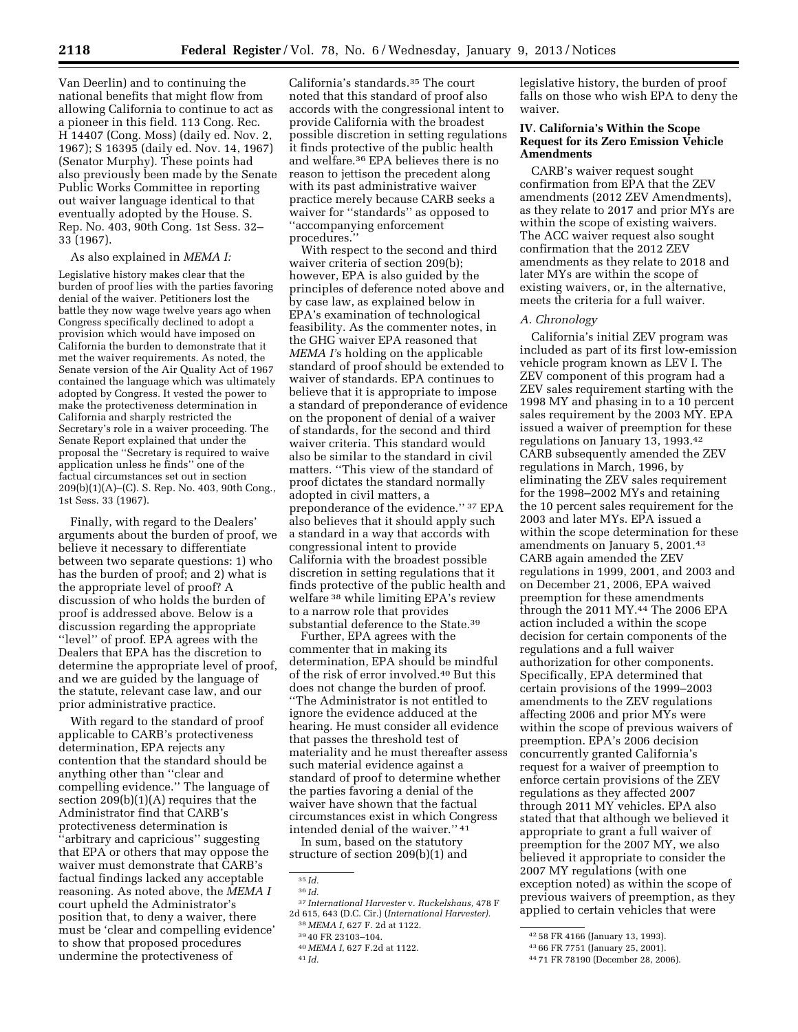Van Deerlin) and to continuing the national benefits that might flow from allowing California to continue to act as a pioneer in this field. 113 Cong. Rec. H 14407 (Cong. Moss) (daily ed. Nov. 2, 1967); S 16395 (daily ed. Nov. 14, 1967) (Senator Murphy). These points had also previously been made by the Senate Public Works Committee in reporting out waiver language identical to that eventually adopted by the House. S. Rep. No. 403, 90th Cong. 1st Sess. 32–33 (1967).

As also explained in *MEMA I:*

> Legislative history makes clear that the burden of proof lies with the parties favoring denial of the waiver. Petitioners lost the battle they now wage twelve years ago when Congress specifically declined to adopt a provision which would have imposed on California the burden to demonstrate that it met the waiver requirements. As noted, the Senate version of the Air Quality Act of 1967 contained the language which was ultimately adopted by Congress. It vested the power to make the protectiveness determination in California and sharply restricted the Secretary's role in a waiver proceeding. The Senate Report explained that under the proposal the ''Secretary is required to waive application unless he finds'' one of the factual circumstances set out in section 209(b)(1)(A)–(C). S. Rep. No. 403, 90th Cong., 1st Sess. 33 (1967).

Finally, with regard to the Dealers' arguments about the burden of proof, we believe it necessary to differentiate between two separate questions: 1) who has the burden of proof; and 2) what is the appropriate level of proof? A discussion of who holds the burden of proof is addressed above. Below is a discussion regarding the appropriate ''level'' of proof. EPA agrees with the Dealers that EPA has the discretion to determine the appropriate level of proof, and we are guided by the language of the statute, relevant case law, and our prior administrative practice.

With regard to the standard of proof applicable to CARB's protectiveness determination, EPA rejects any contention that the standard should be anything other than ''clear and compelling evidence.'' The language of section 209(b)(1)(A) requires that the Administrator find that CARB's protectiveness determination is ''arbitrary and capricious'' suggesting that EPA or others that may oppose the waiver must demonstrate that CARB's factual findings lacked any acceptable reasoning. As noted above, the *MEMA I* court upheld the Administrator's position that, to deny a waiver, there must be 'clear and compelling evidence' to show that proposed procedures undermine the protectiveness of California's standards.[35] The court noted that this standard of proof also accords with the congressional intent to provide California with the broadest possible discretion in setting regulations it finds protective of the public health and welfare.[36] EPA believes there is no reason to jettison the precedent along with its past administrative waiver practice merely because CARB seeks a waiver for ''standards'' as opposed to ''accompanying enforcement procedures.''

With respect to the second and third waiver criteria of section 209(b); however, EPA is also guided by the principles of deference noted above and by case law, as explained below in EPA's examination of technological feasibility. As the commenter notes, in the GHG waiver EPA reasoned that *MEMA I*'s holding on the applicable standard of proof should be extended to waiver of standards. EPA continues to believe that it is appropriate to impose a standard of preponderance of evidence on the proponent of denial of a waiver of standards, for the second and third waiver criteria. This standard would also be similar to the standard in civil matters. ''This view of the standard of proof dictates the standard normally adopted in civil matters, a preponderance of the evidence.'' [37] EPA also believes that it should apply such a standard in a way that accords with congressional intent to provide California with the broadest possible discretion in setting regulations that it finds protective of the public health and welfare [38] while limiting EPA's review to a narrow role that provides substantial deference to the State.[39]

Further, EPA agrees with the commenter that in making its determination, EPA should be mindful of the risk of error involved.[40] But this does not change the burden of proof. ''The Administrator is not entitled to ignore the evidence adduced at the hearing. He must consider all evidence that passes the threshold test of materiality and he must thereafter assess such material evidence against a standard of proof to determine whether the parties favoring a denial of the waiver have shown that the factual circumstances exist in which Congress intended denial of the waiver.'' [41]

In sum, based on the statutory structure of section 209(b)(1) and legislative history, the burden of proof falls on those who wish EPA to deny the waiver.

## IV. California's Within the Scope Request for its Zero Emission Vehicle Amendments

CARB's waiver request sought confirmation from EPA that the ZEV amendments (2012 ZEV Amendments), as they relate to 2017 and prior MYs are within the scope of existing waivers. The ACC waiver request also sought confirmation that the 2012 ZEV amendments as they relate to 2018 and later MYs are within the scope of existing waivers, or, in the alternative, meets the criteria for a full waiver.

### A. Chronology

California's initial ZEV program was included as part of its first low-emission vehicle program known as LEV I. The ZEV component of this program had a ZEV sales requirement starting with the 1998 MY and phasing in to a 10 percent sales requirement by the 2003 MY. EPA issued a waiver of preemption for these regulations on January 13, 1993.[42] CARB subsequently amended the ZEV regulations in March, 1996, by eliminating the ZEV sales requirement for the 1998–2002 MYs and retaining the 10 percent sales requirement for the 2003 and later MYs. EPA issued a within the scope determination for these amendments on January 5, 2001.[43] CARB again amended the ZEV regulations in 1999, 2001, and 2003 and on December 21, 2006, EPA waived preemption for these amendments through the 2011 MY.[44] The 2006 EPA action included a within the scope decision for certain components of the regulations and a full waiver authorization for other components. Specifically, EPA determined that certain provisions of the 1999–2003 amendments to the ZEV regulations affecting 2006 and prior MYs were within the scope of previous waivers of preemption. EPA's 2006 decision concurrently granted California's request for a waiver of preemption to enforce certain provisions of the ZEV regulations as they affected 2007 through 2011 MY vehicles. EPA also stated that that although we believed it appropriate to grant a full waiver of preemption for the 2007 MY, we also believed it appropriate to consider the 2007 MY regulations (with one exception noted) as within the scope of previous waivers of preemption, as they applied to certain vehicles that were

---

[35] *Id.*

[36] *Id.*

[37] *International Harvester* v. *Ruckelshaus,* 478 F 2d 615, 643 (D.C. Cir.) (*International Harvester).*

[38] *MEMA I,* 627 F. 2d at 1122.

[39] 40 FR 23103–104.

[40] *MEMA I,* 627 F.2d at 1122.

[41] *Id.*

[42] 58 FR 4166 (January 13, 1993).

[43] 66 FR 7751 (January 25, 2001).

[44] 71 FR 78190 (December 28, 2006).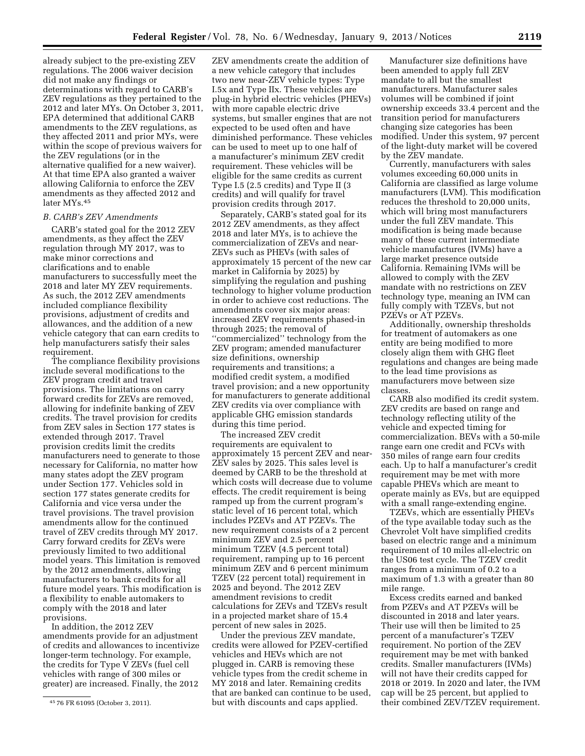already subject to the pre-existing ZEV regulations. The 2006 waiver decision did not make any findings or determinations with regard to CARB's ZEV regulations as they pertained to the 2012 and later MYs. On October 3, 2011, EPA determined that additional CARB amendments to the ZEV regulations, as they affected 2011 and prior MYs, were within the scope of previous waivers for the ZEV regulations (or in the alternative qualified for a new waiver). At that time EPA also granted a waiver allowing California to enforce the ZEV amendments as they affected 2012 and later MYs.[45]

### *B. CARB's ZEV Amendments*

CARB's stated goal for the 2012 ZEV amendments, as they affect the ZEV regulation through MY 2017, was to make minor corrections and clarifications and to enable manufacturers to successfully meet the 2018 and later MY ZEV requirements. As such, the 2012 ZEV amendments included compliance flexibility provisions, adjustment of credits and allowances, and the addition of a new vehicle category that can earn credits to help manufacturers satisfy their sales requirement.

The compliance flexibility provisions include several modifications to the ZEV program credit and travel provisions. The limitations on carry forward credits for ZEVs are removed, allowing for indefinite banking of ZEV credits. The travel provision for credits from ZEV sales in Section 177 states is extended through 2017. Travel provision credits limit the credits manufacturers need to generate to those necessary for California, no matter how many states adopt the ZEV program under Section 177. Vehicles sold in section 177 states generate credits for California and vice versa under the travel provisions. The travel provision amendments allow for the continued travel of ZEV credits through MY 2017. Carry forward credits for ZEVs were previously limited to two additional model years. This limitation is removed by the 2012 amendments, allowing manufacturers to bank credits for all future model years. This modification is a flexibility to enable automakers to comply with the 2018 and later provisions.

In addition, the 2012 ZEV amendments provide for an adjustment of credits and allowances to incentivize longer-term technology. For example, the credits for Type V ZEVs (fuel cell vehicles with range of 300 miles or greater) are increased. Finally, the 2012 ZEV amendments create the addition of a new vehicle category that includes two new near-ZEV vehicle types: Type I.5x and Type IIx. These vehicles are plug-in hybrid electric vehicles (PHEVs) with more capable electric drive systems, but smaller engines that are not expected to be used often and have diminished performance. These vehicles can be used to meet up to one half of a manufacturer's minimum ZEV credit requirement. These vehicles will be eligible for the same credits as current Type I.5 (2.5 credits) and Type II (3 credits) and will qualify for travel provision credits through 2017.

Separately, CARB's stated goal for its 2012 ZEV amendments, as they affect 2018 and later MYs, is to achieve the commercialization of ZEVs and near-ZEVs such as PHEVs (with sales of approximately 15 percent of the new car market in California by 2025) by simplifying the regulation and pushing technology to higher volume production in order to achieve cost reductions. The amendments cover six major areas: increased ZEV requirements phased-in through 2025; the removal of ''commercialized'' technology from the ZEV program; amended manufacturer size definitions, ownership requirements and transitions; a modified credit system, a modified travel provision; and a new opportunity for manufacturers to generate additional ZEV credits via over compliance with applicable GHG emission standards during this time period.

The increased ZEV credit requirements are equivalent to approximately 15 percent ZEV and near-ZEV sales by 2025. This sales level is deemed by CARB to be the threshold at which costs will decrease due to volume effects. The credit requirement is being ramped up from the current program's static level of 16 percent total, which includes PZEVs and AT PZEVs. The new requirement consists of a 2 percent minimum ZEV and 2.5 percent minimum TZEV (4.5 percent total) requirement, ramping up to 16 percent minimum ZEV and 6 percent minimum TZEV (22 percent total) requirement in 2025 and beyond. The 2012 ZEV amendment revisions to credit calculations for ZEVs and TZEVs result in a projected market share of 15.4 percent of new sales in 2025.

Under the previous ZEV mandate, credits were allowed for PZEV-certified vehicles and HEVs which are not plugged in. CARB is removing these vehicle types from the credit scheme in MY 2018 and later. Remaining credits that are banked can continue to be used, but with discounts and caps applied.

Manufacturer size definitions have been amended to apply full ZEV mandate to all but the smallest manufacturers. Manufacturer sales volumes will be combined if joint ownership exceeds 33.4 percent and the transition period for manufacturers changing size categories has been modified. Under this system, 97 percent of the light-duty market will be covered by the ZEV mandate.

Currently, manufacturers with sales volumes exceeding 60,000 units in California are classified as large volume manufacturers (LVM). This modification reduces the threshold to 20,000 units, which will bring most manufacturers under the full ZEV mandate. This modification is being made because many of these current intermediate vehicle manufactures (IVMs) have a large market presence outside California. Remaining IVMs will be allowed to comply with the ZEV mandate with no restrictions on ZEV technology type, meaning an IVM can fully comply with TZEVs, but not PZEVs or AT PZEVs.

Additionally, ownership thresholds for treatment of automakers as one entity are being modified to more closely align them with GHG fleet regulations and changes are being made to the lead time provisions as manufacturers move between size classes.

CARB also modified its credit system. ZEV credits are based on range and technology reflecting utility of the vehicle and expected timing for commercialization. BEVs with a 50-mile range earn one credit and FCVs with 350 miles of range earn four credits each. Up to half a manufacturer's credit requirement may be met with more capable PHEVs which are meant to operate mainly as EVs, but are equipped with a small range-extending engine.

TZEVs, which are essentially PHEVs of the type available today such as the Chevrolet Volt have simplified credits based on electric range and a minimum requirement of 10 miles all-electric on the US06 test cycle. The TZEV credit ranges from a minimum of 0.2 to a maximum of 1.3 with a greater than 80 mile range.

Excess credits earned and banked from PZEVs and AT PZEVs will be discounted in 2018 and later years. Their use will then be limited to 25 percent of a manufacturer's TZEV requirement. No portion of the ZEV requirement may be met with banked credits. Smaller manufacturers (IVMs) will not have their credits capped for 2018 or 2019. In 2020 and later, the IVM cap will be 25 percent, but applied to their combined ZEV/TZEV requirement.

[45] 76 FR 61095 (October 3, 2011).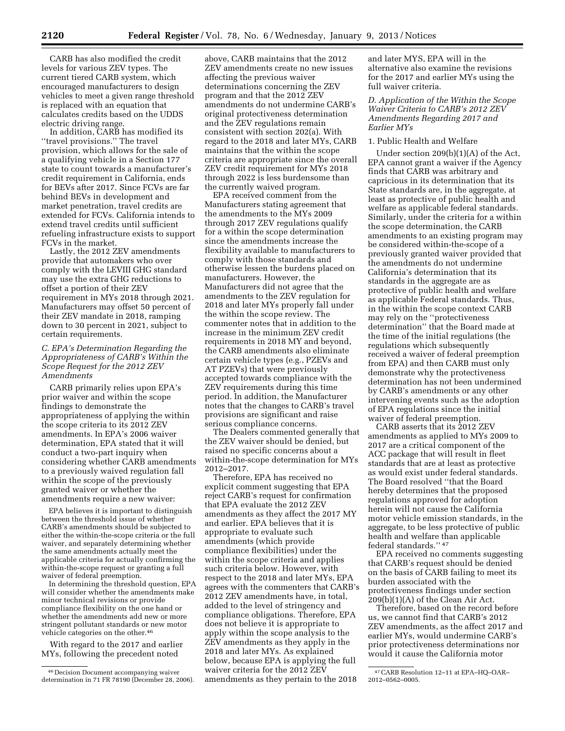CARB has also modified the credit levels for various ZEV types. The current tiered CARB system, which encouraged manufacturers to design vehicles to meet a given range threshold is replaced with an equation that calculates credits based on the UDDS electric driving range.

In addition, CARB has modified its ''travel provisions.'' The travel provision, which allows for the sale of a qualifying vehicle in a Section 177 state to count towards a manufacturer's credit requirement in California, ends for BEVs after 2017. Since FCVs are far behind BEVs in development and market penetration, travel credits are extended for FCVs. California intends to extend travel credits until sufficient refueling infrastructure exists to support FCVs in the market.

Lastly, the 2012 ZEV amendments provide that automakers who over comply with the LEVIII GHG standard may use the extra GHG reductions to offset a portion of their ZEV requirement in MYs 2018 through 2021. Manufacturers may offset 50 percent of their ZEV mandate in 2018, ramping down to 30 percent in 2021, subject to certain requirements.

### C. EPA's Determination Regarding the Appropriateness of CARB's Within the Scope Request for the 2012 ZEV Amendments

CARB primarily relies upon EPA's prior waiver and within the scope findings to demonstrate the appropriateness of applying the within the scope criteria to its 2012 ZEV amendments. In EPA's 2006 waiver determination, EPA stated that it will conduct a two-part inquiry when considering whether CARB amendments to a previously waived regulation fall within the scope of the previously granted waiver or whether the amendments require a new waiver:

> EPA believes it is important to distinguish between the threshold issue of whether CARB's amendments should be subjected to either the within-the-scope criteria or the full waiver, and separately determining whether the same amendments actually meet the applicable criteria for actually confirming the within-the-scope request or granting a full waiver of federal preemption.
>
> In determining the threshold question, EPA will consider whether the amendments make minor technical revisions or provide compliance flexibility on the one hand or whether the amendments add new or more stringent pollutant standards or new motor vehicle categories on the other.[46]

With regard to the 2017 and earlier MYs, following the precedent noted above, CARB maintains that the 2012 ZEV amendments create no new issues affecting the previous waiver determinations concerning the ZEV program and that the 2012 ZEV amendments do not undermine CARB's original protectiveness determination and the ZEV regulations remain consistent with section 202(a). With regard to the 2018 and later MYs, CARB maintains that the within the scope criteria are appropriate since the overall ZEV credit requirement for MYs 2018 through 2022 is less burdensome than the currently waived program.

EPA received comment from the Manufacturers stating agreement that the amendments to the MYs 2009 through 2017 ZEV regulations qualify for a within the scope determination since the amendments increase the flexibility available to manufacturers to comply with those standards and otherwise lessen the burdens placed on manufacturers. However, the Manufacturers did not agree that the amendments to the ZEV regulation for 2018 and later MYs properly fall under the within the scope review. The commenter notes that in addition to the increase in the minimum ZEV credit requirements in 2018 MY and beyond, the CARB amendments also eliminate certain vehicle types (e.g., PZEVs and AT PZEVs) that were previously accepted towards compliance with the ZEV requirements during this time period. In addition, the Manufacturer notes that the changes to CARB's travel provisions are significant and raise serious compliance concerns.

The Dealers commented generally that the ZEV waiver should be denied, but raised no specific concerns about a within-the-scope determination for MYs 2012–2017.

Therefore, EPA has received no explicit comment suggesting that EPA reject CARB's request for confirmation that EPA evaluate the 2012 ZEV amendments as they affect the 2017 MY and earlier. EPA believes that it is appropriate to evaluate such amendments (which provide compliance flexibilities) under the within the scope criteria and applies such criteria below. However, with respect to the 2018 and later MYs, EPA agrees with the commenters that CARB's 2012 ZEV amendments have, in total, added to the level of stringency and compliance obligations. Therefore, EPA does not believe it is appropriate to apply within the scope analysis to the ZEV amendments as they apply in the 2018 and later MYs. As explained below, because EPA is applying the full waiver criteria for the 2012 ZEV amendments as they pertain to the 2018 and later MYS, EPA will in the alternative also examine the revisions for the 2017 and earlier MYs using the full waiver criteria.

### D. Application of the Within the Scope Waiver Criteria to CARB's 2012 ZEV Amendments Regarding 2017 and Earlier MYs

#### 1. Public Health and Welfare

Under section 209(b)(1)(A) of the Act, EPA cannot grant a waiver if the Agency finds that CARB was arbitrary and capricious in its determination that its State standards are, in the aggregate, at least as protective of public health and welfare as applicable federal standards. Similarly, under the criteria for a within the scope determination, the CARB amendments to an existing program may be considered within-the-scope of a previously granted waiver provided that the amendments do not undermine California's determination that its standards in the aggregate are as protective of public health and welfare as applicable Federal standards. Thus, in the within the scope context CARB may rely on the ''protectiveness determination'' that the Board made at the time of the initial regulations (the regulations which subsequently received a waiver of federal preemption from EPA) and then CARB must only demonstrate why the protectiveness determination has not been undermined by CARB's amendments or any other intervening events such as the adoption of EPA regulations since the initial waiver of federal preemption.

CARB asserts that its 2012 ZEV amendments as applied to MYs 2009 to 2017 are a critical component of the ACC package that will result in fleet standards that are at least as protective as would exist under federal standards. The Board resolved ''that the Board hereby determines that the proposed regulations approved for adoption herein will not cause the California motor vehicle emission standards, in the aggregate, to be less protective of public health and welfare than applicable federal standards.''[47]

EPA received no comments suggesting that CARB's request should be denied on the basis of CARB failing to meet its burden associated with the protectiveness findings under section 209(b)(1)(A) of the Clean Air Act.

Therefore, based on the record before us, we cannot find that CARB's 2012 ZEV amendments, as the affect 2017 and earlier MYs, would undermine CARB's prior protectiveness determinations nor would it cause the California motor

---

[46] Decision Document accompanying waiver determination in 71 FR 78190 (December 28, 2006).

[47] CARB Resolution 12–11 at EPA–HQ–OAR–2012–0562–0005.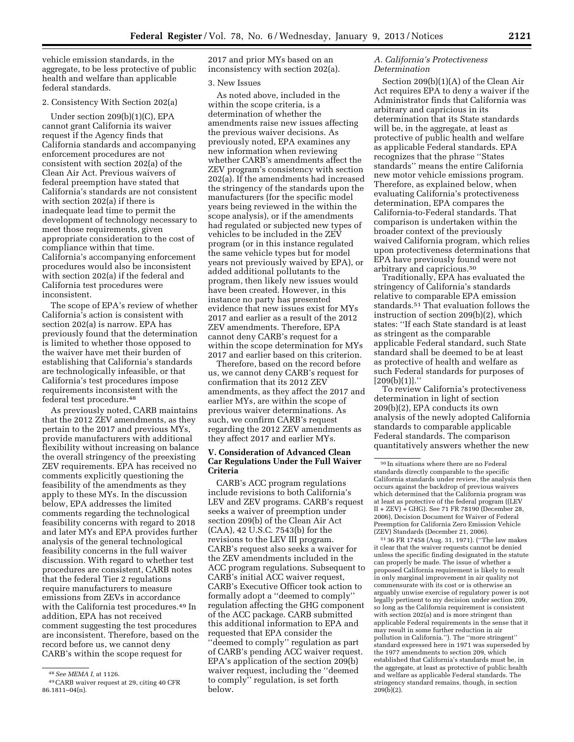vehicle emission standards, in the aggregate, to be less protective of public health and welfare than applicable federal standards.

2. Consistency With Section 202(a)

Under section 209(b)(1)(C), EPA cannot grant California its waiver request if the Agency finds that California standards and accompanying enforcement procedures are not consistent with section 202(a) of the Clean Air Act. Previous waivers of federal preemption have stated that California's standards are not consistent with section 202(a) if there is inadequate lead time to permit the development of technology necessary to meet those requirements, given appropriate consideration to the cost of compliance within that time. California's accompanying enforcement procedures would also be inconsistent with section 202(a) if the federal and California test procedures were inconsistent.

The scope of EPA's review of whether California's action is consistent with section 202(a) is narrow. EPA has previously found that the determination is limited to whether those opposed to the waiver have met their burden of establishing that California's standards are technologically infeasible, or that California's test procedures impose requirements inconsistent with the federal test procedure.[48]

As previously noted, CARB maintains that the 2012 ZEV amendments, as they pertain to the 2017 and previous MYs, provide manufacturers with additional flexibility without increasing on balance the overall stringency of the preexisting ZEV requirements. EPA has received no comments explicitly questioning the feasibility of the amendments as they apply to these MYs. In the discussion below, EPA addresses the limited comments regarding the technological feasibility concerns with regard to 2018 and later MYs and EPA provides further analysis of the general technological feasibility concerns in the full waiver discussion. With regard to whether test procedures are consistent, CARB notes that the federal Tier 2 regulations require manufacturers to measure emissions from ZEVs in accordance with the California test procedures.[49] In addition, EPA has not received comment suggesting the test procedures are inconsistent. Therefore, based on the record before us, we cannot deny CARB's within the scope request for 2017 and prior MYs based on an inconsistency with section 202(a).

3. New Issues

As noted above, included in the within the scope criteria, is a determination of whether the amendments raise new issues affecting the previous waiver decisions. As previously noted, EPA examines any new information when reviewing whether CARB's amendments affect the ZEV program's consistency with section 202(a). If the amendments had increased the stringency of the standards upon the manufacturers (for the specific model years being reviewed in the within the scope analysis), or if the amendments had regulated or subjected new types of vehicles to be included in the ZEV program (or in this instance regulated the same vehicle types but for model years not previously waived by EPA), or added additional pollutants to the program, then likely new issues would have been created. However, in this instance no party has presented evidence that new issues exist for MYs 2017 and earlier as a result of the 2012 ZEV amendments. Therefore, EPA cannot deny CARB's request for a within the scope determination for MYs 2017 and earlier based on this criterion.

Therefore, based on the record before us, we cannot deny CARB's request for confirmation that its 2012 ZEV amendments, as they affect the 2017 and earlier MYs, are within the scope of previous waiver determinations. As such, we confirm CARB's request regarding the 2012 ZEV amendments as they affect 2017 and earlier MYs.

## V. Consideration of Advanced Clean Car Regulations Under the Full Waiver Criteria

CARB's ACC program regulations include revisions to both California's LEV and ZEV programs. CARB's request seeks a waiver of preemption under section 209(b) of the Clean Air Act (CAA), 42 U.S.C. 7543(b) for the revisions to the LEV III program. CARB's request also seeks a waiver for the ZEV amendments included in the ACC program regulations. Subsequent to CARB's initial ACC waiver request, CARB's Executive Officer took action to formally adopt a ''deemed to comply'' regulation affecting the GHG component of the ACC package. CARB submitted this additional information to EPA and requested that EPA consider the ''deemed to comply'' regulation as part of CARB's pending ACC waiver request. EPA's application of the section 209(b) waiver request, including the ''deemed to comply'' regulation, is set forth below.

### A. California's Protectiveness Determination

Section 209(b)(1)(A) of the Clean Air Act requires EPA to deny a waiver if the Administrator finds that California was arbitrary and capricious in its determination that its State standards will be, in the aggregate, at least as protective of public health and welfare as applicable Federal standards. EPA recognizes that the phrase ''States standards'' means the entire California new motor vehicle emissions program. Therefore, as explained below, when evaluating California's protectiveness determination, EPA compares the California-to-Federal standards. That comparison is undertaken within the broader context of the previously waived California program, which relies upon protectiveness determinations that EPA have previously found were not arbitrary and capricious.[50]

Traditionally, EPA has evaluated the stringency of California's standards relative to comparable EPA emission standards.[51] That evaluation follows the instruction of section 209(b)(2), which states: ''If each State standard is at least as stringent as the comparable applicable Federal standard, such State standard shall be deemed to be at least as protective of health and welfare as such Federal standards for purposes of [209(b)(1)].''

To review California's protectiveness determination in light of section 209(b)(2), EPA conducts its own analysis of the newly adopted California standards to comparable applicable Federal standards. The comparison quantitatively answers whether the new

---

[48] *See MEMA I,* at 1126.

[49] CARB waiver request at 29, citing 40 CFR 86.1811–04(n).

[50] In situations where there are no Federal standards directly comparable to the specific California standards under review, the analysis then occurs against the backdrop of previous waivers which determined that the California program was at least as protective of the federal program ((LEV II + ZEV) + GHG). See 71 FR 78190 (December 28, 2006), Decision Document for Waiver of Federal Preemption for California Zero Emission Vehicle (ZEV) Standards (December 21, 2006).

[51] 36 FR 17458 (Aug. 31, 1971). (''The law makes it clear that the waiver requests cannot be denied unless the specific finding designated in the statute can properly be made. The issue of whether a proposed California requirement is likely to result in only marginal improvement in air quality not commensurate with its cost or is otherwise an arguably unwise exercise of regulatory power is not legally pertinent to my decision under section 209, so long as the California requirement is consistent with section 202(a) and is more stringent than applicable Federal requirements in the sense that it may result in some further reduction in air pollution in California.''). The ''more stringent'' standard expressed here in 1971 was superseded by the 1977 amendments to section 209, which established that California's standards must be, in the aggregate, at least as protective of public health and welfare as applicable Federal standards. The stringency standard remains, though, in section 209(b)(2).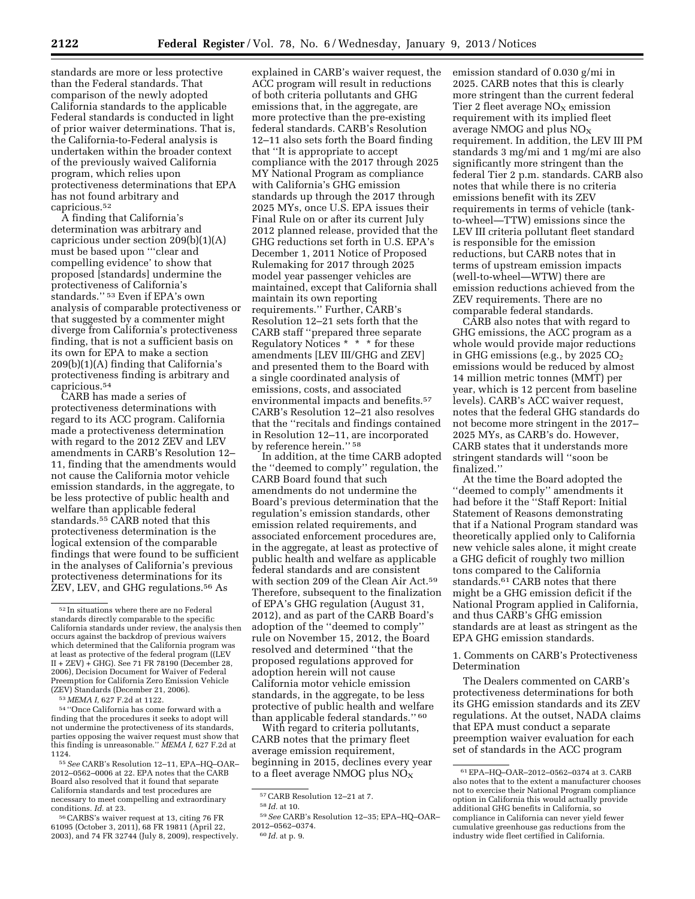standards are more or less protective than the Federal standards. That comparison of the newly adopted California standards to the applicable Federal standards is conducted in light of prior waiver determinations. That is, the California-to-Federal analysis is undertaken within the broader context of the previously waived California program, which relies upon protectiveness determinations that EPA has not found arbitrary and capricious.[52]

A finding that California's determination was arbitrary and capricious under section 209(b)(1)(A) must be based upon "'clear and compelling evidence' to show that proposed [standards] undermine the protectiveness of California's standards." [53] Even if EPA's own analysis of comparable protectiveness or that suggested by a commenter might diverge from California's protectiveness finding, that is not a sufficient basis on its own for EPA to make a section 209(b)(1)(A) finding that California's protectiveness finding is arbitrary and capricious.[54]

CARB has made a series of protectiveness determinations with regard to its ACC program. California made a protectiveness determination with regard to the 2012 ZEV and LEV amendments in CARB's Resolution 12–11, finding that the amendments would not cause the California motor vehicle emission standards, in the aggregate, to be less protective of public health and welfare than applicable federal standards.[55] CARB noted that this protectiveness determination is the logical extension of the comparable findings that were found to be sufficient in the analyses of California's previous protectiveness determinations for its ZEV, LEV, and GHG regulations.[56] As explained in CARB's waiver request, the ACC program will result in reductions of both criteria pollutants and GHG emissions that, in the aggregate, are more protective than the pre-existing federal standards. CARB's Resolution 12–11 also sets forth the Board finding that "It is appropriate to accept compliance with the 2017 through 2025 MY National Program as compliance with California's GHG emission standards up through the 2017 through 2025 MYs, once U.S. EPA issues their Final Rule on or after its current July 2012 planned release, provided that the GHG reductions set forth in U.S. EPA's December 1, 2011 Notice of Proposed Rulemaking for 2017 through 2025 model year passenger vehicles are maintained, except that California shall maintain its own reporting requirements." Further, CARB's Resolution 12–21 sets forth that the CARB staff "prepared three separate Regulatory Notices * * * for these amendments [LEV III/GHG and ZEV] and presented them to the Board with a single coordinated analysis of emissions, costs, and associated environmental impacts and benefits.[57] CARB's Resolution 12–21 also resolves that the "recitals and findings contained in Resolution 12–11, are incorporated by reference herein." [58]

In addition, at the time CARB adopted the "deemed to comply" regulation, the CARB Board found that such amendments do not undermine the Board's previous determination that the regulation's emission standards, other emission related requirements, and associated enforcement procedures are, in the aggregate, at least as protective of public health and welfare as applicable federal standards and are consistent with section 209 of the Clean Air Act.[59] Therefore, subsequent to the finalization of EPA's GHG regulation (August 31, 2012), and as part of the CARB Board's adoption of the "deemed to comply" rule on November 15, 2012, the Board resolved and determined "that the proposed regulations approved for adoption herein will not cause California motor vehicle emission standards, in the aggregate, to be less protective of public health and welfare than applicable federal standards." [60]

With regard to criteria pollutants, CARB notes that the primary fleet average emission requirement, beginning in 2015, declines every year to a fleet average NMOG plus $NO_X$ emission standard of 0.030 g/mi in 2025. CARB notes that this is clearly more stringent than the current federal Tier 2 fleet average $NO_X$ emission requirement with its implied fleet average NMOG and plus $NO_X$ requirement. In addition, the LEV III PM standards 3 mg/mi and 1 mg/mi are also significantly more stringent than the federal Tier 2 p.m. standards. CARB also notes that while there is no criteria emissions benefit with its ZEV requirements in terms of vehicle (tank-to-wheel—TTW) emissions since the LEV III criteria pollutant fleet standard is responsible for the emission reductions, but CARB notes that in terms of upstream emission impacts (well-to-wheel—WTW) there are emission reductions achieved from the ZEV requirements. There are no comparable federal standards.

CARB also notes that with regard to GHG emissions, the ACC program as a whole would provide major reductions in GHG emissions (e.g., by 2025 $CO_2$ emissions would be reduced by almost 14 million metric tonnes (MMT) per year, which is 12 percent from baseline levels). CARB's ACC waiver request, notes that the federal GHG standards do not become more stringent in the 2017–2025 MYs, as CARB's do. However, CARB states that it understands more stringent standards will "soon be finalized."

At the time the Board adopted the "deemed to comply" amendments it had before it the "Staff Report: Initial Statement of Reasons demonstrating that if a National Program standard was theoretically applied only to California new vehicle sales alone, it might create a GHG deficit of roughly two million tons compared to the California standards.[61] CARB notes that there might be a GHG emission deficit if the National Program applied in California, and thus CARB's GHG emission standards are at least as stringent as the EPA GHG emission standards.

### 1. Comments on CARB's Protectiveness Determination

The Dealers commented on CARB's protectiveness determinations for both its GHG emission standards and its ZEV regulations. At the outset, NADA claims that EPA must conduct a separate preemption waiver evaluation for each set of standards in the ACC program

---

[52] In situations where there are no Federal standards directly comparable to the specific California standards under review, the analysis then occurs against the backdrop of previous waivers which determined that the California program was at least as protective of the federal program ((LEV II + ZEV) + GHG). See 71 FR 78190 (December 28, 2006), Decision Document for Waiver of Federal Preemption for California Zero Emission Vehicle (ZEV) Standards (December 21, 2006).

[53] *MEMA I,* 627 F.2d at 1122.

[54] "Once California has come forward with a finding that the procedures it seeks to adopt will not undermine the protectiveness of its standards, parties opposing the waiver request must show that this finding is unreasonable." *MEMA I,* 627 F.2d at 1124.

[55] *See* CARB's Resolution 12–11, EPA–HQ–OAR–2012–0562–0006 at 22. EPA notes that the CARB Board also resolved that it found that separate California standards and test procedures are necessary to meet compelling and extraordinary conditions. *Id.* at 23.

[56] CARBS's waiver request at 13, citing 76 FR 61095 (October 3, 2011), 68 FR 19811 (April 22, 2003), and 74 FR 32744 (July 8, 2009), respectively.

[57] CARB Resolution 12–21 at 7.

[58] *Id.* at 10.

[59] *See* CARB's Resolution 12–35; EPA–HQ–OAR–2012–0562–0374.

[60] *Id.* at p. 9.

[61] EPA–HQ–OAR–2012–0562–0374 at 3. CARB also notes that to the extent a manufacturer chooses not to exercise their National Program compliance option in California this would actually provide additional GHG benefits in California, so compliance in California can never yield fewer cumulative greenhouse gas reductions from the industry wide fleet certified in California.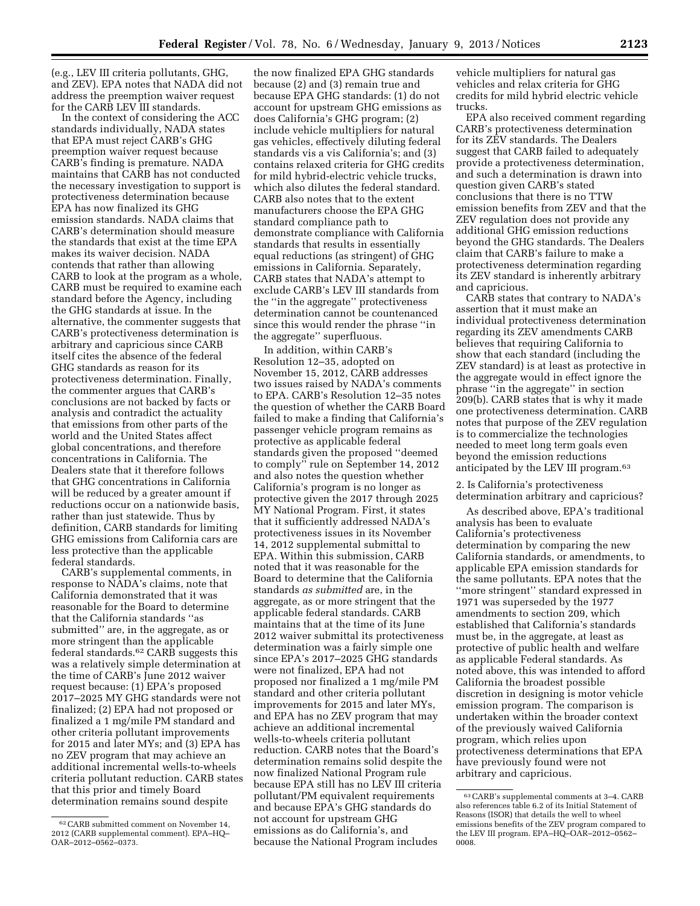(e.g., LEV III criteria pollutants, GHG, and ZEV). EPA notes that NADA did not address the preemption waiver request for the CARB LEV III standards.

In the context of considering the ACC standards individually, NADA states that EPA must reject CARB's GHG preemption waiver request because CARB's finding is premature. NADA maintains that CARB has not conducted the necessary investigation to support is protectiveness determination because EPA has now finalized its GHG emission standards. NADA claims that CARB's determination should measure the standards that exist at the time EPA makes its waiver decision. NADA contends that rather than allowing CARB to look at the program as a whole, CARB must be required to examine each standard before the Agency, including the GHG standards at issue. In the alternative, the commenter suggests that CARB's protectiveness determination is arbitrary and capricious since CARB itself cites the absence of the federal GHG standards as reason for its protectiveness determination. Finally, the commenter argues that CARB's conclusions are not backed by facts or analysis and contradict the actuality that emissions from other parts of the world and the United States affect global concentrations, and therefore concentrations in California. The Dealers state that it therefore follows that GHG concentrations in California will be reduced by a greater amount if reductions occur on a nationwide basis, rather than just statewide. Thus by definition, CARB standards for limiting GHG emissions from California cars are less protective than the applicable federal standards.

CARB's supplemental comments, in response to NADA's claims, note that California demonstrated that it was reasonable for the Board to determine that the California standards ''as submitted'' are, in the aggregate, as or more stringent than the applicable federal standards.[62] CARB suggests this was a relatively simple determination at the time of CARB's June 2012 waiver request because: (1) EPA's proposed 2017–2025 MY GHG standards were not finalized; (2) EPA had not proposed or finalized a 1 mg/mile PM standard and other criteria pollutant improvements for 2015 and later MYs; and (3) EPA has no ZEV program that may achieve an additional incremental wells-to-wheels criteria pollutant reduction. CARB states that this prior and timely Board determination remains sound despite the now finalized EPA GHG standards because (2) and (3) remain true and because EPA GHG standards: (1) do not account for upstream GHG emissions as does California's GHG program; (2) include vehicle multipliers for natural gas vehicles, effectively diluting federal standards vis a vis California's; and (3) contains relaxed criteria for GHG credits for mild hybrid-electric vehicle trucks, which also dilutes the federal standard. CARB also notes that to the extent manufacturers choose the EPA GHG standard compliance path to demonstrate compliance with California standards that results in essentially equal reductions (as stringent) of GHG emissions in California. Separately, CARB states that NADA's attempt to exclude CARB's LEV III standards from the ''in the aggregate'' protectiveness determination cannot be countenanced since this would render the phrase ''in the aggregate'' superfluous.

In addition, within CARB's Resolution 12–35, adopted on November 15, 2012, CARB addresses two issues raised by NADA's comments to EPA. CARB's Resolution 12–35 notes the question of whether the CARB Board failed to make a finding that California's passenger vehicle program remains as protective as applicable federal standards given the proposed ''deemed to comply'' rule on September 14, 2012 and also notes the question whether California's program is no longer as protective given the 2017 through 2025 MY National Program. First, it states that it sufficiently addressed NADA's protectiveness issues in its November 14, 2012 supplemental submittal to EPA. Within this submission, CARB noted that it was reasonable for the Board to determine that the California standards *as submitted* are, in the aggregate, as or more stringent that the applicable federal standards. CARB maintains that at the time of its June 2012 waiver submittal its protectiveness determination was a fairly simple one since EPA's 2017–2025 GHG standards were not finalized, EPA had not proposed nor finalized a 1 mg/mile PM standard and other criteria pollutant improvements for 2015 and later MYs, and EPA has no ZEV program that may achieve an additional incremental wells-to-wheels criteria pollutant reduction. CARB notes that the Board's determination remains solid despite the now finalized National Program rule because EPA still has no LEV III criteria pollutant/PM equivalent requirements and because EPA's GHG standards do not account for upstream GHG emissions as do California's, and because the National Program includes vehicle multipliers for natural gas vehicles and relax criteria for GHG credits for mild hybrid electric vehicle trucks.

EPA also received comment regarding CARB's protectiveness determination for its ZEV standards. The Dealers suggest that CARB failed to adequately provide a protectiveness determination, and such a determination is drawn into question given CARB's stated conclusions that there is no TTW emission benefits from ZEV and that the ZEV regulation does not provide any additional GHG emission reductions beyond the GHG standards. The Dealers claim that CARB's failure to make a protectiveness determination regarding its ZEV standard is inherently arbitrary and capricious.

CARB states that contrary to NADA's assertion that it must make an individual protectiveness determination regarding its ZEV amendments CARB believes that requiring California to show that each standard (including the ZEV standard) is at least as protective in the aggregate would in effect ignore the phrase ''in the aggregate'' in section 209(b). CARB states that is why it made one protectiveness determination. CARB notes that purpose of the ZEV regulation is to commercialize the technologies needed to meet long term goals even beyond the emission reductions anticipated by the LEV III program.[63]

2. Is California's protectiveness determination arbitrary and capricious?

As described above, EPA's traditional analysis has been to evaluate California's protectiveness determination by comparing the new California standards, or amendments, to applicable EPA emission standards for the same pollutants. EPA notes that the ''more stringent'' standard expressed in 1971 was superseded by the 1977 amendments to section 209, which established that California's standards must be, in the aggregate, at least as protective of public health and welfare as applicable Federal standards. As noted above, this was intended to afford California the broadest possible discretion in designing is motor vehicle emission program. The comparison is undertaken within the broader context of the previously waived California program, which relies upon protectiveness determinations that EPA have previously found were not arbitrary and capricious.

---

[62] CARB submitted comment on November 14, 2012 (CARB supplemental comment). EPA–HQ–OAR–2012–0562–0373.

[63] CARB's supplemental comments at 3–4. CARB also references table 6.2 of its Initial Statement of Reasons (ISOR) that details the well to wheel emissions benefits of the ZEV program compared to the LEV III program. EPA–HQ–OAR–2012–0562–0008.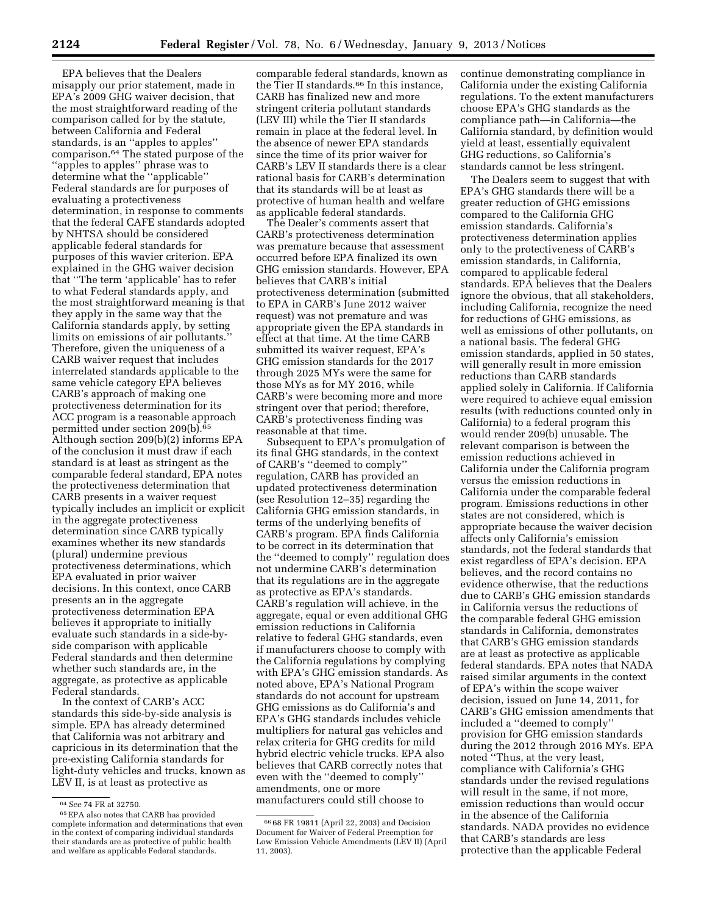EPA believes that the Dealers misapply our prior statement, made in EPA's 2009 GHG waiver decision, that the most straightforward reading of the comparison called for by the statute, between California and Federal standards, is an ''apples to apples'' comparison.[64] The stated purpose of the ''apples to apples'' phrase was to determine what the ''applicable'' Federal standards are for purposes of evaluating a protectiveness determination, in response to comments that the federal CAFE standards adopted by NHTSA should be considered applicable federal standards for purposes of this wavier criterion. EPA explained in the GHG waiver decision that ''The term 'applicable' has to refer to what Federal standards apply, and the most straightforward meaning is that they apply in the same way that the California standards apply, by setting limits on emissions of air pollutants.'' Therefore, given the uniqueness of a CARB waiver request that includes interrelated standards applicable to the same vehicle category EPA believes CARB's approach of making one protectiveness determination for its ACC program is a reasonable approach permitted under section 209(b).[65] Although section 209(b)(2) informs EPA of the conclusion it must draw if each standard is at least as stringent as the comparable federal standard, EPA notes the protectiveness determination that CARB presents in a waiver request typically includes an implicit or explicit in the aggregate protectiveness determination since CARB typically examines whether its new standards (plural) undermine previous protectiveness determinations, which EPA evaluated in prior waiver decisions. In this context, once CARB presents an in the aggregate protectiveness determination EPA believes it appropriate to initially evaluate such standards in a side-by-side comparison with applicable Federal standards and then determine whether such standards are, in the aggregate, as protective as applicable Federal standards.

In the context of CARB's ACC standards this side-by-side analysis is simple. EPA has already determined that California was not arbitrary and capricious in its determination that the pre-existing California standards for light-duty vehicles and trucks, known as LEV II, is at least as protective as comparable federal standards, known as the Tier II standards.[66] In this instance, CARB has finalized new and more stringent criteria pollutant standards (LEV III) while the Tier II standards remain in place at the federal level. In the absence of newer EPA standards since the time of its prior waiver for CARB's LEV II standards there is a clear rational basis for CARB's determination that its standards will be at least as protective of human health and welfare as applicable federal standards.

The Dealer's comments assert that CARB's protectiveness determination was premature because that assessment occurred before EPA finalized its own GHG emission standards. However, EPA believes that CARB's initial protectiveness determination (submitted to EPA in CARB's June 2012 waiver request) was not premature and was appropriate given the EPA standards in effect at that time. At the time CARB submitted its waiver request, EPA's GHG emission standards for the 2017 through 2025 MYs were the same for those MYs as for MY 2016, while CARB's were becoming more and more stringent over that period; therefore, CARB's protectiveness finding was reasonable at that time.

Subsequent to EPA's promulgation of its final GHG standards, in the context of CARB's ''deemed to comply'' regulation, CARB has provided an updated protectiveness determination (see Resolution 12–35) regarding the California GHG emission standards, in terms of the underlying benefits of CARB's program. EPA finds California to be correct in its determination that the ''deemed to comply'' regulation does not undermine CARB's determination that its regulations are in the aggregate as protective as EPA's standards. CARB's regulation will achieve, in the aggregate, equal or even additional GHG emission reductions in California relative to federal GHG standards, even if manufacturers choose to comply with the California regulations by complying with EPA's GHG emission standards. As noted above, EPA's National Program standards do not account for upstream GHG emissions as do California's and EPA's GHG standards includes vehicle multipliers for natural gas vehicles and relax criteria for GHG credits for mild hybrid electric vehicle trucks. EPA also believes that CARB correctly notes that even with the ''deemed to comply'' amendments, one or more manufacturers could still choose to continue demonstrating compliance in California under the existing California regulations. To the extent manufacturers choose EPA's GHG standards as the compliance path—in California—the California standard, by definition would yield at least, essentially equivalent GHG reductions, so California's standards cannot be less stringent.

The Dealers seem to suggest that with EPA's GHG standards there will be a greater reduction of GHG emissions compared to the California GHG emission standards. California's protectiveness determination applies only to the protectiveness of CARB's emission standards, in California, compared to applicable federal standards. EPA believes that the Dealers ignore the obvious, that all stakeholders, including California, recognize the need for reductions of GHG emissions, as well as emissions of other pollutants, on a national basis. The federal GHG emission standards, applied in 50 states, will generally result in more emission reductions than CARB standards applied solely in California. If California were required to achieve equal emission results (with reductions counted only in California) to a federal program this would render 209(b) unusable. The relevant comparison is between the emission reductions achieved in California under the California program versus the emission reductions in California under the comparable federal program. Emissions reductions in other states are not considered, which is appropriate because the waiver decision affects only California's emission standards, not the federal standards that exist regardless of EPA's decision. EPA believes, and the record contains no evidence otherwise, that the reductions due to CARB's GHG emission standards in California versus the reductions of the comparable federal GHG emission standards in California, demonstrates that CARB's GHG emission standards are at least as protective as applicable federal standards. EPA notes that NADA raised similar arguments in the context of EPA's within the scope waiver decision, issued on June 14, 2011, for CARB's GHG emission amendments that included a ''deemed to comply'' provision for GHG emission standards during the 2012 through 2016 MYs. EPA noted ''Thus, at the very least, compliance with California's GHG standards under the revised regulations will result in the same, if not more, emission reductions than would occur in the absence of the California standards. NADA provides no evidence that CARB's standards are less protective than the applicable Federal

---

[64] *See* 74 FR at 32750.

[65] EPA also notes that CARB has provided complete information and determinations that even in the context of comparing individual standards their standards are as protective of public health and welfare as applicable Federal standards.

[66] 68 FR 19811 (April 22, 2003) and Decision Document for Waiver of Federal Preemption for Low Emission Vehicle Amendments (LEV II) (April 11, 2003).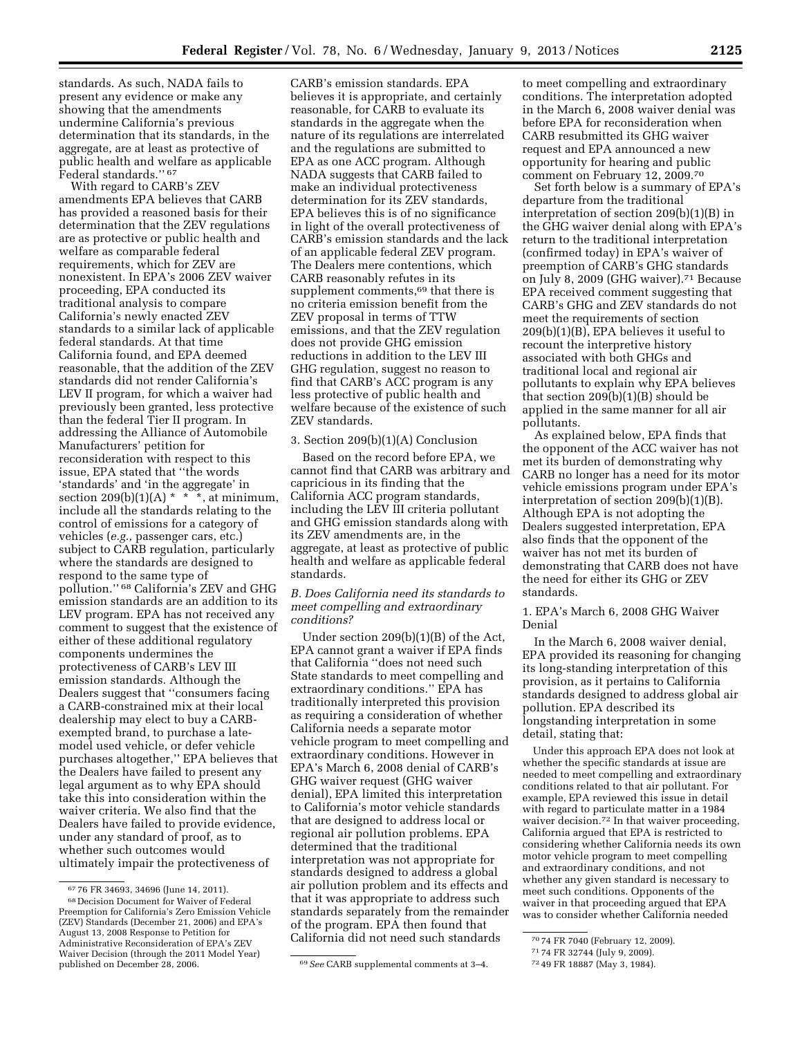standards. As such, NADA fails to present any evidence or make any showing that the amendments undermine California's previous determination that its standards, in the aggregate, are at least as protective of public health and welfare as applicable Federal standards.'' [67]

With regard to CARB's ZEV amendments EPA believes that CARB has provided a reasoned basis for their determination that the ZEV regulations are as protective or public health and welfare as comparable federal requirements, which for ZEV are nonexistent. In EPA's 2006 ZEV waiver proceeding, EPA conducted its traditional analysis to compare California's newly enacted ZEV standards to a similar lack of applicable federal standards. At that time California found, and EPA deemed reasonable, that the addition of the ZEV standards did not render California's LEV II program, for which a waiver had previously been granted, less protective than the federal Tier II program. In addressing the Alliance of Automobile Manufacturers' petition for reconsideration with respect to this issue, EPA stated that ''the words 'standards' and 'in the aggregate' in section 209(b)(1)(A) * * *, at minimum, include all the standards relating to the control of emissions for a category of vehicles (*e.g.,* passenger cars, etc.) subject to CARB regulation, particularly where the standards are designed to respond to the same type of pollution.'' [68] California's ZEV and GHG emission standards are an addition to its LEV program. EPA has not received any comment to suggest that the existence of either of these additional regulatory components undermines the protectiveness of CARB's LEV III emission standards. Although the Dealers suggest that ''consumers facing a CARB-constrained mix at their local dealership may elect to buy a CARB-exempted brand, to purchase a late-model used vehicle, or defer vehicle purchases altogether,'' EPA believes that the Dealers have failed to present any legal argument as to why EPA should take this into consideration within the waiver criteria. We also find that the Dealers have failed to provide evidence, under any standard of proof, as to whether such outcomes would ultimately impair the protectiveness of CARB's emission standards. EPA believes it is appropriate, and certainly reasonable, for CARB to evaluate its standards in the aggregate when the nature of its regulations are interrelated and the regulations are submitted to EPA as one ACC program. Although NADA suggests that CARB failed to make an individual protectiveness determination for its ZEV standards, EPA believes this is of no significance in light of the overall protectiveness of CARB's emission standards and the lack of an applicable federal ZEV program. The Dealers mere contentions, which CARB reasonably refutes in its supplement comments,[69] that there is no criteria emission benefit from the ZEV proposal in terms of TTW emissions, and that the ZEV regulation does not provide GHG emission reductions in addition to the LEV III GHG regulation, suggest no reason to find that CARB's ACC program is any less protective of public health and welfare because of the existence of such ZEV standards.

3. Section 209(b)(1)(A) Conclusion

Based on the record before EPA, we cannot find that CARB was arbitrary and capricious in its finding that the California ACC program standards, including the LEV III criteria pollutant and GHG emission standards along with its ZEV amendments are, in the aggregate, at least as protective of public health and welfare as applicable federal standards.

*B. Does California need its standards to meet compelling and extraordinary conditions?*

Under section 209(b)(1)(B) of the Act, EPA cannot grant a waiver if EPA finds that California ''does not need such State standards to meet compelling and extraordinary conditions.'' EPA has traditionally interpreted this provision as requiring a consideration of whether California needs a separate motor vehicle program to meet compelling and extraordinary conditions. However in EPA's March 6, 2008 denial of CARB's GHG waiver request (GHG waiver denial), EPA limited this interpretation to California's motor vehicle standards that are designed to address local or regional air pollution problems. EPA determined that the traditional interpretation was not appropriate for standards designed to address a global air pollution problem and its effects and that it was appropriate to address such standards separately from the remainder of the program. EPA then found that California did not need such standards to meet compelling and extraordinary conditions. The interpretation adopted in the March 6, 2008 waiver denial was before EPA for reconsideration when CARB resubmitted its GHG waiver request and EPA announced a new opportunity for hearing and public comment on February 12, 2009.[70]

Set forth below is a summary of EPA's departure from the traditional interpretation of section 209(b)(1)(B) in the GHG waiver denial along with EPA's return to the traditional interpretation (confirmed today) in EPA's waiver of preemption of CARB's GHG standards on July 8, 2009 (GHG waiver).[71] Because EPA received comment suggesting that CARB's GHG and ZEV standards do not meet the requirements of section 209(b)(1)(B), EPA believes it useful to recount the interpretive history associated with both GHGs and traditional local and regional air pollutants to explain why EPA believes that section 209(b)(1)(B) should be applied in the same manner for all air pollutants.

As explained below, EPA finds that the opponent of the ACC waiver has not met its burden of demonstrating why CARB no longer has a need for its motor vehicle emissions program under EPA's interpretation of section 209(b)(1)(B). Although EPA is not adopting the Dealers suggested interpretation, EPA also finds that the opponent of the waiver has not met its burden of demonstrating that CARB does not have the need for either its GHG or ZEV standards.

1. EPA's March 6, 2008 GHG Waiver Denial

In the March 6, 2008 waiver denial, EPA provided its reasoning for changing its long-standing interpretation of this provision, as it pertains to California standards designed to address global air pollution. EPA described its longstanding interpretation in some detail, stating that:

> Under this approach EPA does not look at whether the specific standards at issue are needed to meet compelling and extraordinary conditions related to that air pollutant. For example, EPA reviewed this issue in detail with regard to particulate matter in a 1984 waiver decision.[72] In that waiver proceeding, California argued that EPA is restricted to considering whether California needs its own motor vehicle program to meet compelling and extraordinary conditions, and not whether any given standard is necessary to meet such conditions. Opponents of the waiver in that proceeding argued that EPA was to consider whether California needed

---

[67] 76 FR 34693, 34696 (June 14, 2011).

[68] Decision Document for Waiver of Federal Preemption for California's Zero Emission Vehicle (ZEV) Standards (December 21, 2006) and EPA's August 13, 2008 Response to Petition for Administrative Reconsideration of EPA's ZEV Waiver Decision (through the 2011 Model Year) published on December 28, 2006.

[69] *See* CARB supplemental comments at 3–4.

[70] 74 FR 7040 (February 12, 2009).

[71] 74 FR 32744 (July 9, 2009).

[72] 49 FR 18887 (May 3, 1984).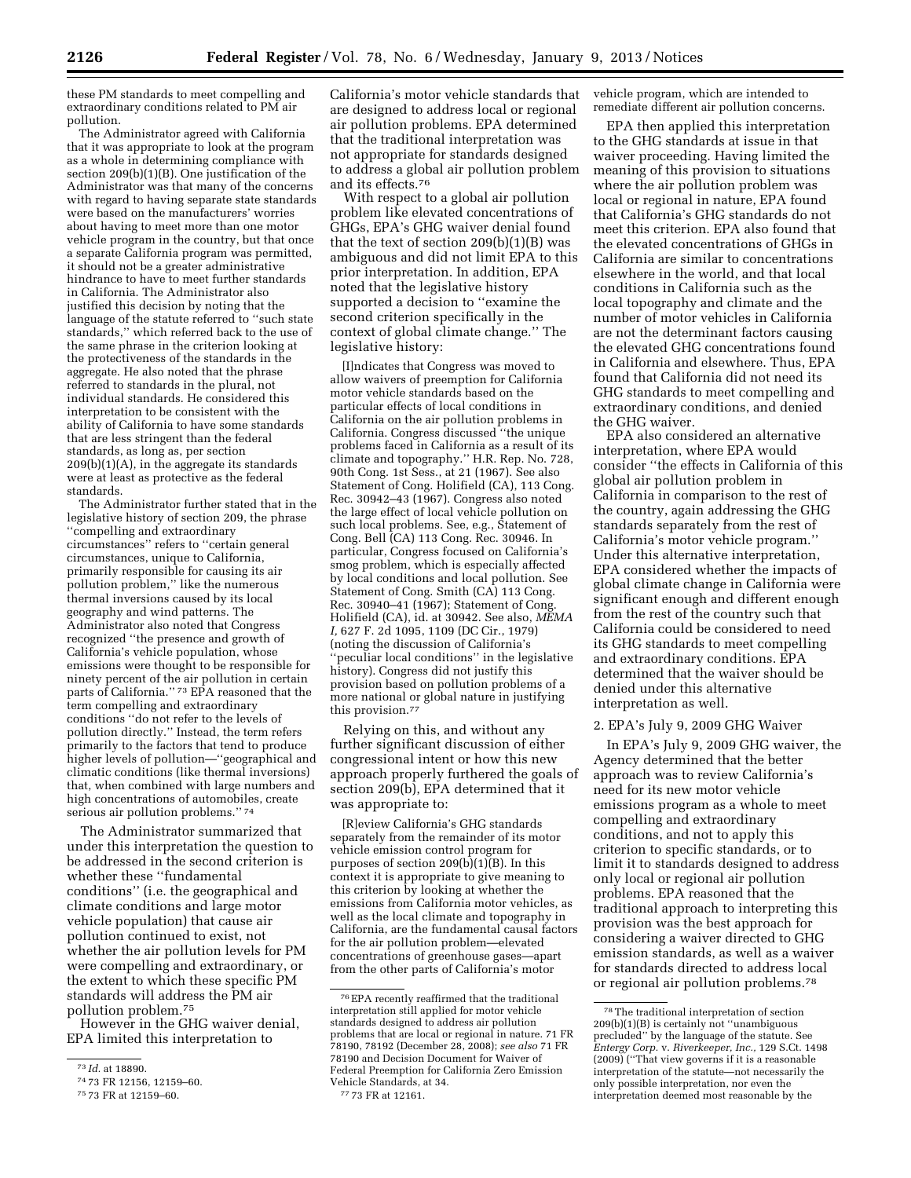these PM standards to meet compelling and extraordinary conditions related to PM air pollution.

The Administrator agreed with California that it was appropriate to look at the program as a whole in determining compliance with section 209(b)(1)(B). One justification of the Administrator was that many of the concerns with regard to having separate state standards were based on the manufacturers' worries about having to meet more than one motor vehicle program in the country, but that once a separate California program was permitted, it should not be a greater administrative hindrance to have to meet further standards in California. The Administrator also justified this decision by noting that the language of the statute referred to "such state standards," which referred back to the use of the same phrase in the criterion looking at the protectiveness of the standards in the aggregate. He also noted that the phrase referred to standards in the plural, not individual standards. He considered this interpretation to be consistent with the ability of California to have some standards that are less stringent than the federal standards, as long as, per section 209(b)(1)(A), in the aggregate its standards were at least as protective as the federal standards.

The Administrator further stated that in the legislative history of section 209, the phrase "compelling and extraordinary circumstances" refers to "certain general circumstances, unique to California, primarily responsible for causing its air pollution problem," like the numerous thermal inversions caused by its local geography and wind patterns. The Administrator also noted that Congress recognized "the presence and growth of California's vehicle population, whose emissions were thought to be responsible for ninety percent of the air pollution in certain parts of California." [73] EPA reasoned that the term compelling and extraordinary conditions "do not refer to the levels of pollution directly." Instead, the term refers primarily to the factors that tend to produce higher levels of pollution—"geographical and climatic conditions (like thermal inversions) that, when combined with large numbers and high concentrations of automobiles, create serious air pollution problems." [74]

The Administrator summarized that under this interpretation the question to be addressed in the second criterion is whether these "fundamental conditions" (i.e. the geographical and climate conditions and large motor vehicle population) that cause air pollution continued to exist, not whether the air pollution levels for PM were compelling and extraordinary, or the extent to which these specific PM standards will address the PM air pollution problem.[75]

However in the GHG waiver denial, EPA limited this interpretation to California's motor vehicle standards that are designed to address local or regional air pollution problems. EPA determined that the traditional interpretation was not appropriate for standards designed to address a global air pollution problem and its effects.[76]

With respect to a global air pollution problem like elevated concentrations of GHGs, EPA's GHG waiver denial found that the text of section 209(b)(1)(B) was ambiguous and did not limit EPA to this prior interpretation. In addition, EPA noted that the legislative history supported a decision to "examine the second criterion specifically in the context of global climate change." The legislative history:

> [I]ndicates that Congress was moved to allow waivers of preemption for California motor vehicle standards based on the particular effects of local conditions in California on the air pollution problems in California. Congress discussed "the unique problems faced in California as a result of its climate and topography." H.R. Rep. No. 728, 90th Cong. 1st Sess., at 21 (1967). See also Statement of Cong. Holifield (CA), 113 Cong. Rec. 30942–43 (1967). Congress also noted the large effect of local vehicle pollution on such local problems. See, e.g., Statement of Cong. Bell (CA) 113 Cong. Rec. 30946. In particular, Congress focused on California's smog problem, which is especially affected by local conditions and local pollution. See Statement of Cong. Smith (CA) 113 Cong. Rec. 30940–41 (1967); Statement of Cong. Holifield (CA), id. at 30942. See also, *MEMA I,* 627 F. 2d 1095, 1109 (DC Cir., 1979) (noting the discussion of California's "peculiar local conditions" in the legislative history). Congress did not justify this provision based on pollution problems of a more national or global nature in justifying this provision.[77]

Relying on this, and without any further significant discussion of either congressional intent or how this new approach properly furthered the goals of section 209(b), EPA determined that it was appropriate to:

> [R]eview California's GHG standards separately from the remainder of its motor vehicle emission control program for purposes of section 209(b)(1)(B). In this context it is appropriate to give meaning to this criterion by looking at whether the emissions from California motor vehicles, as well as the local climate and topography in California, are the fundamental causal factors for the air pollution problem—elevated concentrations of greenhouse gases—apart from the other parts of California's motor vehicle program, which are intended to remediate different air pollution concerns.

EPA then applied this interpretation to the GHG standards at issue in that waiver proceeding. Having limited the meaning of this provision to situations where the air pollution problem was local or regional in nature, EPA found that California's GHG standards do not meet this criterion. EPA also found that the elevated concentrations of GHGs in California are similar to concentrations elsewhere in the world, and that local conditions in California such as the local topography and climate and the number of motor vehicles in California are not the determinant factors causing the elevated GHG concentrations found in California and elsewhere. Thus, EPA found that California did not need its GHG standards to meet compelling and extraordinary conditions, and denied the GHG waiver.

EPA also considered an alternative interpretation, where EPA would consider "the effects in California of this global air pollution problem in California in comparison to the rest of the country, again addressing the GHG standards separately from the rest of California's motor vehicle program." Under this alternative interpretation, EPA considered whether the impacts of global climate change in California were significant enough and different enough from the rest of the country such that California could be considered to need its GHG standards to meet compelling and extraordinary conditions. EPA determined that the waiver should be denied under this alternative interpretation as well.

2. EPA's July 9, 2009 GHG Waiver

In EPA's July 9, 2009 GHG waiver, the Agency determined that the better approach was to review California's need for its new motor vehicle emissions program as a whole to meet compelling and extraordinary conditions, and not to apply this criterion to specific standards, or to limit it to standards designed to address only local or regional air pollution problems. EPA reasoned that the traditional approach to interpreting this provision was the best approach for considering a waiver directed to GHG emission standards, as well as a waiver for standards directed to address local or regional air pollution problems.[78]

---

[73] *Id.* at 18890.

[74] 73 FR 12156, 12159–60.

[75] 73 FR at 12159–60.

[76] EPA recently reaffirmed that the traditional interpretation still applied for motor vehicle standards designed to address air pollution problems that are local or regional in nature. 71 FR 78190, 78192 (December 28, 2008); *see also* 71 FR 78190 and Decision Document for Waiver of Federal Preemption for California Zero Emission Vehicle Standards, at 34.

[77] 73 FR at 12161.

[78] The traditional interpretation of section 209(b)(1)(B) is certainly not "unambiguous precluded" by the language of the statute. See *Entergy Corp.* v. *Riverkeeper, Inc.,* 129 S.Ct. 1498 (2009) ("That view governs if it is a reasonable interpretation of the statute—not necessarily the only possible interpretation, nor even the interpretation deemed most reasonable by the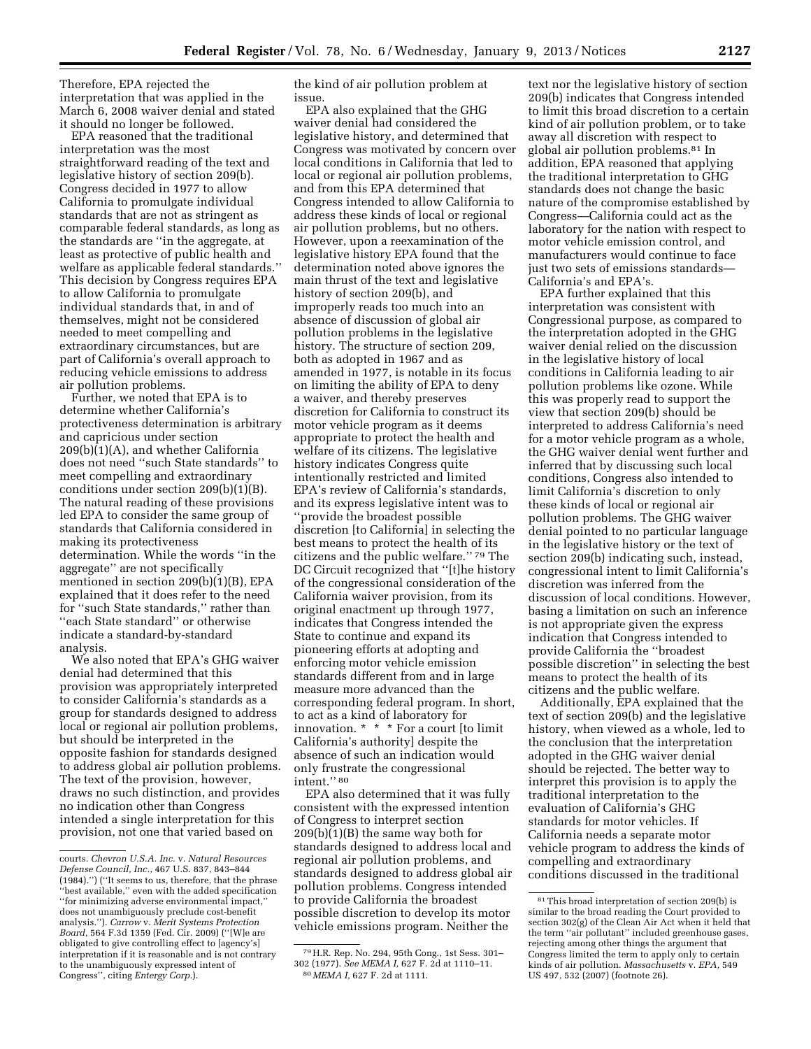Therefore, EPA rejected the interpretation that was applied in the March 6, 2008 waiver denial and stated it should no longer be followed.

EPA reasoned that the traditional interpretation was the most straightforward reading of the text and legislative history of section 209(b). Congress decided in 1977 to allow California to promulgate individual standards that are not as stringent as comparable federal standards, as long as the standards are ''in the aggregate, at least as protective of public health and welfare as applicable federal standards.'' This decision by Congress requires EPA to allow California to promulgate individual standards that, in and of themselves, might not be considered needed to meet compelling and extraordinary circumstances, but are part of California's overall approach to reducing vehicle emissions to address air pollution problems.

Further, we noted that EPA is to determine whether California's protectiveness determination is arbitrary and capricious under section 209(b)(1)(A), and whether California does not need ''such State standards'' to meet compelling and extraordinary conditions under section 209(b)(1)(B). The natural reading of these provisions led EPA to consider the same group of standards that California considered in making its protectiveness determination. While the words ''in the aggregate'' are not specifically mentioned in section 209(b)(1)(B), EPA explained that it does refer to the need for ''such State standards,'' rather than ''each State standard'' or otherwise indicate a standard-by-standard analysis.

We also noted that EPA's GHG waiver denial had determined that this provision was appropriately interpreted to consider California's standards as a group for standards designed to address local or regional air pollution problems, but should be interpreted in the opposite fashion for standards designed to address global air pollution problems. The text of the provision, however, draws no such distinction, and provides no indication other than Congress intended a single interpretation for this provision, not one that varied based on the kind of air pollution problem at issue.

EPA also explained that the GHG waiver denial had considered the legislative history, and determined that Congress was motivated by concern over local conditions in California that led to local or regional air pollution problems, and from this EPA determined that Congress intended to allow California to address these kinds of local or regional air pollution problems, but no others. However, upon a reexamination of the legislative history EPA found that the determination noted above ignores the main thrust of the text and legislative history of section 209(b), and improperly reads too much into an absence of discussion of global air pollution problems in the legislative history. The structure of section 209, both as adopted in 1967 and as amended in 1977, is notable in its focus on limiting the ability of EPA to deny a waiver, and thereby preserves discretion for California to construct its motor vehicle program as it deems appropriate to protect the health and welfare of its citizens. The legislative history indicates Congress quite intentionally restricted and limited EPA's review of California's standards, and its express legislative intent was to ''provide the broadest possible discretion [to California] in selecting the best means to protect the health of its citizens and the public welfare.''[79] The DC Circuit recognized that ''[t]he history of the congressional consideration of the California waiver provision, from its original enactment up through 1977, indicates that Congress intended the State to continue and expand its pioneering efforts at adopting and enforcing motor vehicle emission standards different from and in large measure more advanced than the corresponding federal program. In short, to act as a kind of laboratory for innovation. * * * For a court [to limit California's authority] despite the absence of such an indication would only frustrate the congressional intent.''[80]

EPA also determined that it was fully consistent with the expressed intention of Congress to interpret section 209(b)(1)(B) the same way both for standards designed to address local and regional air pollution problems, and standards designed to address global air pollution problems. Congress intended to provide California the broadest possible discretion to develop its motor vehicle emissions program. Neither the text nor the legislative history of section 209(b) indicates that Congress intended to limit this broad discretion to a certain kind of air pollution problem, or to take away all discretion with respect to global air pollution problems.[81] In addition, EPA reasoned that applying the traditional interpretation to GHG standards does not change the basic nature of the compromise established by Congress—California could act as the laboratory for the nation with respect to motor vehicle emission control, and manufacturers would continue to face just two sets of emissions standards—California's and EPA's.

EPA further explained that this interpretation was consistent with Congressional purpose, as compared to the interpretation adopted in the GHG waiver denial relied on the discussion in the legislative history of local conditions in California leading to air pollution problems like ozone. While this was properly read to support the view that section 209(b) should be interpreted to address California's need for a motor vehicle program as a whole, the GHG waiver denial went further and inferred that by discussing such local conditions, Congress also intended to limit California's discretion to only these kinds of local or regional air pollution problems. The GHG waiver denial pointed to no particular language in the legislative history or the text of section 209(b) indicating such, instead, congressional intent to limit California's discretion was inferred from the discussion of local conditions. However, basing a limitation on such an inference is not appropriate given the express indication that Congress intended to provide California the ''broadest possible discretion'' in selecting the best means to protect the health of its citizens and the public welfare.

Additionally, EPA explained that the text of section 209(b) and the legislative history, when viewed as a whole, led to the conclusion that the interpretation adopted in the GHG waiver denial should be rejected. The better way to interpret this provision is to apply the traditional interpretation to the evaluation of California's GHG standards for motor vehicles. If California needs a separate motor vehicle program to address the kinds of compelling and extraordinary conditions discussed in the traditional

---

courts. *Chevron U.S.A. Inc.* v. *Natural Resources Defense Council, Inc.*, 467 U.S. 837, 843–844 (1984).'') (''It seems to us, therefore, that the phrase ''best available,'' even with the added specification ''for minimizing adverse environmental impact,'' does not unambiguously preclude cost-benefit analysis.''). *Carrow* v. *Merit Systems Protection Board,* 564 F.3d 1359 (Fed. Cir. 2009) (''[W]e are obligated to give controlling effect to [agency's] interpretation if it is reasonable and is not contrary to the unambiguously expressed intent of Congress'', citing *Entergy Corp.*).

[79] H.R. Rep. No. 294, 95th Cong., 1st Sess. 301–302 (1977). *See MEMA I,* 627 F. 2d at 1110–11.

[80] *MEMA I,* 627 F. 2d at 1111.

[81] This broad interpretation of section 209(b) is similar to the broad reading the Court provided to section 302(g) of the Clean Air Act when it held that the term ''air pollutant'' included greenhouse gases, rejecting among other things the argument that Congress limited the term to apply only to certain kinds of air pollution. *Massachusetts* v. *EPA,* 549 US 497, 532 (2007) (footnote 26).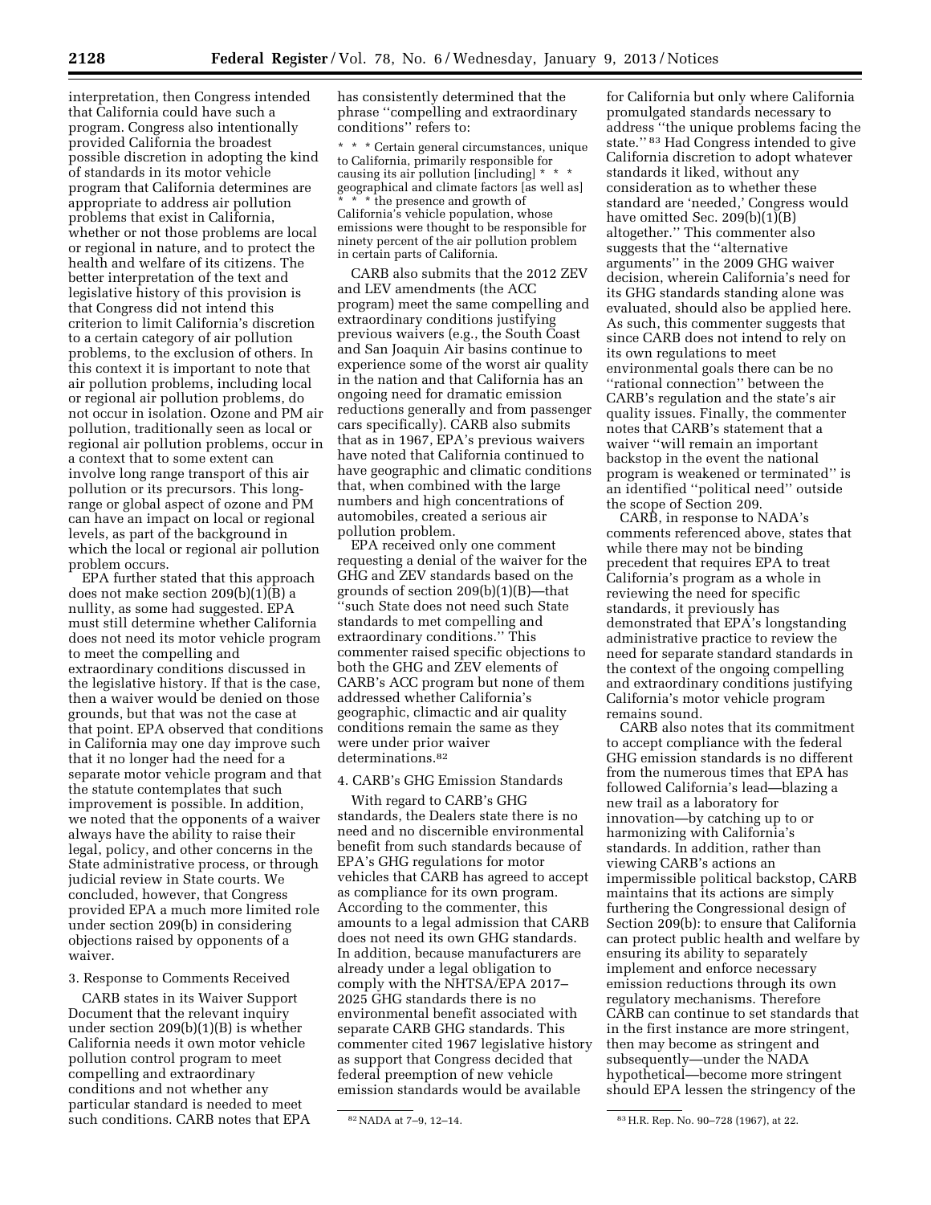interpretation, then Congress intended that California could have such a program. Congress also intentionally provided California the broadest possible discretion in adopting the kind of standards in its motor vehicle program that California determines are appropriate to address air pollution problems that exist in California, whether or not those problems are local or regional in nature, and to protect the health and welfare of its citizens. The better interpretation of the text and legislative history of this provision is that Congress did not intend this criterion to limit California's discretion to a certain category of air pollution problems, to the exclusion of others. In this context it is important to note that air pollution problems, including local or regional air pollution problems, do not occur in isolation. Ozone and PM air pollution, traditionally seen as local or regional air pollution problems, occur in a context that to some extent can involve long range transport of this air pollution or its precursors. This long-range or global aspect of ozone and PM can have an impact on local or regional levels, as part of the background in which the local or regional air pollution problem occurs.

EPA further stated that this approach does not make section 209(b)(1)(B) a nullity, as some had suggested. EPA must still determine whether California does not need its motor vehicle program to meet the compelling and extraordinary conditions discussed in the legislative history. If that is the case, then a waiver would be denied on those grounds, but that was not the case at that point. EPA observed that conditions in California may one day improve such that it no longer had the need for a separate motor vehicle program and that the statute contemplates that such improvement is possible. In addition, we noted that the opponents of a waiver always have the ability to raise their legal, policy, and other concerns in the State administrative process, or through judicial review in State courts. We concluded, however, that Congress provided EPA a much more limited role under section 209(b) in considering objections raised by opponents of a waiver.

3. Response to Comments Received

CARB states in its Waiver Support Document that the relevant inquiry under section 209(b)(1)(B) is whether California needs it own motor vehicle pollution control program to meet compelling and extraordinary conditions and not whether any particular standard is needed to meet such conditions. CARB notes that EPA has consistently determined that the phrase ''compelling and extraordinary conditions'' refers to:

> * * * Certain general circumstances, unique to California, primarily responsible for causing its air pollution [including] * * * geographical and climate factors [as well as] * * * the presence and growth of California's vehicle population, whose emissions were thought to be responsible for ninety percent of the air pollution problem in certain parts of California.

CARB also submits that the 2012 ZEV and LEV amendments (the ACC program) meet the same compelling and extraordinary conditions justifying previous waivers (e.g., the South Coast and San Joaquin Air basins continue to experience some of the worst air quality in the nation and that California has an ongoing need for dramatic emission reductions generally and from passenger cars specifically). CARB also submits that as in 1967, EPA's previous waivers have noted that California continued to have geographic and climatic conditions that, when combined with the large numbers and high concentrations of automobiles, created a serious air pollution problem.

EPA received only one comment requesting a denial of the waiver for the GHG and ZEV standards based on the grounds of section 209(b)(1)(B)—that ''such State does not need such State standards to met compelling and extraordinary conditions.'' This commenter raised specific objections to both the GHG and ZEV elements of CARB's ACC program but none of them addressed whether California's geographic, climactic and air quality conditions remain the same as they were under prior waiver determinations.[82]

4. CARB's GHG Emission Standards

With regard to CARB's GHG standards, the Dealers state there is no need and no discernible environmental benefit from such standards because of EPA's GHG regulations for motor vehicles that CARB has agreed to accept as compliance for its own program. According to the commenter, this amounts to a legal admission that CARB does not need its own GHG standards. In addition, because manufacturers are already under a legal obligation to comply with the NHTSA/EPA 2017–2025 GHG standards there is no environmental benefit associated with separate CARB GHG standards. This commenter cited 1967 legislative history as support that Congress decided that federal preemption of new vehicle emission standards would be available for California but only where California promulgated standards necessary to address ''the unique problems facing the state.''[83] Had Congress intended to give California discretion to adopt whatever standards it liked, without any consideration as to whether these standard are 'needed,' Congress would have omitted Sec. 209(b)(1)(B) altogether.'' This commenter also suggests that the ''alternative arguments'' in the 2009 GHG waiver decision, wherein California's need for its GHG standards standing alone was evaluated, should also be applied here. As such, this commenter suggests that since CARB does not intend to rely on its own regulations to meet environmental goals there can be no ''rational connection'' between the CARB's regulation and the state's air quality issues. Finally, the commenter notes that CARB's statement that a waiver ''will remain an important backstop in the event the national program is weakened or terminated'' is an identified ''political need'' outside the scope of Section 209.

CARB, in response to NADA's comments referenced above, states that while there may not be binding precedent that requires EPA to treat California's program as a whole in reviewing the need for specific standards, it previously has demonstrated that EPA's longstanding administrative practice to review the need for separate standard standards in the context of the ongoing compelling and extraordinary conditions justifying California's motor vehicle program remains sound.

CARB also notes that its commitment to accept compliance with the federal GHG emission standards is no different from the numerous times that EPA has followed California's lead—blazing a new trail as a laboratory for innovation—by catching up to or harmonizing with California's standards. In addition, rather than viewing CARB's actions an impermissible political backstop, CARB maintains that its actions are simply furthering the Congressional design of Section 209(b): to ensure that California can protect public health and welfare by ensuring its ability to separately implement and enforce necessary emission reductions through its own regulatory mechanisms. Therefore CARB can continue to set standards that in the first instance are more stringent, then may become as stringent and subsequently—under the NADA hypothetical—become more stringent should EPA lessen the stringency of the

[82] NADA at 7–9, 12–14.

[83] H.R. Rep. No. 90–728 (1967), at 22.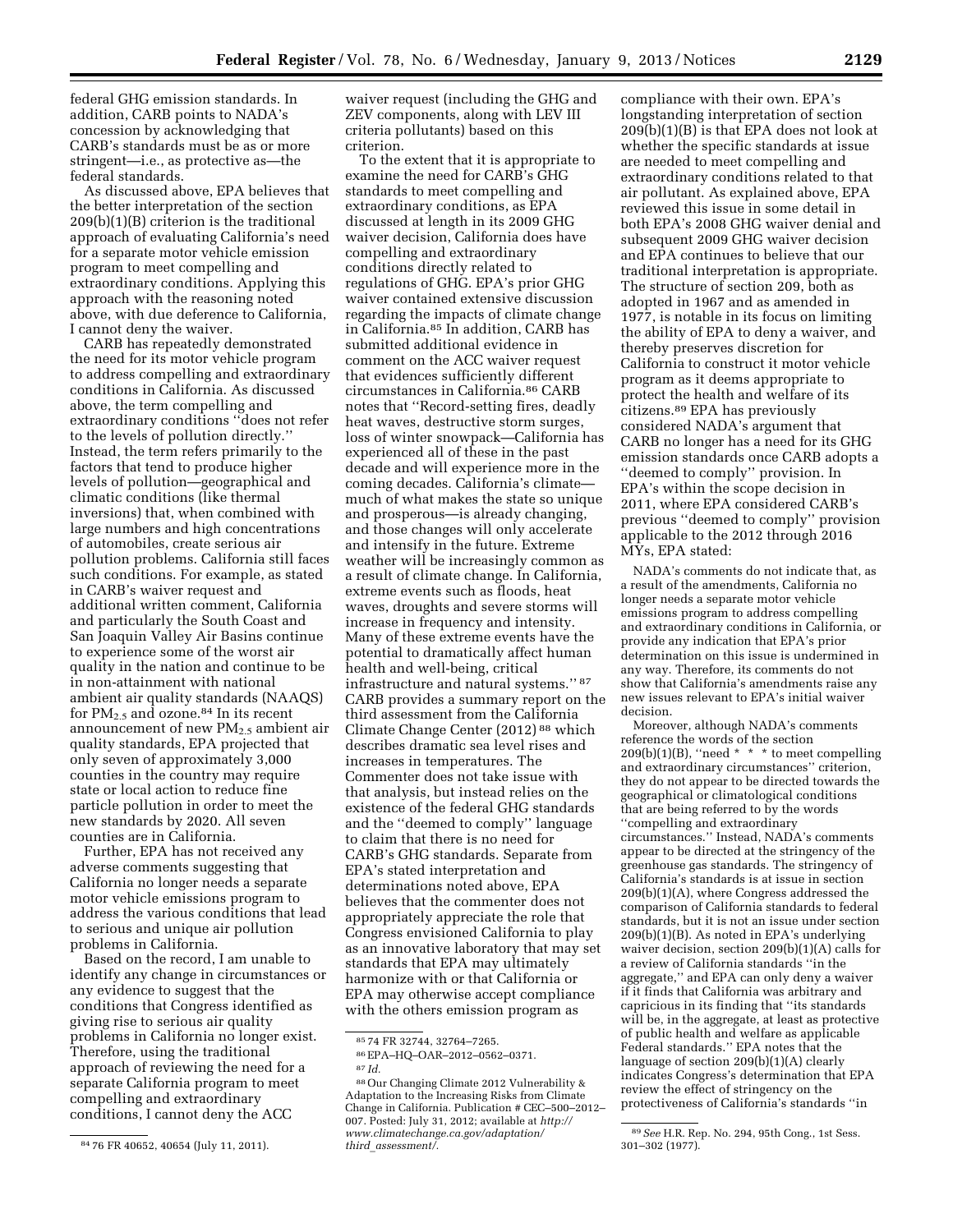federal GHG emission standards. In addition, CARB points to NADA's concession by acknowledging that CARB's standards must be as or more stringent—i.e., as protective as—the federal standards.

As discussed above, EPA believes that the better interpretation of the section 209(b)(1)(B) criterion is the traditional approach of evaluating California's need for a separate motor vehicle emission program to meet compelling and extraordinary conditions. Applying this approach with the reasoning noted above, with due deference to California, I cannot deny the waiver.

CARB has repeatedly demonstrated the need for its motor vehicle program to address compelling and extraordinary conditions in California. As discussed above, the term compelling and extraordinary conditions "does not refer to the levels of pollution directly." Instead, the term refers primarily to the factors that tend to produce higher levels of pollution—geographical and climatic conditions (like thermal inversions) that, when combined with large numbers and high concentrations of automobiles, create serious air pollution problems. California still faces such conditions. For example, as stated in CARB's waiver request and additional written comment, California and particularly the South Coast and San Joaquin Valley Air Basins continue to experience some of the worst air quality in the nation and continue to be in non-attainment with national ambient air quality standards (NAAQS) for $PM_{2.5}$ and ozone.[84] In its recent announcement of new $PM_{2.5}$ ambient air quality standards, EPA projected that only seven of approximately 3,000 counties in the country may require state or local action to reduce fine particle pollution in order to meet the new standards by 2020. All seven counties are in California.

Further, EPA has not received any adverse comments suggesting that California no longer needs a separate motor vehicle emissions program to address the various conditions that lead to serious and unique air pollution problems in California.

Based on the record, I am unable to identify any change in circumstances or any evidence to suggest that the conditions that Congress identified as giving rise to serious air quality problems in California no longer exist. Therefore, using the traditional approach of reviewing the need for a separate California program to meet compelling and extraordinary conditions, I cannot deny the ACC waiver request (including the GHG and ZEV components, along with LEV III criteria pollutants) based on this criterion.

To the extent that it is appropriate to examine the need for CARB's GHG standards to meet compelling and extraordinary conditions, as EPA discussed at length in its 2009 GHG waiver decision, California does have compelling and extraordinary conditions directly related to regulations of GHG. EPA's prior GHG waiver contained extensive discussion regarding the impacts of climate change in California.[85] In addition, CARB has submitted additional evidence in comment on the ACC waiver request that evidences sufficiently different circumstances in California.[86] CARB notes that "Record-setting fires, deadly heat waves, destructive storm surges, loss of winter snowpack—California has experienced all of these in the past decade and will experience more in the coming decades. California's climate—much of what makes the state so unique and prosperous—is already changing, and those changes will only accelerate and intensify in the future. Extreme weather will be increasingly common as a result of climate change. In California, extreme events such as floods, heat waves, droughts and severe storms will increase in frequency and intensity. Many of these extreme events have the potential to dramatically affect human health and well-being, critical infrastructure and natural systems." [87] CARB provides a summary report on the third assessment from the California Climate Change Center (2012) [88] which describes dramatic sea level rises and increases in temperatures. The Commenter does not take issue with that analysis, but instead relies on the existence of the federal GHG standards and the "deemed to comply" language to claim that there is no need for CARB's GHG standards. Separate from EPA's stated interpretation and determinations noted above, EPA believes that the commenter does not appropriately appreciate the role that Congress envisioned California to play as an innovative laboratory that may set standards that EPA may ultimately harmonize with or that California or EPA may otherwise accept compliance with the others emission program as compliance with their own. EPA's longstanding interpretation of section 209(b)(1)(B) is that EPA does not look at whether the specific standards at issue are needed to meet compelling and extraordinary conditions related to that air pollutant. As explained above, EPA reviewed this issue in some detail in both EPA's 2008 GHG waiver denial and subsequent 2009 GHG waiver decision and EPA continues to believe that our traditional interpretation is appropriate. The structure of section 209, both as adopted in 1967 and as amended in 1977, is notable in its focus on limiting the ability of EPA to deny a waiver, and thereby preserves discretion for California to construct it motor vehicle program as it deems appropriate to protect the health and welfare of its citizens.[89] EPA has previously considered NADA's argument that CARB no longer has a need for its GHG emission standards once CARB adopts a "deemed to comply" provision. In EPA's within the scope decision in 2011, where EPA considered CARB's previous "deemed to comply" provision applicable to the 2012 through 2016 MYs, EPA stated:

> NADA's comments do not indicate that, as a result of the amendments, California no longer needs a separate motor vehicle emissions program to address compelling and extraordinary conditions in California, or provide any indication that EPA's prior determination on this issue is undermined in any way. Therefore, its comments do not show that California's amendments raise any new issues relevant to EPA's initial waiver decision.
>
> Moreover, although NADA's comments reference the words of the section 209(b)(1)(B), "need * * * to meet compelling and extraordinary circumstances" criterion, they do not appear to be directed towards the geographical or climatological conditions that are being referred to by the words "compelling and extraordinary circumstances." Instead, NADA's comments appear to be directed at the stringency of the greenhouse gas standards. The stringency of California's standards is at issue in section 209(b)(1)(A), where Congress addressed the comparison of California standards to federal standards, but it is not an issue under section 209(b)(1)(B). As noted in EPA's underlying waiver decision, section 209(b)(1)(A) calls for a review of California standards "in the aggregate," and EPA can only deny a waiver if it finds that California was arbitrary and capricious in its finding that "its standards will be, in the aggregate, at least as protective of public health and welfare as applicable Federal standards." EPA notes that the language of section 209(b)(1)(A) clearly indicates Congress's determination that EPA review the effect of stringency on the protectiveness of California's standards "in

[84] 76 FR 40652, 40654 (July 11, 2011).

[85] 74 FR 32744, 32764–7265.

[86] EPA–HQ–OAR–2012–0562–0371.

[87] *Id.*

[88] Our Changing Climate 2012 Vulnerability & Adaptation to the Increasing Risks from Climate Change in California. Publication # CEC–500–2012–007. Posted: July 31, 2012; available at *http://www.climatechange.ca.gov/adaptation/third_assessment/*.

[89] *See* H.R. Rep. No. 294, 95th Cong., 1st Sess. 301–302 (1977).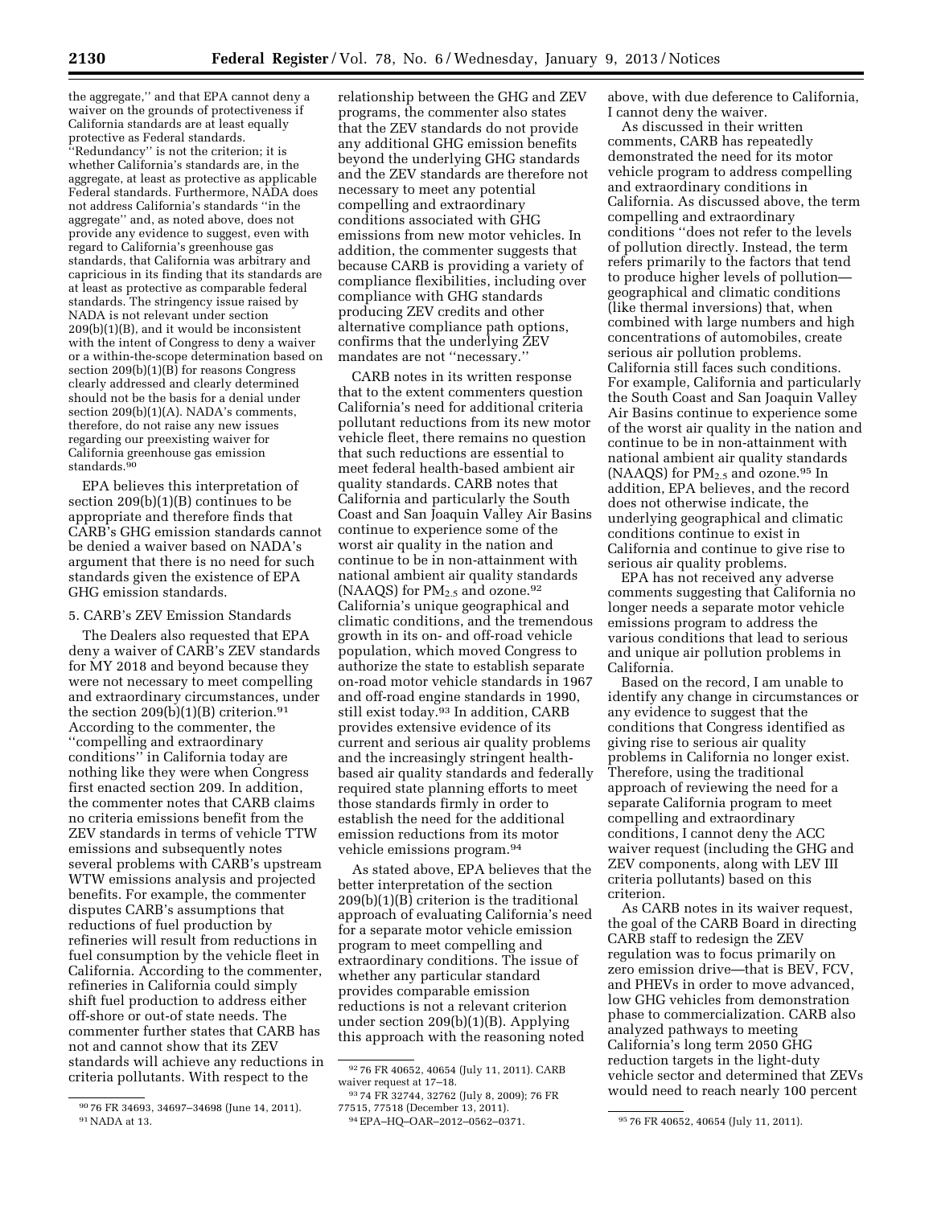the aggregate,'' and that EPA cannot deny a waiver on the grounds of protectiveness if California standards are at least equally protective as Federal standards. ''Redundancy'' is not the criterion; it is whether California's standards are, in the aggregate, at least as protective as applicable Federal standards. Furthermore, NADA does not address California's standards ''in the aggregate'' and, as noted above, does not provide any evidence to suggest, even with regard to California's greenhouse gas standards, that California was arbitrary and capricious in its finding that its standards are at least as protective as comparable federal standards. The stringency issue raised by NADA is not relevant under section 209(b)(1)(B), and it would be inconsistent with the intent of Congress to deny a waiver or a within-the-scope determination based on section 209(b)(1)(B) for reasons Congress clearly addressed and clearly determined should not be the basis for a denial under section 209(b)(1)(A). NADA's comments, therefore, do not raise any new issues regarding our preexisting waiver for California greenhouse gas emission standards.[90]

EPA believes this interpretation of section 209(b)(1)(B) continues to be appropriate and therefore finds that CARB's GHG emission standards cannot be denied a waiver based on NADA's argument that there is no need for such standards given the existence of EPA GHG emission standards.

5. CARB's ZEV Emission Standards

The Dealers also requested that EPA deny a waiver of CARB's ZEV standards for MY 2018 and beyond because they were not necessary to meet compelling and extraordinary circumstances, under the section 209(b)(1)(B) criterion.[91] According to the commenter, the ''compelling and extraordinary conditions'' in California today are nothing like they were when Congress first enacted section 209. In addition, the commenter notes that CARB claims no criteria emissions benefit from the ZEV standards in terms of vehicle TTW emissions and subsequently notes several problems with CARB's upstream WTW emissions analysis and projected benefits. For example, the commenter disputes CARB's assumptions that reductions of fuel production by refineries will result from reductions in fuel consumption by the vehicle fleet in California. According to the commenter, refineries in California could simply shift fuel production to address either off-shore or out-of state needs. The commenter further states that CARB has not and cannot show that its ZEV standards will achieve any reductions in criteria pollutants. With respect to the relationship between the GHG and ZEV programs, the commenter also states that the ZEV standards do not provide any additional GHG emission benefits beyond the underlying GHG standards and the ZEV standards are therefore not necessary to meet any potential compelling and extraordinary conditions associated with GHG emissions from new motor vehicles. In addition, the commenter suggests that because CARB is providing a variety of compliance flexibilities, including over compliance with GHG standards producing ZEV credits and other alternative compliance path options, confirms that the underlying ZEV mandates are not ''necessary.''

CARB notes in its written response that to the extent commenters question California's need for additional criteria pollutant reductions from its new motor vehicle fleet, there remains no question that such reductions are essential to meet federal health-based ambient air quality standards. CARB notes that California and particularly the South Coast and San Joaquin Valley Air Basins continue to experience some of the worst air quality in the nation and continue to be in non-attainment with national ambient air quality standards (NAAQS) for $PM_{2.5}$ and ozone.[92] California's unique geographical and climatic conditions, and the tremendous growth in its on- and off-road vehicle population, which moved Congress to authorize the state to establish separate on-road motor vehicle standards in 1967 and off-road engine standards in 1990, still exist today.[93] In addition, CARB provides extensive evidence of its current and serious air quality problems and the increasingly stringent health-based air quality standards and federally required state planning efforts to meet those standards firmly in order to establish the need for the additional emission reductions from its motor vehicle emissions program.[94]

As stated above, EPA believes that the better interpretation of the section 209(b)(1)(B) criterion is the traditional approach of evaluating California's need for a separate motor vehicle emission program to meet compelling and extraordinary conditions. The issue of whether any particular standard provides comparable emission reductions is not a relevant criterion under section 209(b)(1)(B). Applying this approach with the reasoning noted above, with due deference to California, I cannot deny the waiver.

As discussed in their written comments, CARB has repeatedly demonstrated the need for its motor vehicle program to address compelling and extraordinary conditions in California. As discussed above, the term compelling and extraordinary conditions ''does not refer to the levels of pollution directly. Instead, the term refers primarily to the factors that tend to produce higher levels of pollution—geographical and climatic conditions (like thermal inversions) that, when combined with large numbers and high concentrations of automobiles, create serious air pollution problems. California still faces such conditions. For example, California and particularly the South Coast and San Joaquin Valley Air Basins continue to experience some of the worst air quality in the nation and continue to be in non-attainment with national ambient air quality standards (NAAQS) for $PM_{2.5}$ and ozone.[95] In addition, EPA believes, and the record does not otherwise indicate, the underlying geographical and climatic conditions continue to exist in California and continue to give rise to serious air quality problems.

EPA has not received any adverse comments suggesting that California no longer needs a separate motor vehicle emissions program to address the various conditions that lead to serious and unique air pollution problems in California.

Based on the record, I am unable to identify any change in circumstances or any evidence to suggest that the conditions that Congress identified as giving rise to serious air quality problems in California no longer exist. Therefore, using the traditional approach of reviewing the need for a separate California program to meet compelling and extraordinary conditions, I cannot deny the ACC waiver request (including the GHG and ZEV components, along with LEV III criteria pollutants) based on this criterion.

As CARB notes in its waiver request, the goal of the CARB Board in directing CARB staff to redesign the ZEV regulation was to focus primarily on zero emission drive—that is BEV, FCV, and PHEVs in order to move advanced, low GHG vehicles from demonstration phase to commercialization. CARB also analyzed pathways to meeting California's long term 2050 GHG reduction targets in the light-duty vehicle sector and determined that ZEVs would need to reach nearly 100 percent

---

[90] 76 FR 34693, 34697–34698 (June 14, 2011).

[91] NADA at 13.

[92] 76 FR 40652, 40654 (July 11, 2011). CARB waiver request at 17–18.

[93] 74 FR 32744, 32762 (July 8, 2009); 76 FR 77515, 77518 (December 13, 2011).

[94] EPA–HQ–OAR–2012–0562–0371.

[95] 76 FR 40652, 40654 (July 11, 2011).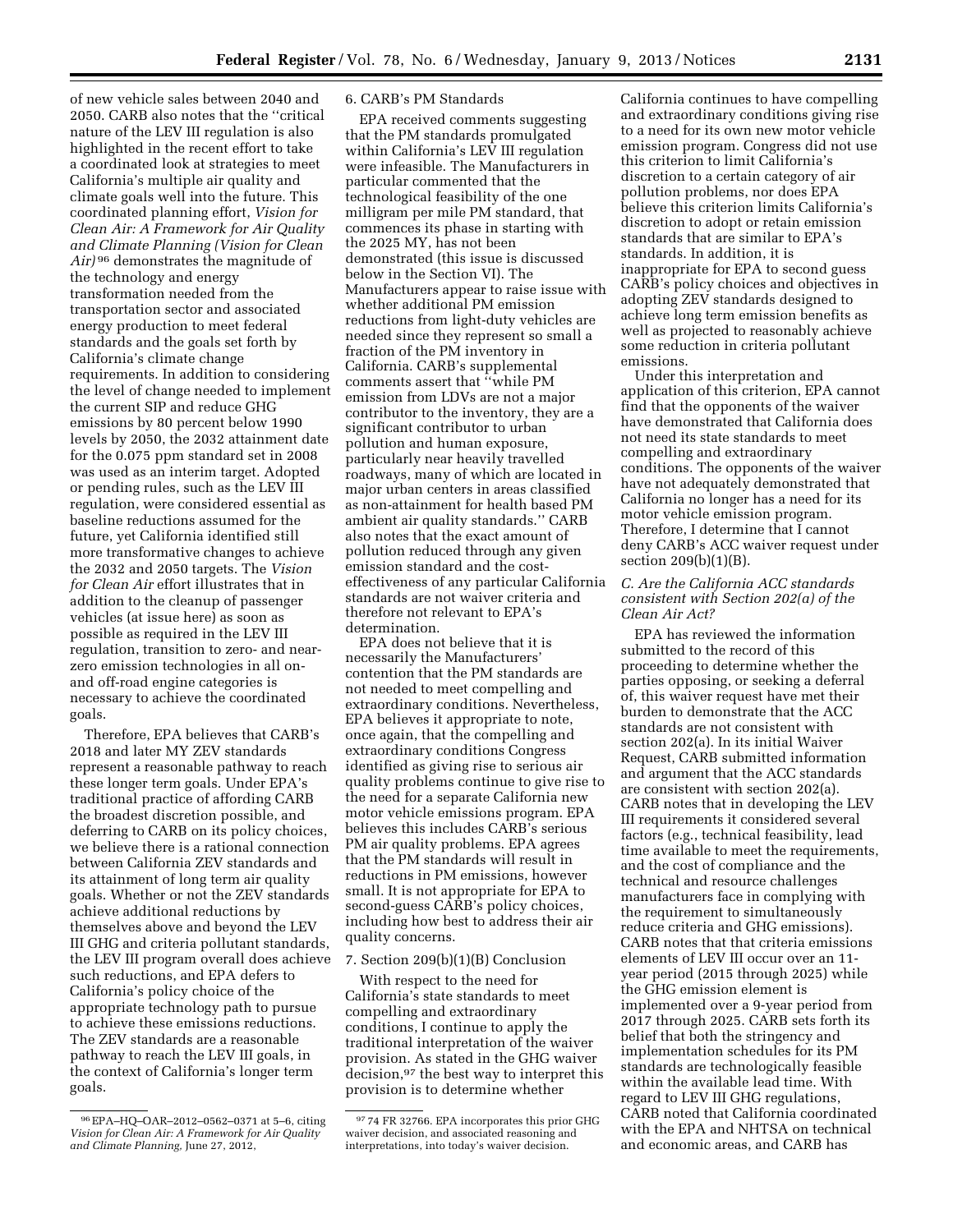of new vehicle sales between 2040 and 2050. CARB also notes that the ''critical nature of the LEV III regulation is also highlighted in the recent effort to take a coordinated look at strategies to meet California's multiple air quality and climate goals well into the future. This coordinated planning effort, *Vision for Clean Air: A Framework for Air Quality and Climate Planning (Vision for Clean Air)* [96] demonstrates the magnitude of the technology and energy transformation needed from the transportation sector and associated energy production to meet federal standards and the goals set forth by California's climate change requirements. In addition to considering the level of change needed to implement the current SIP and reduce GHG emissions by 80 percent below 1990 levels by 2050, the 2032 attainment date for the 0.075 ppm standard set in 2008 was used as an interim target. Adopted or pending rules, such as the LEV III regulation, were considered essential as baseline reductions assumed for the future, yet California identified still more transformative changes to achieve the 2032 and 2050 targets. The *Vision for Clean Air* effort illustrates that in addition to the cleanup of passenger vehicles (at issue here) as soon as possible as required in the LEV III regulation, transition to zero- and near-zero emission technologies in all on- and off-road engine categories is necessary to achieve the coordinated goals.

Therefore, EPA believes that CARB's 2018 and later MY ZEV standards represent a reasonable pathway to reach these longer term goals. Under EPA's traditional practice of affording CARB the broadest discretion possible, and deferring to CARB on its policy choices, we believe there is a rational connection between California ZEV standards and its attainment of long term air quality goals. Whether or not the ZEV standards achieve additional reductions by themselves above and beyond the LEV III GHG and criteria pollutant standards, the LEV III program overall does achieve such reductions, and EPA defers to California's policy choice of the appropriate technology path to pursue to achieve these emissions reductions. The ZEV standards are a reasonable pathway to reach the LEV III goals, in the context of California's longer term goals.

6. CARB's PM Standards

EPA received comments suggesting that the PM standards promulgated within California's LEV III regulation were infeasible. The Manufacturers in particular commented that the technological feasibility of the one milligram per mile PM standard, that commences its phase in starting with the 2025 MY, has not been demonstrated (this issue is discussed below in the Section VI). The Manufacturers appear to raise issue with whether additional PM emission reductions from light-duty vehicles are needed since they represent so small a fraction of the PM inventory in California. CARB's supplemental comments assert that ''while PM emission from LDVs are not a major contributor to the inventory, they are a significant contributor to urban pollution and human exposure, particularly near heavily travelled roadways, many of which are located in major urban centers in areas classified as non-attainment for health based PM ambient air quality standards.'' CARB also notes that the exact amount of pollution reduced through any given emission standard and the cost-effectiveness of any particular California standards are not waiver criteria and therefore not relevant to EPA's determination.

EPA does not believe that it is necessarily the Manufacturers' contention that the PM standards are not needed to meet compelling and extraordinary conditions. Nevertheless, EPA believes it appropriate to note, once again, that the compelling and extraordinary conditions Congress identified as giving rise to serious air quality problems continue to give rise to the need for a separate California new motor vehicle emissions program. EPA believes this includes CARB's serious PM air quality problems. EPA agrees that the PM standards will result in reductions in PM emissions, however small. It is not appropriate for EPA to second-guess CARB's policy choices, including how best to address their air quality concerns.

7. Section 209(b)(1)(B) Conclusion

With respect to the need for California's state standards to meet compelling and extraordinary conditions, I continue to apply the traditional interpretation of the waiver provision. As stated in the GHG waiver decision,[97] the best way to interpret this provision is to determine whether California continues to have compelling and extraordinary conditions giving rise to a need for its own new motor vehicle emission program. Congress did not use this criterion to limit California's discretion to a certain category of air pollution problems, nor does EPA believe this criterion limits California's discretion to adopt or retain emission standards that are similar to EPA's standards. In addition, it is inappropriate for EPA to second guess CARB's policy choices and objectives in adopting ZEV standards designed to achieve long term emission benefits as well as projected to reasonably achieve some reduction in criteria pollutant emissions.

Under this interpretation and application of this criterion, EPA cannot find that the opponents of the waiver have demonstrated that California does not need its state standards to meet compelling and extraordinary conditions. The opponents of the waiver have not adequately demonstrated that California no longer has a need for its motor vehicle emission program. Therefore, I determine that I cannot deny CARB's ACC waiver request under section 209(b)(1)(B).

### *C. Are the California ACC standards consistent with Section 202(a) of the Clean Air Act?*

EPA has reviewed the information submitted to the record of this proceeding to determine whether the parties opposing, or seeking a deferral of, this waiver request have met their burden to demonstrate that the ACC standards are not consistent with section 202(a). In its initial Waiver Request, CARB submitted information and argument that the ACC standards are consistent with section 202(a). CARB notes that in developing the LEV III requirements it considered several factors (e.g., technical feasibility, lead time available to meet the requirements, and the cost of compliance and the technical and resource challenges manufacturers face in complying with the requirement to simultaneously reduce criteria and GHG emissions). CARB notes that that criteria emissions elements of LEV III occur over an 11-year period (2015 through 2025) while the GHG emission element is implemented over a 9-year period from 2017 through 2025. CARB sets forth its belief that both the stringency and implementation schedules for its PM standards are technologically feasible within the available lead time. With regard to LEV III GHG regulations, CARB noted that California coordinated with the EPA and NHTSA on technical and economic areas, and CARB has

---

[96] EPA–HQ–OAR–2012–0562–0371 at 5–6, citing *Vision for Clean Air: A Framework for Air Quality and Climate Planning,* June 27, 2012,

[97] 74 FR 32766. EPA incorporates this prior GHG waiver decision, and associated reasoning and interpretations, into today's waiver decision.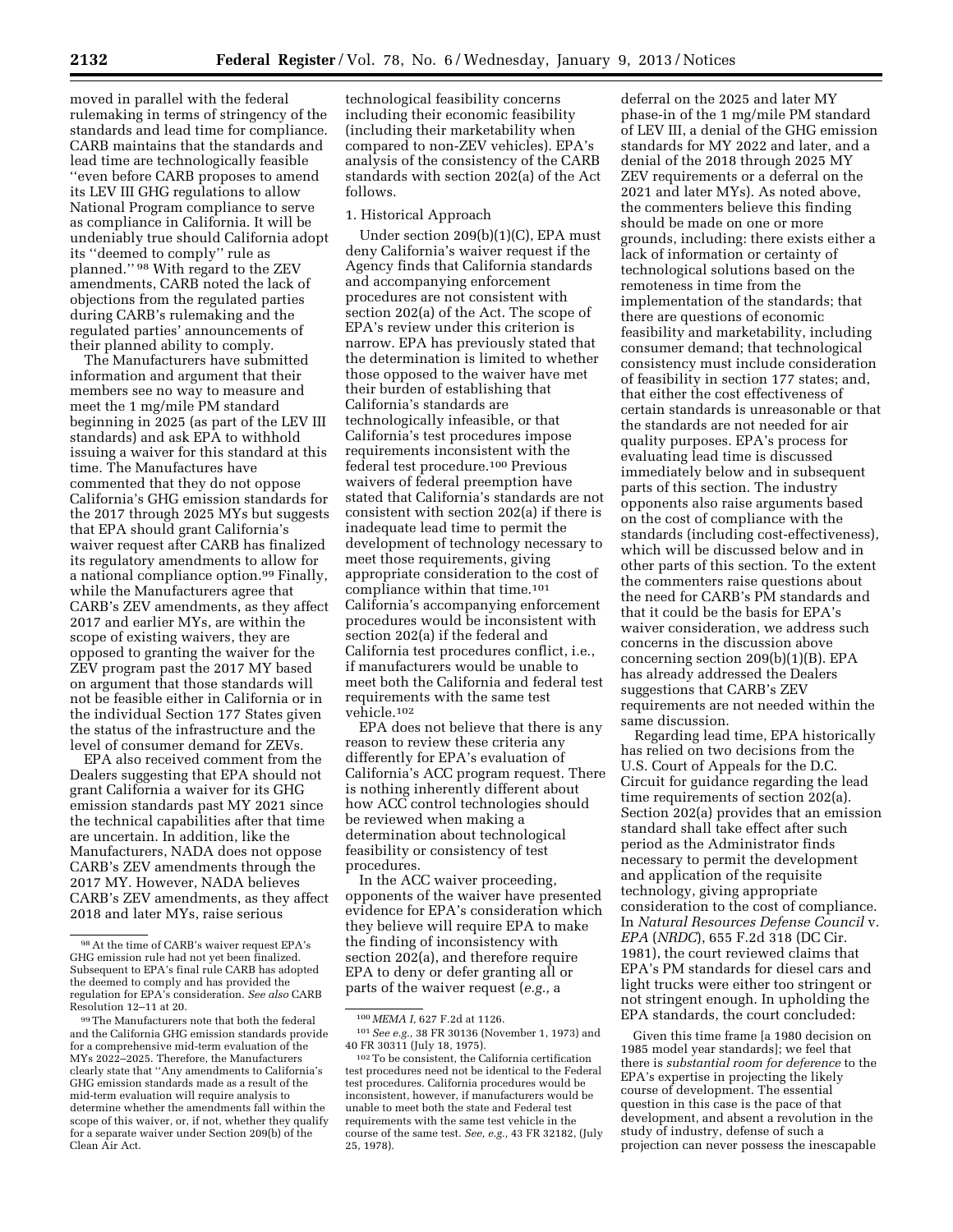moved in parallel with the federal rulemaking in terms of stringency of the standards and lead time for compliance. CARB maintains that the standards and lead time are technologically feasible "even before CARB proposes to amend its LEV III GHG regulations to allow National Program compliance to serve as compliance in California. It will be undeniably true should California adopt its "deemed to comply" rule as planned." [98] With regard to the ZEV amendments, CARB noted the lack of objections from the regulated parties during CARB's rulemaking and the regulated parties' announcements of their planned ability to comply.

The Manufacturers have submitted information and argument that their members see no way to measure and meet the 1 mg/mile PM standard beginning in 2025 (as part of the LEV III standards) and ask EPA to withhold issuing a waiver for this standard at this time. The Manufactures have commented that they do not oppose California's GHG emission standards for the 2017 through 2025 MYs but suggests that EPA should grant California's waiver request after CARB has finalized its regulatory amendments to allow for a national compliance option.[99] Finally, while the Manufacturers agree that CARB's ZEV amendments, as they affect 2017 and earlier MYs, are within the scope of existing waivers, they are opposed to granting the waiver for the ZEV program past the 2017 MY based on argument that those standards will not be feasible either in California or in the individual Section 177 States given the status of the infrastructure and the level of consumer demand for ZEVs.

EPA also received comment from the Dealers suggesting that EPA should not grant California a waiver for its GHG emission standards past MY 2021 since the technical capabilities after that time are uncertain. In addition, like the Manufacturers, NADA does not oppose CARB's ZEV amendments through the 2017 MY. However, NADA believes CARB's ZEV amendments, as they affect 2018 and later MYs, raise serious technological feasibility concerns including their economic feasibility (including their marketability when compared to non-ZEV vehicles). EPA's analysis of the consistency of the CARB standards with section 202(a) of the Act follows.

1. Historical Approach

Under section 209(b)(1)(C), EPA must deny California's waiver request if the Agency finds that California standards and accompanying enforcement procedures are not consistent with section 202(a) of the Act. The scope of EPA's review under this criterion is narrow. EPA has previously stated that the determination is limited to whether those opposed to the waiver have met their burden of establishing that California's standards are technologically infeasible, or that California's test procedures impose requirements inconsistent with the federal test procedure.[100] Previous waivers of federal preemption have stated that California's standards are not consistent with section 202(a) if there is inadequate lead time to permit the development of technology necessary to meet those requirements, giving appropriate consideration to the cost of compliance within that time.[101] California's accompanying enforcement procedures would be inconsistent with section 202(a) if the federal and California test procedures conflict, i.e., if manufacturers would be unable to meet both the California and federal test requirements with the same test vehicle.[102]

EPA does not believe that there is any reason to review these criteria any differently for EPA's evaluation of California's ACC program request. There is nothing inherently different about how ACC control technologies should be reviewed when making a determination about technological feasibility or consistency of test procedures.

In the ACC waiver proceeding, opponents of the waiver have presented evidence for EPA's consideration which they believe will require EPA to make the finding of inconsistency with section 202(a), and therefore require EPA to deny or defer granting all or parts of the waiver request (*e.g.,* a deferral on the 2025 and later MY phase-in of the 1 mg/mile PM standard of LEV III, a denial of the GHG emission standards for MY 2022 and later, and a denial of the 2018 through 2025 MY ZEV requirements or a deferral on the 2021 and later MYs). As noted above, the commenters believe this finding should be made on one or more grounds, including: there exists either a lack of information or certainty of technological solutions based on the remoteness in time from the implementation of the standards; that there are questions of economic feasibility and marketability, including consumer demand; that technological consistency must include consideration of feasibility in section 177 states; and, that either the cost effectiveness of certain standards is unreasonable or that the standards are not needed for air quality purposes. EPA's process for evaluating lead time is discussed immediately below and in subsequent parts of this section. The industry opponents also raise arguments based on the cost of compliance with the standards (including cost-effectiveness), which will be discussed below and in other parts of this section. To the extent the commenters raise questions about the need for CARB's PM standards and that it could be the basis for EPA's waiver consideration, we address such concerns in the discussion above concerning section 209(b)(1)(B). EPA has already addressed the Dealers suggestions that CARB's ZEV requirements are not needed within the same discussion.

Regarding lead time, EPA historically has relied on two decisions from the U.S. Court of Appeals for the D.C. Circuit for guidance regarding the lead time requirements of section 202(a). Section 202(a) provides that an emission standard shall take effect after such period as the Administrator finds necessary to permit the development and application of the requisite technology, giving appropriate consideration to the cost of compliance. In *Natural Resources Defense Council* v. *EPA* (*NRDC*), 655 F.2d 318 (DC Cir. 1981), the court reviewed claims that EPA's PM standards for diesel cars and light trucks were either too stringent or not stringent enough. In upholding the EPA standards, the court concluded:

> Given this time frame [a 1980 decision on 1985 model year standards]; we feel that there is *substantial room for deference* to the EPA's expertise in projecting the likely course of development. The essential question in this case is the pace of that development, and absent a revolution in the study of industry, defense of such a projection can never possess the inescapable

---

[98] At the time of CARB's waiver request EPA's GHG emission rule had not yet been finalized. Subsequent to EPA's final rule CARB has adopted the deemed to comply and has provided the regulation for EPA's consideration. *See also* CARB Resolution 12–11 at 20.

[99] The Manufacturers note that both the federal and the California GHG emission standards provide for a comprehensive mid-term evaluation of the MYs 2022–2025. Therefore, the Manufacturers clearly state that "Any amendments to California's GHG emission standards made as a result of the mid-term evaluation will require analysis to determine whether the amendments fall within the scope of this waiver, or, if not, whether they qualify for a separate waiver under Section 209(b) of the Clean Air Act.

[100] *MEMA I,* 627 F.2d at 1126.

[101] *See e.g.,* 38 FR 30136 (November 1, 1973) and 40 FR 30311 (July 18, 1975).

[102] To be consistent, the California certification test procedures need not be identical to the Federal test procedures. California procedures would be inconsistent, however, if manufacturers would be unable to meet both the state and Federal test requirements with the same test vehicle in the course of the same test. *See, e.g.,* 43 FR 32182, (July 25, 1978).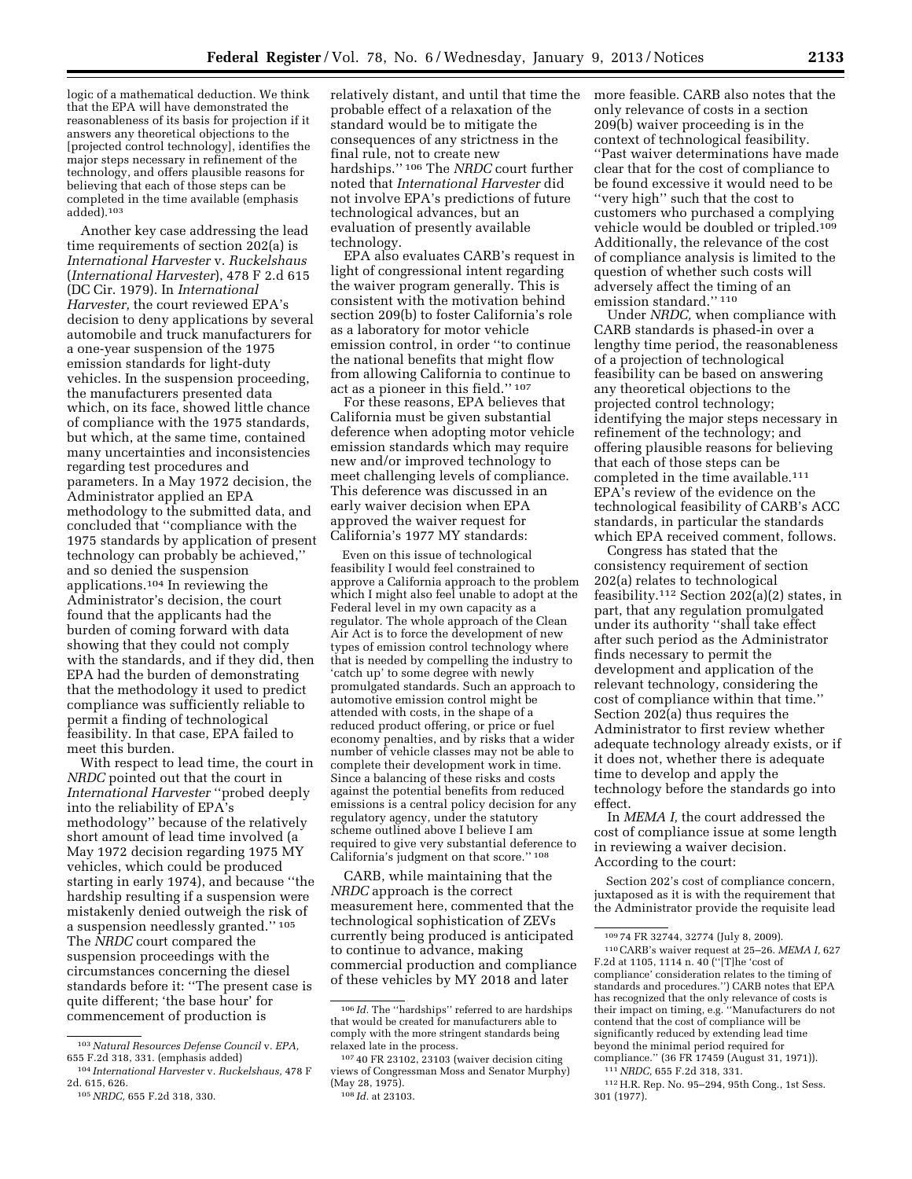logic of a mathematical deduction. We think that the EPA will have demonstrated the reasonableness of its basis for projection if it answers any theoretical objections to the [projected control technology], identifies the major steps necessary in refinement of the technology, and offers plausible reasons for believing that each of those steps can be completed in the time available (emphasis added).[103]

Another key case addressing the lead time requirements of section 202(a) is *International Harvester* v. *Ruckelshaus* (*International Harvester*), 478 F 2.d 615 (DC Cir. 1979). In *International Harvester,* the court reviewed EPA's decision to deny applications by several automobile and truck manufacturers for a one-year suspension of the 1975 emission standards for light-duty vehicles. In the suspension proceeding, the manufacturers presented data which, on its face, showed little chance of compliance with the 1975 standards, but which, at the same time, contained many uncertainties and inconsistencies regarding test procedures and parameters. In a May 1972 decision, the Administrator applied an EPA methodology to the submitted data, and concluded that ''compliance with the 1975 standards by application of present technology can probably be achieved,'' and so denied the suspension applications.[104] In reviewing the Administrator's decision, the court found that the applicants had the burden of coming forward with data showing that they could not comply with the standards, and if they did, then EPA had the burden of demonstrating that the methodology it used to predict compliance was sufficiently reliable to permit a finding of technological feasibility. In that case, EPA failed to meet this burden.

With respect to lead time, the court in *NRDC* pointed out that the court in *International Harvester* ''probed deeply into the reliability of EPA's methodology'' because of the relatively short amount of lead time involved (a May 1972 decision regarding 1975 MY vehicles, which could be produced starting in early 1974), and because ''the hardship resulting if a suspension were mistakenly denied outweigh the risk of a suspension needlessly granted.'' [105] The *NRDC* court compared the suspension proceedings with the circumstances concerning the diesel standards before it: ''The present case is quite different; 'the base hour' for commencement of production is relatively distant, and until that time the probable effect of a relaxation of the standard would be to mitigate the consequences of any strictness in the final rule, not to create new hardships.'' [106] The *NRDC* court further noted that *International Harvester* did not involve EPA's predictions of future technological advances, but an evaluation of presently available technology.

EPA also evaluates CARB's request in light of congressional intent regarding the waiver program generally. This is consistent with the motivation behind section 209(b) to foster California's role as a laboratory for motor vehicle emission control, in order ''to continue the national benefits that might flow from allowing California to continue to act as a pioneer in this field.'' [107]

For these reasons, EPA believes that California must be given substantial deference when adopting motor vehicle emission standards which may require new and/or improved technology to meet challenging levels of compliance. This deference was discussed in an early waiver decision when EPA approved the waiver request for California's 1977 MY standards:

> Even on this issue of technological feasibility I would feel constrained to approve a California approach to the problem which I might also feel unable to adopt at the Federal level in my own capacity as a regulator. The whole approach of the Clean Air Act is to force the development of new types of emission control technology where that is needed by compelling the industry to 'catch up' to some degree with newly promulgated standards. Such an approach to automotive emission control might be attended with costs, in the shape of a reduced product offering, or price or fuel economy penalties, and by risks that a wider number of vehicle classes may not be able to complete their development work in time. Since a balancing of these risks and costs against the potential benefits from reduced emissions is a central policy decision for any regulatory agency, under the statutory scheme outlined above I believe I am required to give very substantial deference to California's judgment on that score.'' [108]

CARB, while maintaining that the *NRDC* approach is the correct measurement here, commented that the technological sophistication of ZEVs currently being produced is anticipated to continue to advance, making commercial production and compliance of these vehicles by MY 2018 and later more feasible. CARB also notes that the only relevance of costs in a section 209(b) waiver proceeding is in the context of technological feasibility. ''Past waiver determinations have made clear that for the cost of compliance to be found excessive it would need to be ''very high'' such that the cost to customers who purchased a complying vehicle would be doubled or tripled.[109] Additionally, the relevance of the cost of compliance analysis is limited to the question of whether such costs will adversely affect the timing of an emission standard.'' [110]

Under *NRDC,* when compliance with CARB standards is phased-in over a lengthy time period, the reasonableness of a projection of technological feasibility can be based on answering any theoretical objections to the projected control technology; identifying the major steps necessary in refinement of the technology; and offering plausible reasons for believing that each of those steps can be completed in the time available.[111] EPA's review of the evidence on the technological feasibility of CARB's ACC standards, in particular the standards which EPA received comment, follows.

Congress has stated that the consistency requirement of section 202(a) relates to technological feasibility.[112] Section 202(a)(2) states, in part, that any regulation promulgated under its authority ''shall take effect after such period as the Administrator finds necessary to permit the development and application of the relevant technology, considering the cost of compliance within that time.'' Section 202(a) thus requires the Administrator to first review whether adequate technology already exists, or if it does not, whether there is adequate time to develop and apply the technology before the standards go into effect.

In *MEMA I,* the court addressed the cost of compliance issue at some length in reviewing a waiver decision. According to the court:

> Section 202's cost of compliance concern, juxtaposed as it is with the requirement that the Administrator provide the requisite lead

---

[103] *Natural Resources Defense Council* v. *EPA,* 655 F.2d 318, 331. (emphasis added)

[104] *International Harvester* v. *Ruckelshaus,* 478 F 2d. 615, 626.

[105] *NRDC,* 655 F.2d 318, 330.

[106] *Id.* The ''hardships'' referred to are hardships that would be created for manufacturers able to comply with the more stringent standards being relaxed late in the process.

[107] 40 FR 23102, 23103 (waiver decision citing views of Congressman Moss and Senator Murphy) (May 28, 1975).

[108] *Id.* at 23103.

[109] 74 FR 32744, 32774 (July 8, 2009).

[110] CARB's waiver request at 25–26. *MEMA I,* 627 F.2d at 1105, 1114 n. 40 (''[T]he 'cost of compliance' consideration relates to the timing of standards and procedures.'') CARB notes that EPA has recognized that the only relevance of costs is their impact on timing, e.g. ''Manufacturers do not contend that the cost of compliance will be significantly reduced by extending lead time beyond the minimal period required for compliance.'' (36 FR 17459 (August 31, 1971)).

[111] *NRDC,* 655 F.2d 318, 331.

[112] H.R. Rep. No. 95–294, 95th Cong., 1st Sess. 301 (1977).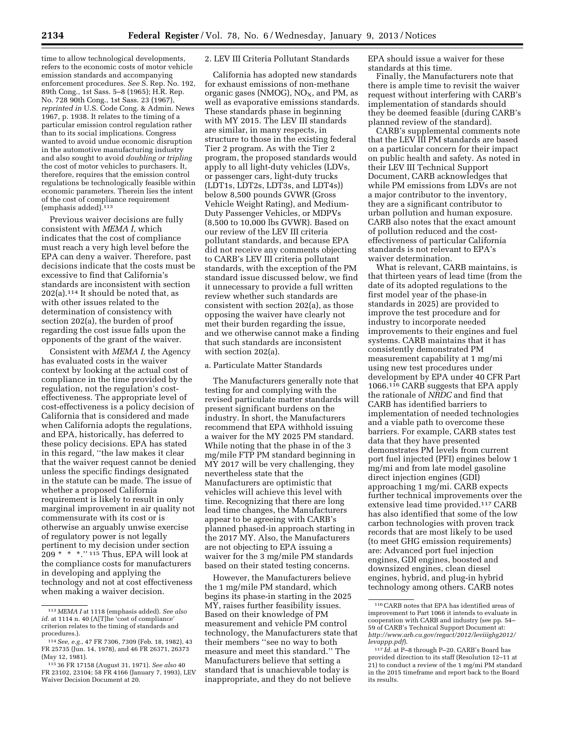time to allow technological developments, refers to the economic costs of motor vehicle emission standards and accompanying enforcement procedures. *See* S. Rep. No. 192, 89th Cong., 1st Sass. 5–8 (1965); H.R. Rep. No. 728 90th Cong., 1st Sass. 23 (1967), *reprinted in* U.S. Code Cong. & Admin. News 1967, p. 1938. It relates to the timing of a particular emission control regulation rather than to its social implications. Congress wanted to avoid undue economic disruption in the automotive manufacturing industry and also sought to avoid *doubling or tripling* the cost of motor vehicles to purchasers. It, therefore, requires that the emission control regulations be technologically feasible within economic parameters. Therein lies the intent of the cost of compliance requirement (emphasis added).[113]

Previous waiver decisions are fully consistent with *MEMA I,* which indicates that the cost of compliance must reach a very high level before the EPA can deny a waiver. Therefore, past decisions indicate that the costs must be excessive to find that California's standards are inconsistent with section 202(a).[114] It should be noted that, as with other issues related to the determination of consistency with section 202(a), the burden of proof regarding the cost issue falls upon the opponents of the grant of the waiver.

Consistent with *MEMA I,* the Agency has evaluated costs in the waiver context by looking at the actual cost of compliance in the time provided by the regulation, not the regulation's cost-effectiveness. The appropriate level of cost-effectiveness is a policy decision of California that is considered and made when California adopts the regulations, and EPA, historically, has deferred to these policy decisions. EPA has stated in this regard, ''the law makes it clear that the waiver request cannot be denied unless the specific findings designated in the statute can be made. The issue of whether a proposed California requirement is likely to result in only marginal improvement in air quality not commensurate with its cost or is otherwise an arguably unwise exercise of regulatory power is not legally pertinent to my decision under section 209 * * *.''[115] Thus, EPA will look at the compliance costs for manufacturers in developing and applying the technology and not at cost effectiveness when making a waiver decision.

2. LEV III Criteria Pollutant Standards

California has adopted new standards for exhaust emissions of non-methane organic gases (NMOG), $NO_X$, and PM, as well as evaporative emissions standards. These standards phase in beginning with MY 2015. The LEV III standards are similar, in many respects, in structure to those in the existing federal Tier 2 program. As with the Tier 2 program, the proposed standards would apply to all light-duty vehicles (LDVs, or passenger cars, light-duty trucks (LDT1s, LDT2s, LDT3s, and LDT4s)) below 8,500 pounds GVWR (Gross Vehicle Weight Rating), and Medium-Duty Passenger Vehicles, or MDPVs (8,500 to 10,000 lbs GVWR). Based on our review of the LEV III criteria pollutant standards, and because EPA did not receive any comments objecting to CARB's LEV III criteria pollutant standards, with the exception of the PM standard issue discussed below, we find it unnecessary to provide a full written review whether such standards are consistent with section 202(a), as those opposing the waiver have clearly not met their burden regarding the issue, and we otherwise cannot make a finding that such standards are inconsistent with section 202(a).

a. Particulate Matter Standards

The Manufacturers generally note that testing for and complying with the revised particulate matter standards will present significant burdens on the industry. In short, the Manufacturers recommend that EPA withhold issuing a waiver for the MY 2025 PM standard. While noting that the phase in of the 3 mg/mile FTP PM standard beginning in MY 2017 will be very challenging, they nevertheless state that the Manufacturers are optimistic that vehicles will achieve this level with time. Recognizing that there are long lead time changes, the Manufacturers appear to be agreeing with CARB's planned phased-in approach starting in the 2017 MY. Also, the Manufacturers are not objecting to EPA issuing a waiver for the 3 mg/mile PM standards based on their stated testing concerns.

However, the Manufacturers believe the 1 mg/mile PM standard, which begins its phase-in starting in the 2025 MY, raises further feasibility issues. Based on their knowledge of PM measurement and vehicle PM control technology, the Manufacturers state that their members ''see no way to both measure and meet this standard.'' The Manufacturers believe that setting a standard that is unachievable today is inappropriate, and they do not believe EPA should issue a waiver for these standards at this time.

Finally, the Manufacturers note that there is ample time to revisit the waiver request without interfering with CARB's implementation of standards should they be deemed feasible (during CARB's planned review of the standard).

CARB's supplemental comments note that the LEV III PM standards are based on a particular concern for their impact on public health and safety. As noted in their LEV III Technical Support Document, CARB acknowledges that while PM emissions from LDVs are not a major contributor to the inventory, they are a significant contributor to urban pollution and human exposure. CARB also notes that the exact amount of pollution reduced and the cost-effectiveness of particular California standards is not relevant to EPA's waiver determination.

What is relevant, CARB maintains, is that thirteen years of lead time (from the date of its adopted regulations to the first model year of the phase-in standards in 2025) are provided to improve the test procedure and for industry to incorporate needed improvements to their engines and fuel systems. CARB maintains that it has consistently demonstrated PM measurement capability at 1 mg/mi using new test procedures under development by EPA under 40 CFR Part 1066.[116] CARB suggests that EPA apply the rationale of *NRDC* and find that CARB has identified barriers to implementation of needed technologies and a viable path to overcome these barriers. For example, CARB states test data that they have presented demonstrates PM levels from current port fuel injected (PFI) engines below 1 mg/mi and from late model gasoline direct injection engines (GDI) approaching 1 mg/mi. CARB expects further technical improvements over the extensive lead time provided.[117] CARB has also identified that some of the low carbon technologies with proven track records that are most likely to be used (to meet GHG emission requirements) are: Advanced port fuel injection engines, GDI engines, boosted and downsized engines, clean diesel engines, hybrid, and plug-in hybrid technology among others. CARB notes

---

[113] *MEMA I* at 1118 (emphasis added). *See also id.* at 1114 n. 40 (A[T]he 'cost of compliance' criterion relates to the timing of standards and procedures.).

[114] *See, e.g.,* 47 FR 7306, 7309 (Feb. 18, 1982), 43 FR 25735 (Jun. 14, 1978), and 46 FR 26371, 26373 (May 12, 1981).

[115] 36 FR 17158 (August 31, 1971). *See also* 40 FR 23102, 23104; 58 FR 4166 (January 7, 1993), LEV Waiver Decision Document at 20.

[116] CARB notes that EPA has identified areas of improvement to Part 1066 it intends to evaluate in cooperation with CARB and industry (see pp. 54–59 of CARB's Technical Support Document at: *http://www.arb.ca.gov/regact/2012/leviiighg2012/levappp.pdf*).

[117] *Id.* at P–8 through P–20. CARB's Board has provided direction to its staff (Resolution 12–11 at 21) to conduct a review of the 1 mg/mi PM standard in the 2015 timeframe and report back to the Board its results.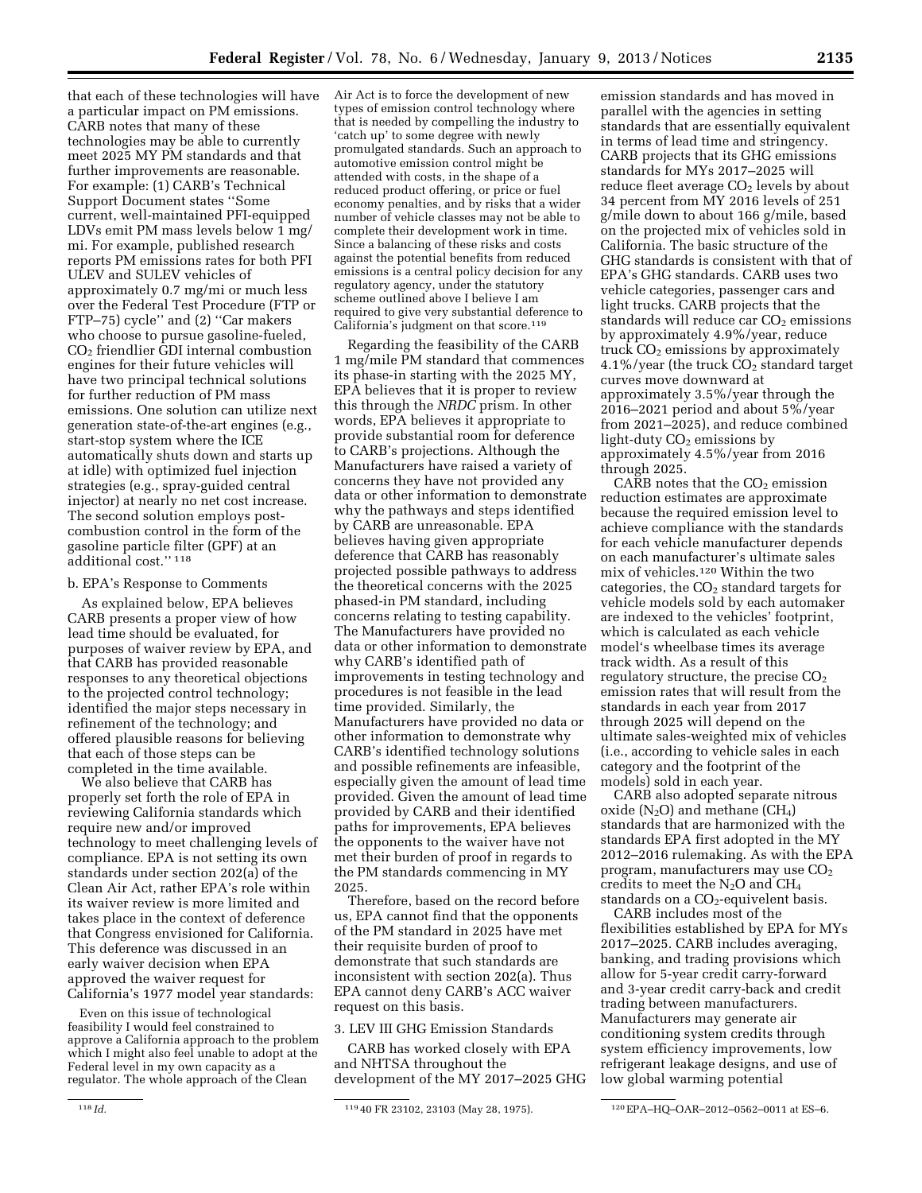that each of these technologies will have a particular impact on PM emissions. CARB notes that many of these technologies may be able to currently meet 2025 MY PM standards and that further improvements are reasonable. For example: (1) CARB's Technical Support Document states ''Some current, well-maintained PFI-equipped LDVs emit PM mass levels below 1 mg/mi. For example, published research reports PM emissions rates for both PFI ULEV and SULEV vehicles of approximately 0.7 mg/mi or much less over the Federal Test Procedure (FTP or FTP–75) cycle'' and (2) ''Car makers who choose to pursue gasoline-fueled, $CO_2$ friendlier GDI internal combustion engines for their future vehicles will have two principal technical solutions for further reduction of PM mass emissions. One solution can utilize next generation state-of-the-art engines (e.g., start-stop system where the ICE automatically shuts down and starts up at idle) with optimized fuel injection strategies (e.g., spray-guided central injector) at nearly no net cost increase. The second solution employs post-combustion control in the form of the gasoline particle filter (GPF) at an additional cost.'' [118]

b. EPA's Response to Comments

As explained below, EPA believes CARB presents a proper view of how lead time should be evaluated, for purposes of waiver review by EPA, and that CARB has provided reasonable responses to any theoretical objections to the projected control technology; identified the major steps necessary in refinement of the technology; and offered plausible reasons for believing that each of those steps can be completed in the time available.

We also believe that CARB has properly set forth the role of EPA in reviewing California standards which require new and/or improved technology to meet challenging levels of compliance. EPA is not setting its own standards under section 202(a) of the Clean Air Act, rather EPA's role within its waiver review is more limited and takes place in the context of deference that Congress envisioned for California. This deference was discussed in an early waiver decision when EPA approved the waiver request for California's 1977 model year standards:

> Even on this issue of technological feasibility I would feel constrained to approve a California approach to the problem which I might also feel unable to adopt at the Federal level in my own capacity as a regulator. The whole approach of the Clean Air Act is to force the development of new types of emission control technology where that is needed by compelling the industry to 'catch up' to some degree with newly promulgated standards. Such an approach to automotive emission control might be attended with costs, in the shape of a reduced product offering, or price or fuel economy penalties, and by risks that a wider number of vehicle classes may not be able to complete their development work in time. Since a balancing of these risks and costs against the potential benefits from reduced emissions is a central policy decision for any regulatory agency, under the statutory scheme outlined above I believe I am required to give very substantial deference to California's judgment on that score.[119]

Regarding the feasibility of the CARB 1 mg/mile PM standard that commences its phase-in starting with the 2025 MY, EPA believes that it is proper to review this through the *NRDC* prism. In other words, EPA believes it appropriate to provide substantial room for deference to CARB's projections. Although the Manufacturers have raised a variety of concerns they have not provided any data or other information to demonstrate why the pathways and steps identified by CARB are unreasonable. EPA believes having given appropriate deference that CARB has reasonably projected possible pathways to address the theoretical concerns with the 2025 phased-in PM standard, including concerns relating to testing capability. The Manufacturers have provided no data or other information to demonstrate why CARB's identified path of improvements in testing technology and procedures is not feasible in the lead time provided. Similarly, the Manufacturers have provided no data or other information to demonstrate why CARB's identified technology solutions and possible refinements are infeasible, especially given the amount of lead time provided. Given the amount of lead time provided by CARB and their identified paths for improvements, EPA believes the opponents to the waiver have not met their burden of proof in regards to the PM standards commencing in MY 2025.

Therefore, based on the record before us, EPA cannot find that the opponents of the PM standard in 2025 have met their requisite burden of proof to demonstrate that such standards are inconsistent with section 202(a). Thus EPA cannot deny CARB's ACC waiver request on this basis.

3. LEV III GHG Emission Standards

CARB has worked closely with EPA and NHTSA throughout the development of the MY 2017–2025 GHG emission standards and has moved in parallel with the agencies in setting standards that are essentially equivalent in terms of lead time and stringency. CARB projects that its GHG emissions standards for MYs 2017–2025 will reduce fleet average $CO_2$ levels by about 34 percent from MY 2016 levels of 251 g/mile down to about 166 g/mile, based on the projected mix of vehicles sold in California. The basic structure of the GHG standards is consistent with that of EPA's GHG standards. CARB uses two vehicle categories, passenger cars and light trucks. CARB projects that the standards will reduce car $CO_2$ emissions by approximately 4.9%/year, reduce truck $CO_2$ emissions by approximately 4.1%/year (the truck $CO_2$ standard target curves move downward at approximately 3.5%/year through the 2016–2021 period and about 5%/year from 2021–2025), and reduce combined light-duty $CO_2$ emissions by approximately 4.5%/year from 2016 through 2025.

CARB notes that the $CO_2$ emission reduction estimates are approximate because the required emission level to achieve compliance with the standards for each vehicle manufacturer depends on each manufacturer's ultimate sales mix of vehicles.[120] Within the two categories, the $CO_2$ standard targets for vehicle models sold by each automaker are indexed to the vehicles' footprint, which is calculated as each vehicle model's wheelbase times its average track width. As a result of this regulatory structure, the precise $CO_2$ emission rates that will result from the standards in each year from 2017 through 2025 will depend on the ultimate sales-weighted mix of vehicles (i.e., according to vehicle sales in each category and the footprint of the models) sold in each year.

CARB also adopted separate nitrous oxide ($N_2O$) and methane ($CH_4$) standards that are harmonized with the standards EPA first adopted in the MY 2012–2016 rulemaking. As with the EPA program, manufacturers may use $CO_2$ credits to meet the $N_2O$ and $CH_4$ standards on a $CO_2$-equivalent basis.

CARB includes most of the flexibilities established by EPA for MYs 2017–2025. CARB includes averaging, banking, and trading provisions which allow for 5-year credit carry-forward and 3-year credit carry-back and credit trading between manufacturers. Manufacturers may generate air conditioning system credits through system efficiency improvements, low refrigerant leakage designs, and use of low global warming potential

---

[118] *Id.*

[119] 40 FR 23102, 23103 (May 28, 1975).

[120] EPA–HQ–OAR–2012–0562–0011 at ES–6.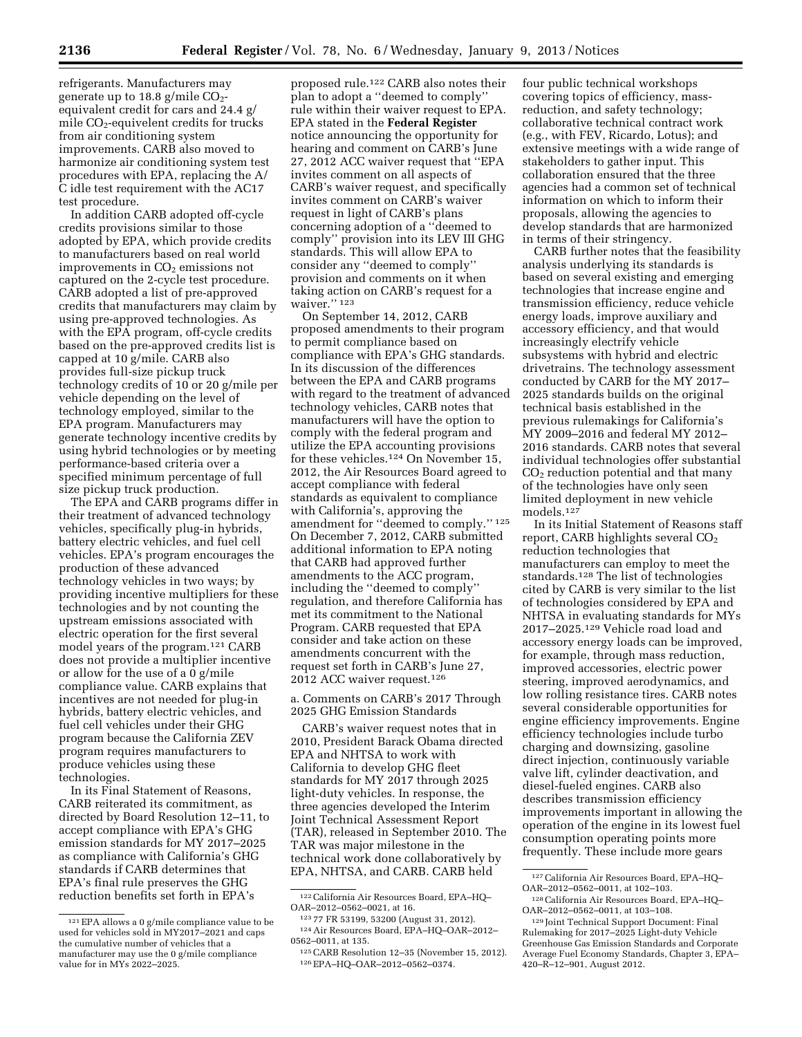refrigerants. Manufacturers may generate up to 18.8 g/mile $CO_2$-equivalent credit for cars and 24.4 g/mile $CO_2$-equivelent credits for trucks from air conditioning system improvements. CARB also moved to harmonize air conditioning system test procedures with EPA, replacing the A/C idle test requirement with the AC17 test procedure.

In addition CARB adopted off-cycle credits provisions similar to those adopted by EPA, which provide credits to manufacturers based on real world improvements in $CO_2$ emissions not captured on the 2-cycle test procedure. CARB adopted a list of pre-approved credits that manufacturers may claim by using pre-approved technologies. As with the EPA program, off-cycle credits based on the pre-approved credits list is capped at 10 g/mile. CARB also provides full-size pickup truck technology credits of 10 or 20 g/mile per vehicle depending on the level of technology employed, similar to the EPA program. Manufacturers may generate technology incentive credits by using hybrid technologies or by meeting performance-based criteria over a specified minimum percentage of full size pickup truck production.

The EPA and CARB programs differ in their treatment of advanced technology vehicles, specifically plug-in hybrids, battery electric vehicles, and fuel cell vehicles. EPA's program encourages the production of these advanced technology vehicles in two ways; by providing incentive multipliers for these technologies and by not counting the upstream emissions associated with electric operation for the first several model years of the program.[121] CARB does not provide a multiplier incentive or allow for the use of a 0 g/mile compliance value. CARB explains that incentives are not needed for plug-in hybrids, battery electric vehicles, and fuel cell vehicles under their GHG program because the California ZEV program requires manufacturers to produce vehicles using these technologies.

In its Final Statement of Reasons, CARB reiterated its commitment, as directed by Board Resolution 12–11, to accept compliance with EPA's GHG emission standards for MY 2017–2025 as compliance with California's GHG standards if CARB determines that EPA's final rule preserves the GHG reduction benefits set forth in EPA's proposed rule.[122] CARB also notes their plan to adopt a ''deemed to comply'' rule within their waiver request to EPA. EPA stated in the **Federal Register** notice announcing the opportunity for hearing and comment on CARB's June 27, 2012 ACC waiver request that ''EPA invites comment on all aspects of CARB's waiver request, and specifically invites comment on CARB's waiver request in light of CARB's plans concerning adoption of a ''deemed to comply'' provision into its LEV III GHG standards. This will allow EPA to consider any ''deemed to comply'' provision and comments on it when taking action on CARB's request for a waiver.'' [123]

On September 14, 2012, CARB proposed amendments to their program to permit compliance based on compliance with EPA's GHG standards. In its discussion of the differences between the EPA and CARB programs with regard to the treatment of advanced technology vehicles, CARB notes that manufacturers will have the option to comply with the federal program and utilize the EPA accounting provisions for these vehicles.[124] On November 15, 2012, the Air Resources Board agreed to accept compliance with federal standards as equivalent to compliance with California's, approving the amendment for ''deemed to comply.'' [125] On December 7, 2012, CARB submitted additional information to EPA noting that CARB had approved further amendments to the ACC program, including the ''deemed to comply'' regulation, and therefore California has met its commitment to the National Program. CARB requested that EPA consider and take action on these amendments concurrent with the request set forth in CARB's June 27, 2012 ACC waiver request.[126]

a. Comments on CARB's 2017 Through 2025 GHG Emission Standards

CARB's waiver request notes that in 2010, President Barack Obama directed EPA and NHTSA to work with California to develop GHG fleet standards for MY 2017 through 2025 light-duty vehicles. In response, the three agencies developed the Interim Joint Technical Assessment Report (TAR), released in September 2010. The TAR was major milestone in the technical work done collaboratively by EPA, NHTSA, and CARB. CARB held four public technical workshops covering topics of efficiency, mass-reduction, and safety technology; collaborative technical contract work (e.g., with FEV, Ricardo, Lotus); and extensive meetings with a wide range of stakeholders to gather input. This collaboration ensured that the three agencies had a common set of technical information on which to inform their proposals, allowing the agencies to develop standards that are harmonized in terms of their stringency.

CARB further notes that the feasibility analysis underlying its standards is based on several existing and emerging technologies that increase engine and transmission efficiency, reduce vehicle energy loads, improve auxiliary and accessory efficiency, and that would increasingly electrify vehicle subsystems with hybrid and electric drivetrains. The technology assessment conducted by CARB for the MY 2017–2025 standards builds on the original technical basis established in the previous rulemakings for California's MY 2009–2016 and federal MY 2012–2016 standards. CARB notes that several individual technologies offer substantial $CO_2$ reduction potential and that many of the technologies have only seen limited deployment in new vehicle models.[127]

In its Initial Statement of Reasons staff report, CARB highlights several $CO_2$ reduction technologies that manufacturers can employ to meet the standards.[128] The list of technologies cited by CARB is very similar to the list of technologies considered by EPA and NHTSA in evaluating standards for MYs 2017–2025.[129] Vehicle road load and accessory energy loads can be improved, for example, through mass reduction, improved accessories, electric power steering, improved aerodynamics, and low rolling resistance tires. CARB notes several considerable opportunities for engine efficiency improvements. Engine efficiency technologies include turbo charging and downsizing, gasoline direct injection, continuously variable valve lift, cylinder deactivation, and diesel-fueled engines. CARB also describes transmission efficiency improvements important in allowing the operation of the engine in its lowest fuel consumption operating points more frequently. These include more gears

---

[121] EPA allows a 0 g/mile compliance value to be used for vehicles sold in MY2017–2021 and caps the cumulative number of vehicles that a manufacturer may use the 0 g/mile compliance value for in MYs 2022–2025.

[122] California Air Resources Board, EPA–HQ–OAR–2012–0562–0021, at 16.

[123] 77 FR 53199, 53200 (August 31, 2012).

[124] Air Resources Board, EPA–HQ–OAR–2012–0562–0011, at 135.

[125] CARB Resolution 12–35 (November 15, 2012).

[126] EPA–HQ–OAR–2012–0562–0374.

[127] California Air Resources Board, EPA–HQ–OAR–2012–0562–0011, at 102–103.

[128] California Air Resources Board, EPA–HQ–OAR–2012–0562–0011, at 103–108.

[129] Joint Technical Support Document: Final Rulemaking for 2017–2025 Light-duty Vehicle Greenhouse Gas Emission Standards and Corporate Average Fuel Economy Standards, Chapter 3, EPA–420–R–12–901, August 2012.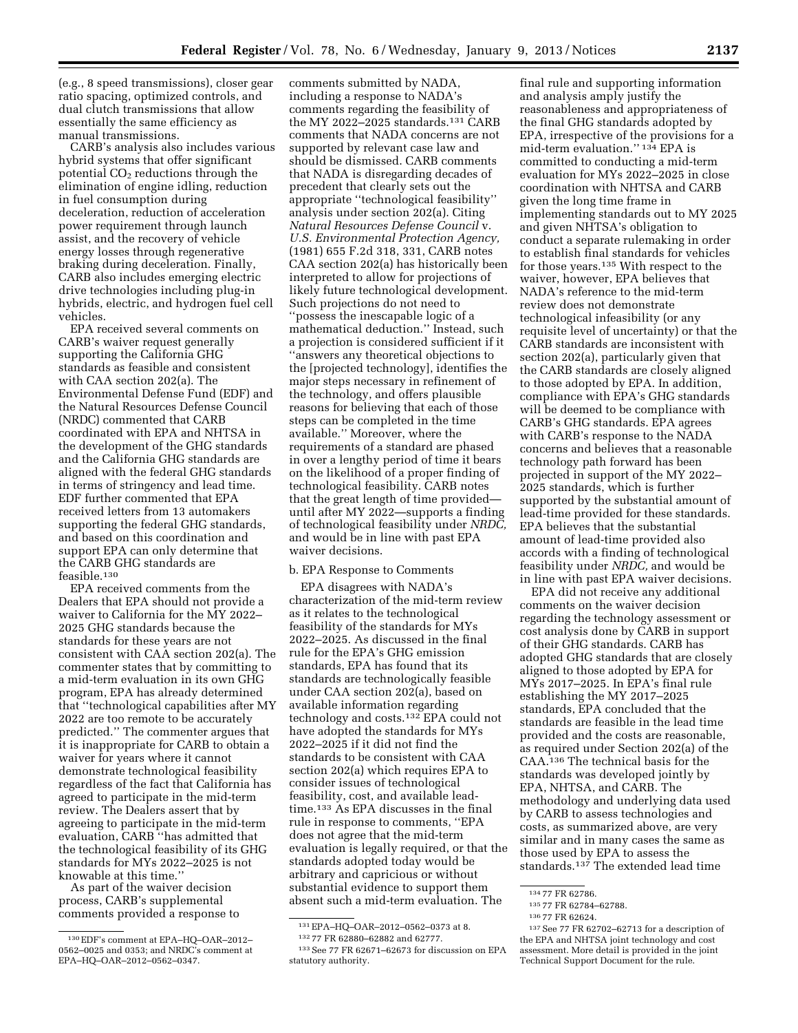(e.g., 8 speed transmissions), closer gear ratio spacing, optimized controls, and dual clutch transmissions that allow essentially the same efficiency as manual transmissions.

CARB's analysis also includes various hybrid systems that offer significant potential $CO_2$ reductions through the elimination of engine idling, reduction in fuel consumption during deceleration, reduction of acceleration power requirement through launch assist, and the recovery of vehicle energy losses through regenerative braking during deceleration. Finally, CARB also includes emerging electric drive technologies including plug-in hybrids, electric, and hydrogen fuel cell vehicles.

EPA received several comments on CARB's waiver request generally supporting the California GHG standards as feasible and consistent with CAA section 202(a). The Environmental Defense Fund (EDF) and the Natural Resources Defense Council (NRDC) commented that CARB coordinated with EPA and NHTSA in the development of the GHG standards and the California GHG standards are aligned with the federal GHG standards in terms of stringency and lead time. EDF further commented that EPA received letters from 13 automakers supporting the federal GHG standards, and based on this coordination and support EPA can only determine that the CARB GHG standards are feasible.[130]

EPA received comments from the Dealers that EPA should not provide a waiver to California for the MY 2022–2025 GHG standards because the standards for these years are not consistent with CAA section 202(a). The commenter states that by committing to a mid-term evaluation in its own GHG program, EPA has already determined that ''technological capabilities after MY 2022 are too remote to be accurately predicted.'' The commenter argues that it is inappropriate for CARB to obtain a waiver for years where it cannot demonstrate technological feasibility regardless of the fact that California has agreed to participate in the mid-term review. The Dealers assert that by agreeing to participate in the mid-term evaluation, CARB ''has admitted that the technological feasibility of its GHG standards for MYs 2022–2025 is not knowable at this time.''

As part of the waiver decision process, CARB's supplemental comments provided a response to comments submitted by NADA, including a response to NADA's comments regarding the feasibility of the MY 2022–2025 standards.[131] CARB comments that NADA concerns are not supported by relevant case law and should be dismissed. CARB comments that NADA is disregarding decades of precedent that clearly sets out the appropriate ''technological feasibility'' analysis under section 202(a). Citing *Natural Resources Defense Council* v. *U.S. Environmental Protection Agency,* (1981) 655 F.2d 318, 331, CARB notes CAA section 202(a) has historically been interpreted to allow for projections of likely future technological development. Such projections do not need to ''possess the inescapable logic of a mathematical deduction.'' Instead, such a projection is considered sufficient if it ''answers any theoretical objections to the [projected technology], identifies the major steps necessary in refinement of the technology, and offers plausible reasons for believing that each of those steps can be completed in the time available.'' Moreover, where the requirements of a standard are phased in over a lengthy period of time it bears on the likelihood of a proper finding of technological feasibility. CARB notes that the great length of time provided—until after MY 2022—supports a finding of technological feasibility under *NRDC,* and would be in line with past EPA waiver decisions.

b. EPA Response to Comments

EPA disagrees with NADA's characterization of the mid-term review as it relates to the technological feasibility of the standards for MYs 2022–2025. As discussed in the final rule for the EPA's GHG emission standards, EPA has found that its standards are technologically feasible under CAA section 202(a), based on available information regarding technology and costs.[132] EPA could not have adopted the standards for MYs 2022–2025 if it did not find the standards to be consistent with CAA section 202(a) which requires EPA to consider issues of technological feasibility, cost, and available lead-time.[133] As EPA discusses in the final rule in response to comments, ''EPA does not agree that the mid-term evaluation is legally required, or that the standards adopted today would be arbitrary and capricious or without substantial evidence to support them absent such a mid-term evaluation. The final rule and supporting information and analysis amply justify the reasonableness and appropriateness of the final GHG standards adopted by EPA, irrespective of the provisions for a mid-term evaluation.'' [134] EPA is committed to conducting a mid-term evaluation for MYs 2022–2025 in close coordination with NHTSA and CARB given the long time frame in implementing standards out to MY 2025 and given NHTSA's obligation to conduct a separate rulemaking in order to establish final standards for vehicles for those years.[135] With respect to the waiver, however, EPA believes that NADA's reference to the mid-term review does not demonstrate technological infeasibility (or any requisite level of uncertainty) or that the CARB standards are inconsistent with section 202(a), particularly given that the CARB standards are closely aligned to those adopted by EPA. In addition, compliance with EPA's GHG standards will be deemed to be compliance with CARB's GHG standards. EPA agrees with CARB's response to the NADA concerns and believes that a reasonable technology path forward has been projected in support of the MY 2022–2025 standards, which is further supported by the substantial amount of lead-time provided for these standards. EPA believes that the substantial amount of lead-time provided also accords with a finding of technological feasibility under *NRDC,* and would be in line with past EPA waiver decisions.

EPA did not receive any additional comments on the waiver decision regarding the technology assessment or cost analysis done by CARB in support of their GHG standards. CARB has adopted GHG standards that are closely aligned to those adopted by EPA for MYs 2017–2025. In EPA's final rule establishing the MY 2017–2025 standards, EPA concluded that the standards are feasible in the lead time provided and the costs are reasonable, as required under Section 202(a) of the CAA.[136] The technical basis for the standards was developed jointly by EPA, NHTSA, and CARB. The methodology and underlying data used by CARB to assess technologies and costs, as summarized above, are very similar and in many cases the same as those used by EPA to assess the standards.[137] The extended lead time

---

[130] EDF's comment at EPA–HQ–OAR–2012–0562–0025 and 0353; and NRDC's comment at EPA–HQ–OAR–2012–0562–0347.

[131] EPA–HQ–OAR–2012–0562–0373 at 8.

[132] 77 FR 62880–62882 and 62777.

[133] See 77 FR 62671–62673 for discussion on EPA statutory authority.

[134] 77 FR 62786.

[135] 77 FR 62784–62788.

[136] 77 FR 62624.

[137] See 77 FR 62702–62713 for a description of the EPA and NHTSA joint technology and cost assessment. More detail is provided in the joint Technical Support Document for the rule.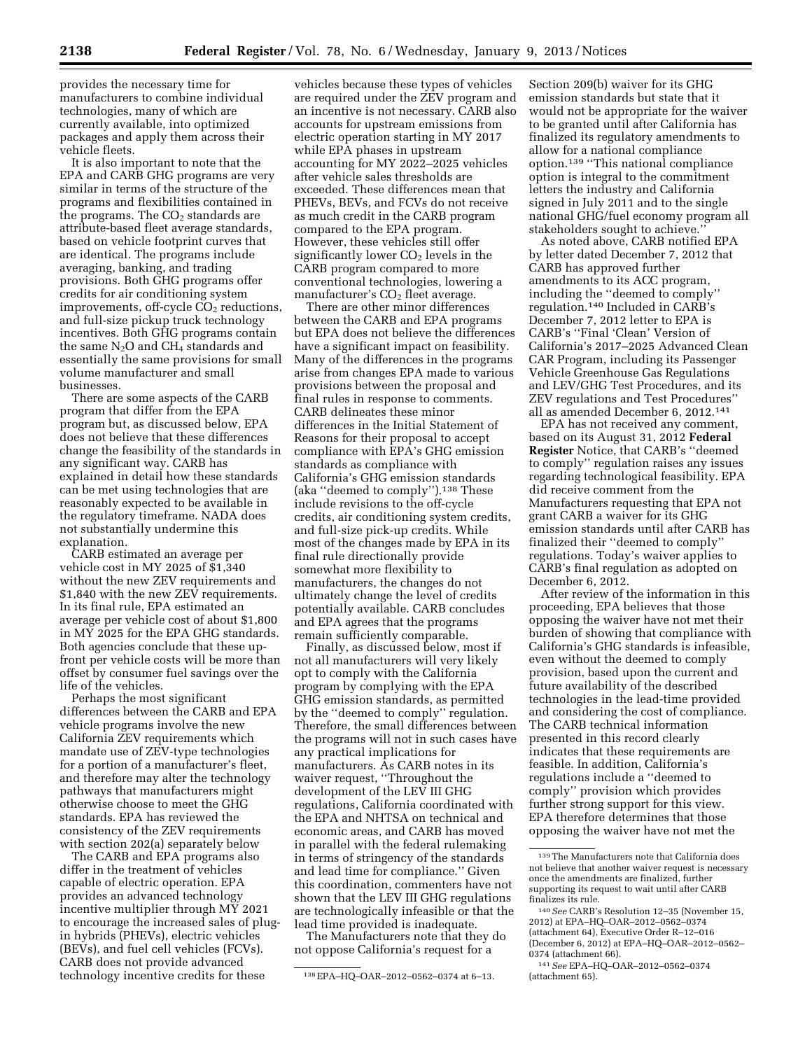provides the necessary time for manufacturers to combine individual technologies, many of which are currently available, into optimized packages and apply them across their vehicle fleets.

It is also important to note that the EPA and CARB GHG programs are very similar in terms of the structure of the programs and flexibilities contained in the programs. The $CO_2$ standards are attribute-based fleet average standards, based on vehicle footprint curves that are identical. The programs include averaging, banking, and trading provisions. Both GHG programs offer credits for air conditioning system improvements, off-cycle $CO_2$ reductions, and full-size pickup truck technology incentives. Both GHG programs contain the same $N_2O$ and $CH_4$ standards and essentially the same provisions for small volume manufacturer and small businesses.

There are some aspects of the CARB program that differ from the EPA program but, as discussed below, EPA does not believe that these differences change the feasibility of the standards in any significant way. CARB has explained in detail how these standards can be met using technologies that are reasonably expected to be available in the regulatory timeframe. NADA does not substantially undermine this explanation.

CARB estimated an average per vehicle cost in MY 2025 of $1,340 without the new ZEV requirements and $1,840 with the new ZEV requirements. In its final rule, EPA estimated an average per vehicle cost of about $1,800 in MY 2025 for the EPA GHG standards. Both agencies conclude that these up-front per vehicle costs will be more than offset by consumer fuel savings over the life of the vehicles.

Perhaps the most significant differences between the CARB and EPA vehicle programs involve the new California ZEV requirements which mandate use of ZEV-type technologies for a portion of a manufacturer's fleet, and therefore may alter the technology pathways that manufacturers might otherwise choose to meet the GHG standards. EPA has reviewed the consistency of the ZEV requirements with section 202(a) separately below

The CARB and EPA programs also differ in the treatment of vehicles capable of electric operation. EPA provides an advanced technology incentive multiplier through MY 2021 to encourage the increased sales of plug-in hybrids (PHEVs), electric vehicles (BEVs), and fuel cell vehicles (FCVs). CARB does not provide advanced technology incentive credits for these vehicles because these types of vehicles are required under the ZEV program and an incentive is not necessary. CARB also accounts for upstream emissions from electric operation starting in MY 2017 while EPA phases in upstream accounting for MY 2022–2025 vehicles after vehicle sales thresholds are exceeded. These differences mean that PHEVs, BEVs, and FCVs do not receive as much credit in the CARB program compared to the EPA program. However, these vehicles still offer significantly lower $CO_2$ levels in the CARB program compared to more conventional technologies, lowering a manufacturer's $CO_2$ fleet average.

There are other minor differences between the CARB and EPA programs but EPA does not believe the differences have a significant impact on feasibility. Many of the differences in the programs arise from changes EPA made to various provisions between the proposal and final rules in response to comments. CARB delineates these minor differences in the Initial Statement of Reasons for their proposal to accept compliance with EPA's GHG emission standards as compliance with California's GHG emission standards (aka "deemed to comply").[138] These include revisions to the off-cycle credits, air conditioning system credits, and full-size pick-up credits. While most of the changes made by EPA in its final rule directionally provide somewhat more flexibility to manufacturers, the changes do not ultimately change the level of credits potentially available. CARB concludes and EPA agrees that the programs remain sufficiently comparable.

Finally, as discussed below, most if not all manufacturers will very likely opt to comply with the California program by complying with the EPA GHG emission standards, as permitted by the "deemed to comply" regulation. Therefore, the small differences between the programs will not in such cases have any practical implications for manufacturers. As CARB notes in its waiver request, "Throughout the development of the LEV III GHG regulations, California coordinated with the EPA and NHTSA on technical and economic areas, and CARB has moved in parallel with the federal rulemaking in terms of stringency of the standards and lead time for compliance." Given this coordination, commenters have not shown that the LEV III GHG regulations are technologically infeasible or that the lead time provided is inadequate.

The Manufacturers note that they do not oppose California's request for a Section 209(b) waiver for its GHG emission standards but state that it would not be appropriate for the waiver to be granted until after California has finalized its regulatory amendments to allow for a national compliance option.[139] "This national compliance option is integral to the commitment letters the industry and California signed in July 2011 and to the single national GHG/fuel economy program all stakeholders sought to achieve."

As noted above, CARB notified EPA by letter dated December 7, 2012 that CARB has approved further amendments to its ACC program, including the "deemed to comply" regulation.[140] Included in CARB's December 7, 2012 letter to EPA is CARB's "Final 'Clean' Version of California's 2017–2025 Advanced Clean CAR Program, including its Passenger Vehicle Greenhouse Gas Regulations and LEV/GHG Test Procedures, and its ZEV regulations and Test Procedures" all as amended December 6, 2012.[141]

EPA has not received any comment, based on its August 31, 2012 **Federal Register** Notice, that CARB's "deemed to comply" regulation raises any issues regarding technological feasibility. EPA did receive comment from the Manufacturers requesting that EPA not grant CARB a waiver for its GHG emission standards until after CARB has finalized their "deemed to comply" regulations. Today's waiver applies to CARB's final regulation as adopted on December 6, 2012.

After review of the information in this proceeding, EPA believes that those opposing the waiver have not met their burden of showing that compliance with California's GHG standards is infeasible, even without the deemed to comply provision, based upon the current and future availability of the described technologies in the lead-time provided and considering the cost of compliance. The CARB technical information presented in this record clearly indicates that these requirements are feasible. In addition, California's regulations include a "deemed to comply" provision which provides further strong support for this view. EPA therefore determines that those opposing the waiver have not met the

---

[138] EPA–HQ–OAR–2012–0562–0374 at 6–13.

[139] The Manufacturers note that California does not believe that another waiver request is necessary once the amendments are finalized, further supporting its request to wait until after CARB finalizes its rule.

[140] *See* CARB's Resolution 12–35 (November 15, 2012) at EPA–HQ–OAR–2012–0562–0374 (attachment 64), Executive Order R–12–016 (December 6, 2012) at EPA–HQ–OAR–2012–0562–0374 (attachment 66).

[141] *See* EPA–HQ–OAR–2012–0562–0374 (attachment 65).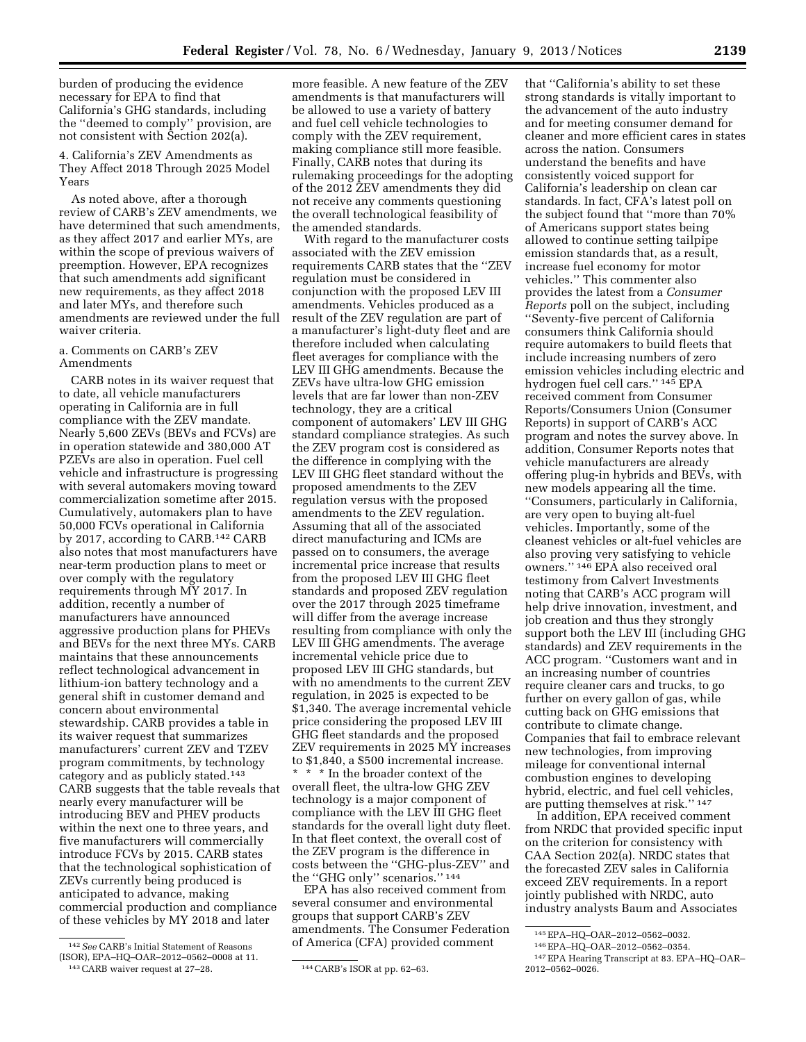burden of producing the evidence necessary for EPA to find that California's GHG standards, including the ''deemed to comply'' provision, are not consistent with Section 202(a).

4. California's ZEV Amendments as They Affect 2018 Through 2025 Model Years

As noted above, after a thorough review of CARB's ZEV amendments, we have determined that such amendments, as they affect 2017 and earlier MYs, are within the scope of previous waivers of preemption. However, EPA recognizes that such amendments add significant new requirements, as they affect 2018 and later MYs, and therefore such amendments are reviewed under the full waiver criteria.

a. Comments on CARB's ZEV Amendments

CARB notes in its waiver request that to date, all vehicle manufacturers operating in California are in full compliance with the ZEV mandate. Nearly 5,600 ZEVs (BEVs and FCVs) are in operation statewide and 380,000 AT PZEVs are also in operation. Fuel cell vehicle and infrastructure is progressing with several automakers moving toward commercialization sometime after 2015. Cumulatively, automakers plan to have 50,000 FCVs operational in California by 2017, according to CARB.[142] CARB also notes that most manufacturers have near-term production plans to meet or over comply with the regulatory requirements through MY 2017. In addition, recently a number of manufacturers have announced aggressive production plans for PHEVs and BEVs for the next three MYs. CARB maintains that these announcements reflect technological advancement in lithium-ion battery technology and a general shift in customer demand and concern about environmental stewardship. CARB provides a table in its waiver request that summarizes manufacturers' current ZEV and TZEV program commitments, by technology category and as publicly stated.[143] CARB suggests that the table reveals that nearly every manufacturer will be introducing BEV and PHEV products within the next one to three years, and five manufacturers will commercially introduce FCVs by 2015. CARB states that the technological sophistication of ZEVs currently being produced is anticipated to advance, making commercial production and compliance of these vehicles by MY 2018 and later more feasible. A new feature of the ZEV amendments is that manufacturers will be allowed to use a variety of battery and fuel cell vehicle technologies to comply with the ZEV requirement, making compliance still more feasible. Finally, CARB notes that during its rulemaking proceedings for the adopting of the 2012 ZEV amendments they did not receive any comments questioning the overall technological feasibility of the amended standards.

With regard to the manufacturer costs associated with the ZEV emission requirements CARB states that the ''ZEV regulation must be considered in conjunction with the proposed LEV III amendments. Vehicles produced as a result of the ZEV regulation are part of a manufacturer's light-duty fleet and are therefore included when calculating fleet averages for compliance with the LEV III GHG amendments. Because the ZEVs have ultra-low GHG emission levels that are far lower than non-ZEV technology, they are a critical component of automakers' LEV III GHG standard compliance strategies. As such the ZEV program cost is considered as the difference in complying with the LEV III GHG fleet standard without the proposed amendments to the ZEV regulation versus with the proposed amendments to the ZEV regulation. Assuming that all of the associated direct manufacturing and ICMs are passed on to consumers, the average incremental price increase that results from the proposed LEV III GHG fleet standards and proposed ZEV regulation over the 2017 through 2025 timeframe will differ from the average increase resulting from compliance with only the LEV III GHG amendments. The average incremental vehicle price due to proposed LEV III GHG standards, but with no amendments to the current ZEV regulation, in 2025 is expected to be $1,340. The average incremental vehicle price considering the proposed LEV III GHG fleet standards and the proposed ZEV requirements in 2025 MY increases to $1,840, a $500 incremental increase. * * * In the broader context of the overall fleet, the ultra-low GHG ZEV technology is a major component of compliance with the LEV III GHG fleet standards for the overall light duty fleet. In that fleet context, the overall cost of the ZEV program is the difference in costs between the ''GHG-plus-ZEV'' and the ''GHG only'' scenarios.''[144]

EPA has also received comment from several consumer and environmental groups that support CARB's ZEV amendments. The Consumer Federation of America (CFA) provided comment that ''California's ability to set these strong standards is vitally important to the advancement of the auto industry and for meeting consumer demand for cleaner and more efficient cares in states across the nation. Consumers understand the benefits and have consistently voiced support for California's leadership on clean car standards. In fact, CFA's latest poll on the subject found that ''more than 70% of Americans support states being allowed to continue setting tailpipe emission standards that, as a result, increase fuel economy for motor vehicles.'' This commenter also provides the latest from a *Consumer Reports* poll on the subject, including ''Seventy-five percent of California consumers think California should require automakers to build fleets that include increasing numbers of zero emission vehicles including electric and hydrogen fuel cell cars.''[145] EPA received comment from Consumer Reports/Consumers Union (Consumer Reports) in support of CARB's ACC program and notes the survey above. In addition, Consumer Reports notes that vehicle manufacturers are already offering plug-in hybrids and BEVs, with new models appearing all the time. ''Consumers, particularly in California, are very open to buying alt-fuel vehicles. Importantly, some of the cleanest vehicles or alt-fuel vehicles are also proving very satisfying to vehicle owners.''[146] EPA also received oral testimony from Calvert Investments noting that CARB's ACC program will help drive innovation, investment, and job creation and thus they strongly support both the LEV III (including GHG standards) and ZEV requirements in the ACC program. ''Customers want and in an increasing number of countries require cleaner cars and trucks, to go further on every gallon of gas, while cutting back on GHG emissions that contribute to climate change. Companies that fail to embrace relevant new technologies, from improving mileage for conventional internal combustion engines to developing hybrid, electric, and fuel cell vehicles, are putting themselves at risk.''[147]

In addition, EPA received comment from NRDC that provided specific input on the criterion for consistency with CAA Section 202(a). NRDC states that the forecasted ZEV sales in California exceed ZEV requirements. In a report jointly published with NRDC, auto industry analysts Baum and Associates

[142] *See* CARB's Initial Statement of Reasons (ISOR), EPA–HQ–OAR–2012–0562–0008 at 11.

[143] CARB waiver request at 27–28.

[144] CARB's ISOR at pp. 62–63.

[145] EPA–HQ–OAR–2012–0562–0032.

[146] EPA–HQ–OAR–2012–0562–0354.

[147] EPA Hearing Transcript at 83. EPA–HQ–OAR–2012–0562–0026.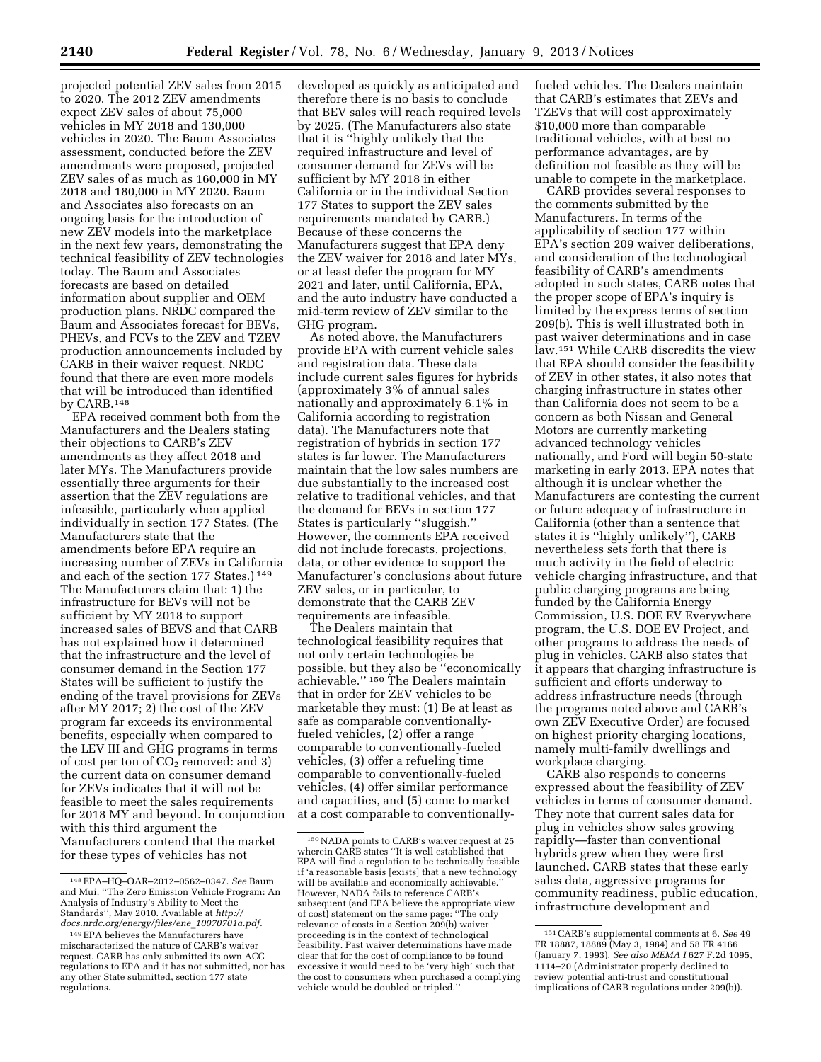projected potential ZEV sales from 2015 to 2020. The 2012 ZEV amendments expect ZEV sales of about 75,000 vehicles in MY 2018 and 130,000 vehicles in 2020. The Baum Associates assessment, conducted before the ZEV amendments were proposed, projected ZEV sales of as much as 160,000 in MY 2018 and 180,000 in MY 2020. Baum and Associates also forecasts on an ongoing basis for the introduction of new ZEV models into the marketplace in the next few years, demonstrating the technical feasibility of ZEV technologies today. The Baum and Associates forecasts are based on detailed information about supplier and OEM production plans. NRDC compared the Baum and Associates forecast for BEVs, PHEVs, and FCVs to the ZEV and TZEV production announcements included by CARB in their waiver request. NRDC found that there are even more models that will be introduced than identified by CARB.[148]

EPA received comment both from the Manufacturers and the Dealers stating their objections to CARB's ZEV amendments as they affect 2018 and later MYs. The Manufacturers provide essentially three arguments for their assertion that the ZEV regulations are infeasible, particularly when applied individually in section 177 States. (The Manufacturers state that the amendments before EPA require an increasing number of ZEVs in California and each of the section 177 States.)[149] The Manufacturers claim that: 1) the infrastructure for BEVs will not be sufficient by MY 2018 to support increased sales of BEVS and that CARB has not explained how it determined that the infrastructure and the level of consumer demand in the Section 177 States will be sufficient to justify the ending of the travel provisions for ZEVs after MY 2017; 2) the cost of the ZEV program far exceeds its environmental benefits, especially when compared to the LEV III and GHG programs in terms of cost per ton of $CO_2$ removed: and 3) the current data on consumer demand for ZEVs indicates that it will not be feasible to meet the sales requirements for 2018 MY and beyond. In conjunction with this third argument the Manufacturers contend that the market for these types of vehicles has not developed as quickly as anticipated and therefore there is no basis to conclude that BEV sales will reach required levels by 2025. (The Manufacturers also state that it is ''highly unlikely that the required infrastructure and level of consumer demand for ZEVs will be sufficient by MY 2018 in either California or in the individual Section 177 States to support the ZEV sales requirements mandated by CARB.) Because of these concerns the Manufacturers suggest that EPA deny the ZEV waiver for 2018 and later MYs, or at least defer the program for MY 2021 and later, until California, EPA, and the auto industry have conducted a mid-term review of ZEV similar to the GHG program.

As noted above, the Manufacturers provide EPA with current vehicle sales and registration data. These data include current sales figures for hybrids (approximately 3% of annual sales nationally and approximately 6.1% in California according to registration data). The Manufacturers note that registration of hybrids in section 177 states is far lower. The Manufacturers maintain that the low sales numbers are due substantially to the increased cost relative to traditional vehicles, and that the demand for BEVs in section 177 States is particularly ''sluggish.'' However, the comments EPA received did not include forecasts, projections, data, or other evidence to support the Manufacturer's conclusions about future ZEV sales, or in particular, to demonstrate that the CARB ZEV requirements are infeasible.

The Dealers maintain that technological feasibility requires that not only certain technologies be possible, but they also be ''economically achievable.''[150] The Dealers maintain that in order for ZEV vehicles to be marketable they must: (1) Be at least as safe as comparable conventionally-fueled vehicles, (2) offer a range comparable to conventionally-fueled vehicles, (3) offer a refueling time comparable to conventionally-fueled vehicles, (4) offer similar performance and capacities, and (5) come to market at a cost comparable to conventionally-fueled vehicles. The Dealers maintain that CARB's estimates that ZEVs and TZEVs that will cost approximately $10,000 more than comparable traditional vehicles, with at best no performance advantages, are by definition not feasible as they will be unable to compete in the marketplace.

CARB provides several responses to the comments submitted by the Manufacturers. In terms of the applicability of section 177 within EPA's section 209 waiver deliberations, and consideration of the technological feasibility of CARB's amendments adopted in such states, CARB notes that the proper scope of EPA's inquiry is limited by the express terms of section 209(b). This is well illustrated both in past waiver determinations and in case law.[151] While CARB discredits the view that EPA should consider the feasibility of ZEV in other states, it also notes that charging infrastructure in states other than California does not seem to be a concern as both Nissan and General Motors are currently marketing advanced technology vehicles nationally, and Ford will begin 50-state marketing in early 2013. EPA notes that although it is unclear whether the Manufacturers are contesting the current or future adequacy of infrastructure in California (other than a sentence that states it is ''highly unlikely''), CARB nevertheless sets forth that there is much activity in the field of electric vehicle charging infrastructure, and that public charging programs are being funded by the California Energy Commission, U.S. DOE EV Everywhere program, the U.S. DOE EV Project, and other programs to address the needs of plug in vehicles. CARB also states that it appears that charging infrastructure is sufficient and efforts underway to address infrastructure needs (through the programs noted above and CARB's own ZEV Executive Order) are focused on highest priority charging locations, namely multi-family dwellings and workplace charging.

CARB also responds to concerns expressed about the feasibility of ZEV vehicles in terms of consumer demand. They note that current sales data for plug in vehicles show sales growing rapidly—faster than conventional hybrids grew when they were first launched. CARB states that these early sales data, aggressive programs for community readiness, public education, infrastructure development and

---

[148] EPA–HQ–OAR–2012–0562–0347. *See* Baum and Mui, ''The Zero Emission Vehicle Program: An Analysis of Industry's Ability to Meet the Standards'', May 2010. Available at *http://docs.nrdc.org/energy/files/ene_10070701a.pdf.*

[149] EPA believes the Manufacturers have mischaracterized the nature of CARB's waiver request. CARB has only submitted its own ACC regulations to EPA and it has not submitted, nor has any other State submitted, section 177 state regulations.

[150] NADA points to CARB's waiver request at 25 wherein CARB states ''It is well established that EPA will find a regulation to be technically feasible if 'a reasonable basis [exists] that a new technology will be available and economically achievable.'' However, NADA fails to reference CARB's subsequent (and EPA believe the appropriate view of cost) statement on the same page: ''The only relevance of costs in a Section 209(b) waiver proceeding is in the context of technological feasibility. Past waiver determinations have made clear that for the cost of compliance to be found excessive it would need to be 'very high' such that the cost to consumers when purchased a complying vehicle would be doubled or tripled.''

[151] CARB's supplemental comments at 6. *See* 49 FR 18887, 18889 (May 3, 1984) and 58 FR 4166 (January 7, 1993). *See also MEMA I* 627 F.2d 1095, 1114–20 (Administrator properly declined to review potential anti-trust and constitutional implications of CARB regulations under 209(b)).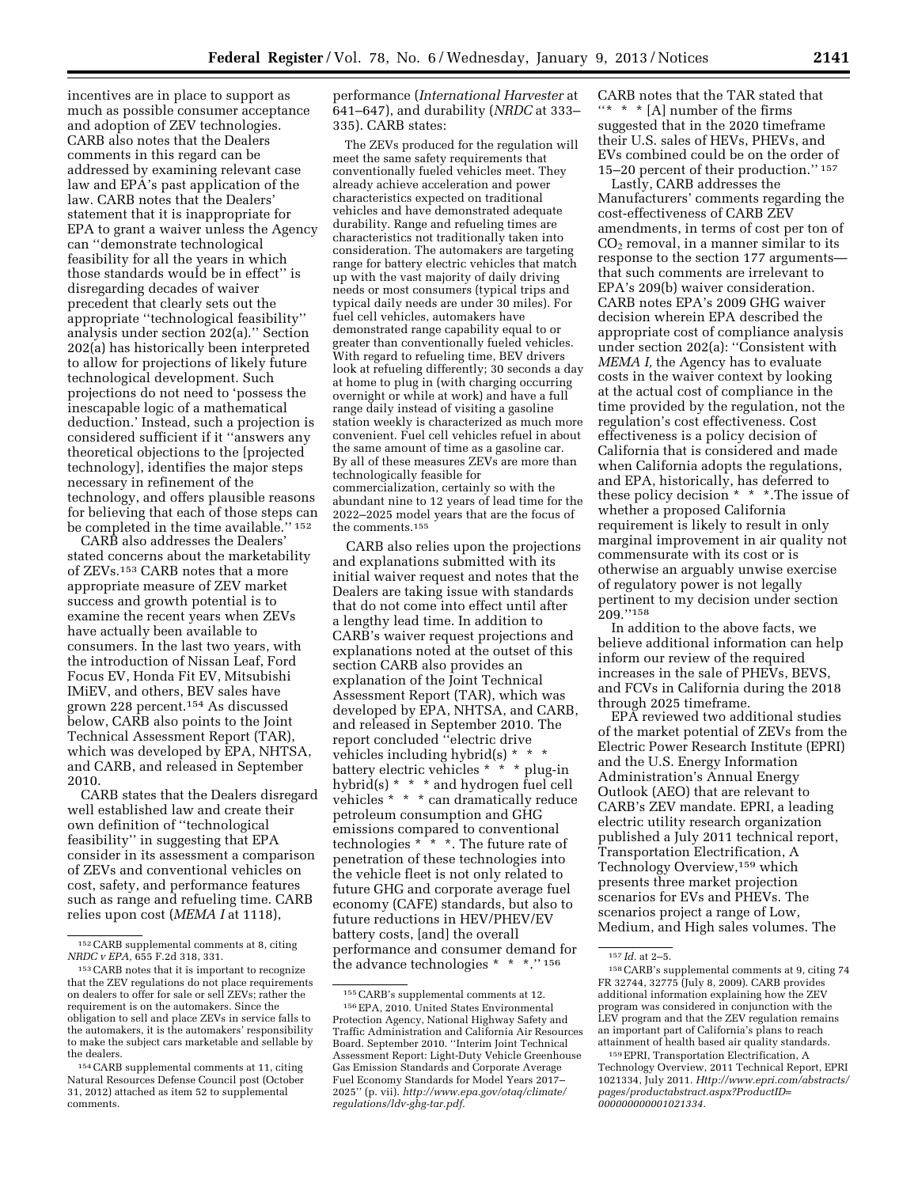incentives are in place to support as much as possible consumer acceptance and adoption of ZEV technologies. CARB also notes that the Dealers comments in this regard can be addressed by examining relevant case law and EPA's past application of the law. CARB notes that the Dealers' statement that it is inappropriate for EPA to grant a waiver unless the Agency can "demonstrate technological feasibility for all the years in which those standards would be in effect" is disregarding decades of waiver precedent that clearly sets out the appropriate "technological feasibility" analysis under section 202(a)." Section 202(a) has historically been interpreted to allow for projections of likely future technological development. Such projections do not need to 'possess the inescapable logic of a mathematical deduction.' Instead, such a projection is considered sufficient if it "answers any theoretical objections to the [projected technology], identifies the major steps necessary in refinement of the technology, and offers plausible reasons for believing that each of those steps can be completed in the time available." [152]

CARB also addresses the Dealers' stated concerns about the marketability of ZEVs.[153] CARB notes that a more appropriate measure of ZEV market success and growth potential is to examine the recent years when ZEVs have actually been available to consumers. In the last two years, with the introduction of Nissan Leaf, Ford Focus EV, Honda Fit EV, Mitsubishi IMiEV, and others, BEV sales have grown 228 percent.[154] As discussed below, CARB also points to the Joint Technical Assessment Report (TAR), which was developed by EPA, NHTSA, and CARB, and released in September 2010.

CARB states that the Dealers disregard well established law and create their own definition of "technological feasibility" in suggesting that EPA consider in its assessment a comparison of ZEVs and conventional vehicles on cost, safety, and performance features such as range and refueling time. CARB relies upon cost (*MEMA I* at 1118), performance (*International Harvester* at 641–647), and durability (*NRDC* at 333–335). CARB states:

> The ZEVs produced for the regulation will meet the same safety requirements that conventionally fueled vehicles meet. They already achieve acceleration and power characteristics expected on traditional vehicles and have demonstrated adequate durability. Range and refueling times are characteristics not traditionally taken into consideration. The automakers are targeting range for battery electric vehicles that match up with the vast majority of daily driving needs or most consumers (typical trips and typical daily needs are under 30 miles). For fuel cell vehicles, automakers have demonstrated range capability equal to or greater than conventionally fueled vehicles. With regard to refueling time, BEV drivers look at refueling differently; 30 seconds a day at home to plug in (with charging occurring overnight or while at work) and have a full range daily instead of visiting a gasoline station weekly is characterized as much more convenient. Fuel cell vehicles refuel in about the same amount of time as a gasoline car. By all of these measures ZEVs are more than technologically feasible for commercialization, certainly so with the abundant nine to 12 years of lead time for the 2022–2025 model years that are the focus of the comments.[155]

CARB also relies upon the projections and explanations submitted with its initial waiver request and notes that the Dealers are taking issue with standards that do not come into effect until after a lengthy lead time. In addition to CARB's waiver request projections and explanations noted at the outset of this section CARB also provides an explanation of the Joint Technical Assessment Report (TAR), which was developed by EPA, NHTSA, and CARB, and released in September 2010. The report concluded "electric drive vehicles including hybrid(s) * * * battery electric vehicles * * * plug-in hybrid(s) * * * and hydrogen fuel cell vehicles * * * can dramatically reduce petroleum consumption and GHG emissions compared to conventional technologies * * *. The future rate of penetration of these technologies into the vehicle fleet is not only related to future GHG and corporate average fuel economy (CAFE) standards, but also to future reductions in HEV/PHEV/EV battery costs, [and] the overall performance and consumer demand for the advance technologies * * *." [156] CARB notes that the TAR stated that "* * * [A] number of the firms suggested that in the 2020 timeframe their U.S. sales of HEVs, PHEVs, and EVs combined could be on the order of 15–20 percent of their production." [157]

Lastly, CARB addresses the Manufacturers' comments regarding the cost-effectiveness of CARB ZEV amendments, in terms of cost per ton of $CO_2$ removal, in a manner similar to its response to the section 177 arguments—that such comments are irrelevant to EPA's 209(b) waiver consideration. CARB notes EPA's 2009 GHG waiver decision wherein EPA described the appropriate cost of compliance analysis under section 202(a): "Consistent with *MEMA I,* the Agency has to evaluate costs in the waiver context by looking at the actual cost of compliance in the time provided by the regulation, not the regulation's cost effectiveness. Cost effectiveness is a policy decision of California that is considered and made when California adopts the regulations, and EPA, historically, has deferred to these policy decision * * *.The issue of whether a proposed California requirement is likely to result in only marginal improvement in air quality not commensurate with its cost or is otherwise an arguably unwise exercise of regulatory power is not legally pertinent to my decision under section 209."[158]

In addition to the above facts, we believe additional information can help inform our review of the required increases in the sale of PHEVs, BEVS, and FCVs in California during the 2018 through 2025 timeframe.

EPA reviewed two additional studies of the market potential of ZEVs from the Electric Power Research Institute (EPRI) and the U.S. Energy Information Administration's Annual Energy Outlook (AEO) that are relevant to CARB's ZEV mandate. EPRI, a leading electric utility research organization published a July 2011 technical report, Transportation Electrification, A Technology Overview,[159] which presents three market projection scenarios for EVs and PHEVs. The scenarios project a range of Low, Medium, and High sales volumes. The

---

[152] CARB supplemental comments at 8, citing *NRDC v EPA,* 655 F.2d 318, 331.

[153] CARB notes that it is important to recognize that the ZEV regulations do not place requirements on dealers to offer for sale or sell ZEVs; rather the requirement is on the automakers. Since the obligation to sell and place ZEVs in service falls to the automakers, it is the automakers' responsibility to make the subject cars marketable and sellable by the dealers.

[154] CARB supplemental comments at 11, citing Natural Resources Defense Council post (October 31, 2012) attached as item 52 to supplemental comments.

[155] CARB's supplemental comments at 12.

[156] EPA, 2010. United States Environmental Protection Agency, National Highway Safety and Traffic Administration and California Air Resources Board. September 2010. "Interim Joint Technical Assessment Report: Light-Duty Vehicle Greenhouse Gas Emission Standards and Corporate Average Fuel Economy Standards for Model Years 2017–2025" (p. vii). *http://www.epa.gov/otaq/climate/regulations/ldv-ghg-tar.pdf.*

[157] *Id.* at 2–5.

[158] CARB's supplemental comments at 9, citing 74 FR 32744, 32775 (July 8, 2009). CARB provides additional information explaining how the ZEV program was considered in conjunction with the LEV program and that the ZEV regulation remains an important part of California's plans to reach attainment of health based air quality standards.

[159] EPRI, Transportation Electrification, A Technology Overview, 2011 Technical Report, EPRI 1021334, July 2011. *Http://www.epri.com/abstracts/pages/productabstract.aspx?ProductID=000000000001021334.*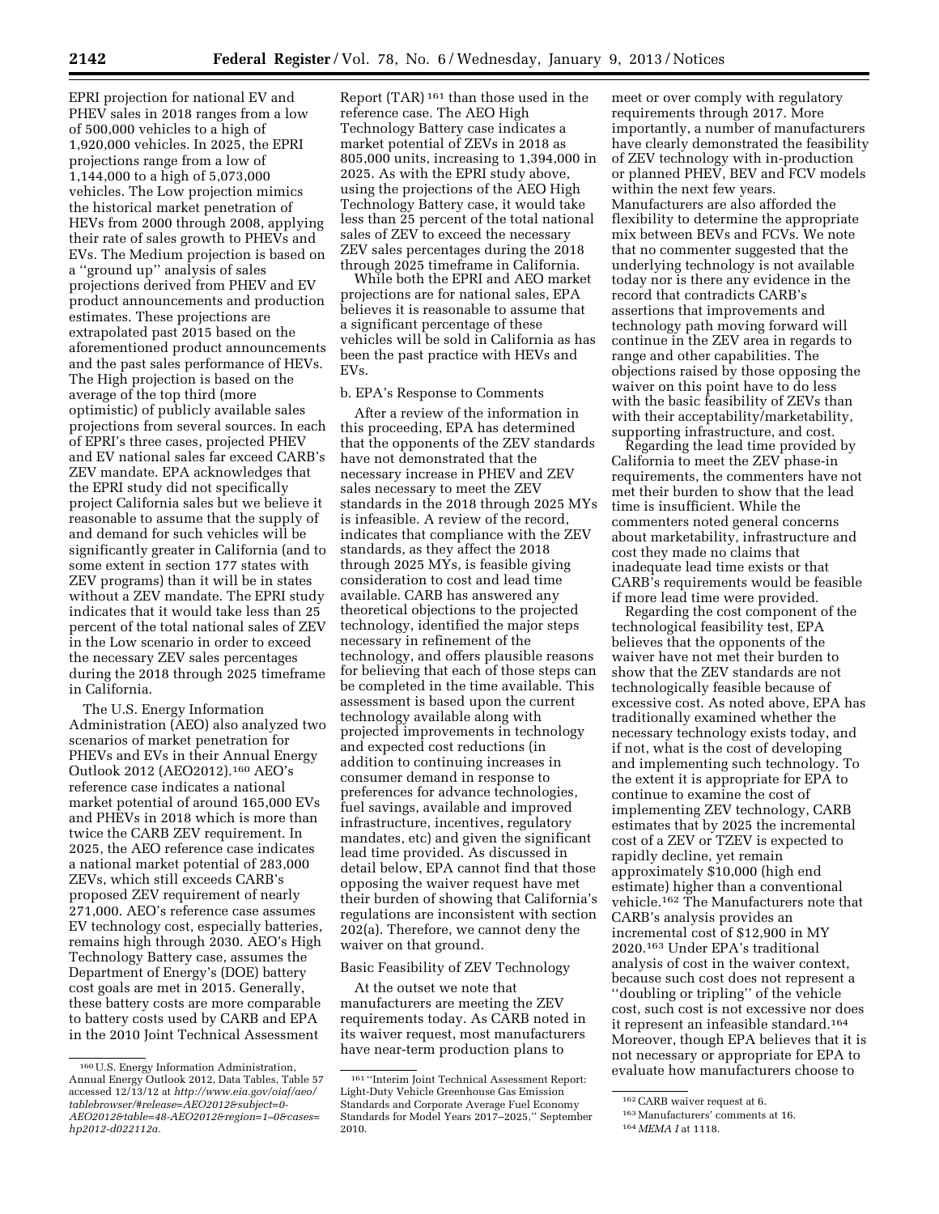EPRI projection for national EV and PHEV sales in 2018 ranges from a low of 500,000 vehicles to a high of 1,920,000 vehicles. In 2025, the EPRI projections range from a low of 1,144,000 to a high of 5,073,000 vehicles. The Low projection mimics the historical market penetration of HEVs from 2000 through 2008, applying their rate of sales growth to PHEVs and EVs. The Medium projection is based on a ''ground up'' analysis of sales projections derived from PHEV and EV product announcements and production estimates. These projections are extrapolated past 2015 based on the aforementioned product announcements and the past sales performance of HEVs. The High projection is based on the average of the top third (more optimistic) of publicly available sales projections from several sources. In each of EPRI's three cases, projected PHEV and EV national sales far exceed CARB's ZEV mandate. EPA acknowledges that the EPRI study did not specifically project California sales but we believe it reasonable to assume that the supply of and demand for such vehicles will be significantly greater in California (and to some extent in section 177 states with ZEV programs) than it will be in states without a ZEV mandate. The EPRI study indicates that it would take less than 25 percent of the total national sales of ZEV in the Low scenario in order to exceed the necessary ZEV sales percentages during the 2018 through 2025 timeframe in California.

The U.S. Energy Information Administration (AEO) also analyzed two scenarios of market penetration for PHEVs and EVs in their Annual Energy Outlook 2012 (AEO2012).[160] AEO's reference case indicates a national market potential of around 165,000 EVs and PHEVs in 2018 which is more than twice the CARB ZEV requirement. In 2025, the AEO reference case indicates a national market potential of 283,000 ZEVs, which still exceeds CARB's proposed ZEV requirement of nearly 271,000. AEO's reference case assumes EV technology cost, especially batteries, remains high through 2030. AEO's High Technology Battery case, assumes the Department of Energy's (DOE) battery cost goals are met in 2015. Generally, these battery costs are more comparable to battery costs used by CARB and EPA in the 2010 Joint Technical Assessment Report (TAR)[161] than those used in the reference case. The AEO High Technology Battery case indicates a market potential of ZEVs in 2018 as 805,000 units, increasing to 1,394,000 in 2025. As with the EPRI study above, using the projections of the AEO High Technology Battery case, it would take less than 25 percent of the total national sales of ZEV to exceed the necessary ZEV sales percentages during the 2018 through 2025 timeframe in California.

While both the EPRI and AEO market projections are for national sales, EPA believes it is reasonable to assume that a significant percentage of these vehicles will be sold in California as has been the past practice with HEVs and EVs.

b. EPA's Response to Comments

After a review of the information in this proceeding, EPA has determined that the opponents of the ZEV standards have not demonstrated that the necessary increase in PHEV and ZEV sales necessary to meet the ZEV standards in the 2018 through 2025 MYs is infeasible. A review of the record, indicates that compliance with the ZEV standards, as they affect the 2018 through 2025 MYs, is feasible giving consideration to cost and lead time available. CARB has answered any theoretical objections to the projected technology, identified the major steps necessary in refinement of the technology, and offers plausible reasons for believing that each of those steps can be completed in the time available. This assessment is based upon the current technology available along with projected improvements in technology and expected cost reductions (in addition to continuing increases in consumer demand in response to preferences for advance technologies, fuel savings, available and improved infrastructure, incentives, regulatory mandates, etc) and given the significant lead time provided. As discussed in detail below, EPA cannot find that those opposing the waiver request have met their burden of showing that California's regulations are inconsistent with section 202(a). Therefore, we cannot deny the waiver on that ground.

Basic Feasibility of ZEV Technology

At the outset we note that manufacturers are meeting the ZEV requirements today. As CARB noted in its waiver request, most manufacturers have near-term production plans to meet or over comply with regulatory requirements through 2017. More importantly, a number of manufacturers have clearly demonstrated the feasibility of ZEV technology with in-production or planned PHEV, BEV and FCV models within the next few years. Manufacturers are also afforded the flexibility to determine the appropriate mix between BEVs and FCVs. We note that no commenter suggested that the underlying technology is not available today nor is there any evidence in the record that contradicts CARB's assertions that improvements and technology path moving forward will continue in the ZEV area in regards to range and other capabilities. The objections raised by those opposing the waiver on this point have to do less with the basic feasibility of ZEVs than with their acceptability/marketability, supporting infrastructure, and cost.

Regarding the lead time provided by California to meet the ZEV phase-in requirements, the commenters have not met their burden to show that the lead time is insufficient. While the commenters noted general concerns about marketability, infrastructure and cost they made no claims that inadequate lead time exists or that CARB's requirements would be feasible if more lead time were provided.

Regarding the cost component of the technological feasibility test, EPA believes that the opponents of the waiver have not met their burden to show that the ZEV standards are not technologically feasible because of excessive cost. As noted above, EPA has traditionally examined whether the necessary technology exists today, and if not, what is the cost of developing and implementing such technology. To the extent it is appropriate for EPA to continue to examine the cost of implementing ZEV technology, CARB estimates that by 2025 the incremental cost of a ZEV or TZEV is expected to rapidly decline, yet remain approximately $10,000 (high end estimate) higher than a conventional vehicle.[162] The Manufacturers note that CARB's analysis provides an incremental cost of $12,900 in MY 2020.[163] Under EPA's traditional analysis of cost in the waiver context, because such cost does not represent a ''doubling or tripling'' of the vehicle cost, such cost is not excessive nor does it represent an infeasible standard.[164] Moreover, though EPA believes that it is not necessary or appropriate for EPA to evaluate how manufacturers choose to

---

[160] U.S. Energy Information Administration, Annual Energy Outlook 2012, Data Tables, Table 57 accessed 12/13/12 at *http://www.eia.gov/oiaf/aeo/tablebrowser/#release=AEO2012&subject=0-AEO2012&table=48-AEO2012&region=1-0&cases=hp2012-d022112a.*

[161] ''Interim Joint Technical Assessment Report: Light-Duty Vehicle Greenhouse Gas Emission Standards and Corporate Average Fuel Economy Standards for Model Years 2017–2025,'' September 2010.

[162] CARB waiver request at 6.

[163] Manufacturers' comments at 16.

[164] *MEMA I* at 1118.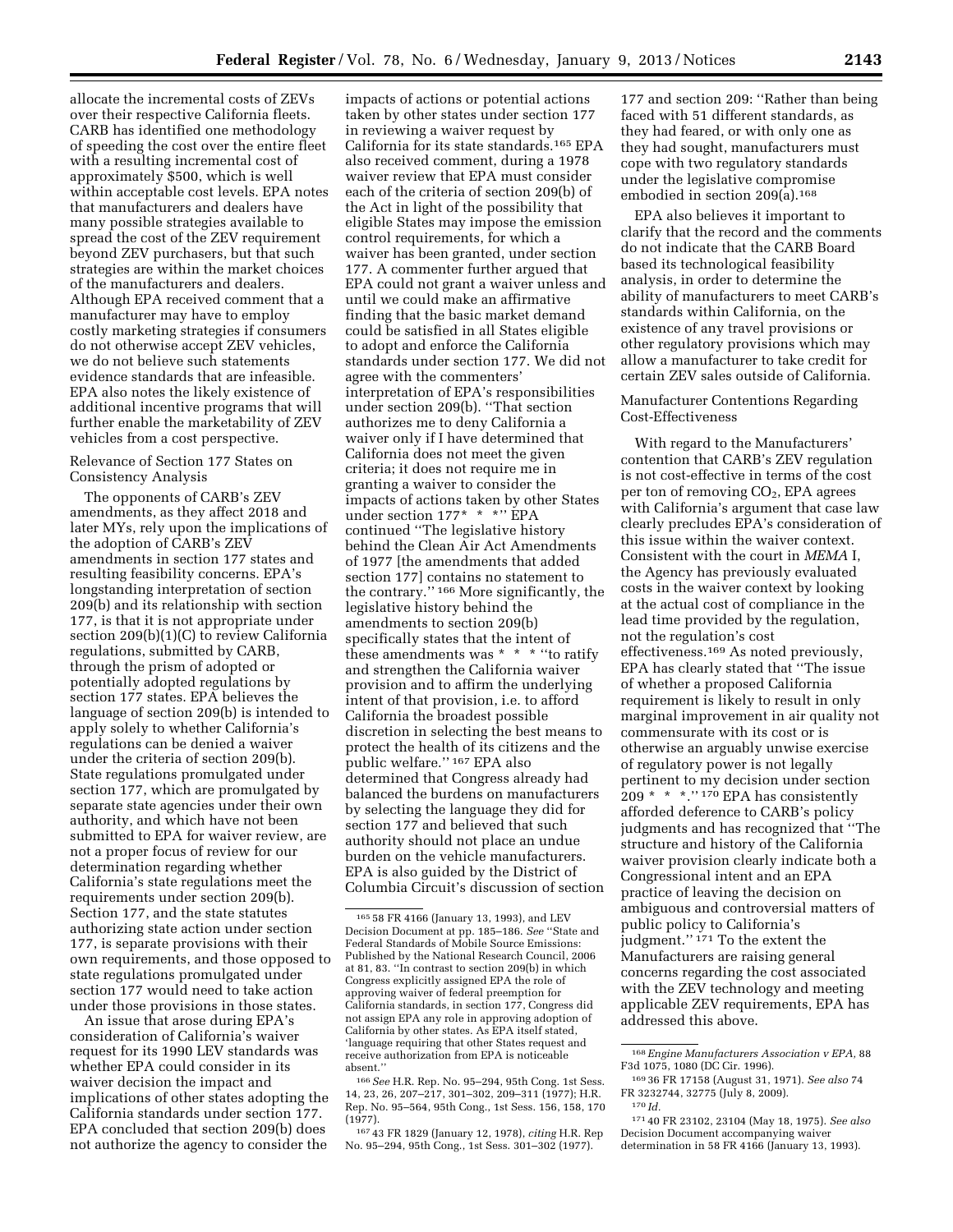allocate the incremental costs of ZEVs over their respective California fleets. CARB has identified one methodology of speeding the cost over the entire fleet with a resulting incremental cost of approximately $500, which is well within acceptable cost levels. EPA notes that manufacturers and dealers have many possible strategies available to spread the cost of the ZEV requirement beyond ZEV purchasers, but that such strategies are within the market choices of the manufacturers and dealers. Although EPA received comment that a manufacturer may have to employ costly marketing strategies if consumers do not otherwise accept ZEV vehicles, we do not believe such statements evidence standards that are infeasible. EPA also notes the likely existence of additional incentive programs that will further enable the marketability of ZEV vehicles from a cost perspective.

Relevance of Section 177 States on Consistency Analysis

The opponents of CARB's ZEV amendments, as they affect 2018 and later MYs, rely upon the implications of the adoption of CARB's ZEV amendments in section 177 states and resulting feasibility concerns. EPA's longstanding interpretation of section 209(b) and its relationship with section 177, is that it is not appropriate under section 209(b)(1)(C) to review California regulations, submitted by CARB, through the prism of adopted or potentially adopted regulations by section 177 states. EPA believes the language of section 209(b) is intended to apply solely to whether California's regulations can be denied a waiver under the criteria of section 209(b). State regulations promulgated under section 177, which are promulgated by separate state agencies under their own authority, and which have not been submitted to EPA for waiver review, are not a proper focus of review for our determination regarding whether California's state regulations meet the requirements under section 209(b). Section 177, and the state statutes authorizing state action under section 177, is separate provisions with their own requirements, and those opposed to state regulations promulgated under section 177 would need to take action under those provisions in those states.

An issue that arose during EPA's consideration of California's waiver request for its 1990 LEV standards was whether EPA could consider in its waiver decision the impact and implications of other states adopting the California standards under section 177. EPA concluded that section 209(b) does not authorize the agency to consider the impacts of actions or potential actions taken by other states under section 177 in reviewing a waiver request by California for its state standards.[165] EPA also received comment, during a 1978 waiver review that EPA must consider each of the criteria of section 209(b) of the Act in light of the possibility that eligible States may impose the emission control requirements, for which a waiver has been granted, under section 177. A commenter further argued that EPA could not grant a waiver unless and until we could make an affirmative finding that the basic market demand could be satisfied in all States eligible to adopt and enforce the California standards under section 177. We did not agree with the commenters' interpretation of EPA's responsibilities under section 209(b). ''That section authorizes me to deny California a waiver only if I have determined that California does not meet the given criteria; it does not require me in granting a waiver to consider the impacts of actions taken by other States under section 177* * *'' EPA continued ''The legislative history behind the Clean Air Act Amendments of 1977 [the amendments that added section 177] contains no statement to the contrary.''[166] More significantly, the legislative history behind the amendments to section 209(b) specifically states that the intent of these amendments was * * * ''to ratify and strengthen the California waiver provision and to affirm the underlying intent of that provision, i.e. to afford California the broadest possible discretion in selecting the best means to protect the health of its citizens and the public welfare.''[167] EPA also determined that Congress already had balanced the burdens on manufacturers by selecting the language they did for section 177 and believed that such authority should not place an undue burden on the vehicle manufacturers. EPA is also guided by the District of Columbia Circuit's discussion of section 177 and section 209: ''Rather than being faced with 51 different standards, as they had feared, or with only one as they had sought, manufacturers must cope with two regulatory standards under the legislative compromise embodied in section 209(a).[168]

EPA also believes it important to clarify that the record and the comments do not indicate that the CARB Board based its technological feasibility analysis, in order to determine the ability of manufacturers to meet CARB's standards within California, on the existence of any travel provisions or other regulatory provisions which may allow a manufacturer to take credit for certain ZEV sales outside of California.

Manufacturer Contentions Regarding Cost-Effectiveness

With regard to the Manufacturers' contention that CARB's ZEV regulation is not cost-effective in terms of the cost per ton of removing $CO_2$, EPA agrees with California's argument that case law clearly precludes EPA's consideration of this issue within the waiver context. Consistent with the court in *MEMA* I, the Agency has previously evaluated costs in the waiver context by looking at the actual cost of compliance in the lead time provided by the regulation, not the regulation's cost effectiveness.[169] As noted previously, EPA has clearly stated that ''The issue of whether a proposed California requirement is likely to result in only marginal improvement in air quality not commensurate with its cost or is otherwise an arguably unwise exercise of regulatory power is not legally pertinent to my decision under section 209 * * *.''[170] EPA has consistently afforded deference to CARB's policy judgments and has recognized that ''The structure and history of the California waiver provision clearly indicate both a Congressional intent and an EPA practice of leaving the decision on ambiguous and controversial matters of public policy to California's judgment.''[171] To the extent the Manufacturers are raising general concerns regarding the cost associated with the ZEV technology and meeting applicable ZEV requirements, EPA has addressed this above.

---

[165] 58 FR 4166 (January 13, 1993), and LEV Decision Document at pp. 185–186. *See* ''State and Federal Standards of Mobile Source Emissions: Published by the National Research Council, 2006 at 81, 83. ''In contrast to section 209(b) in which Congress explicitly assigned EPA the role of approving waiver of federal preemption for California standards, in section 177, Congress did not assign EPA any role in approving adoption of California by other states. As EPA itself stated, 'language requiring that other States request and receive authorization from EPA is noticeable absent.''

[166] *See* H.R. Rep. No. 95–294, 95th Cong. 1st Sess. 14, 23, 26, 207–217, 301–302, 209–311 (1977); H.R. Rep. No. 95–564, 95th Cong., 1st Sess. 156, 158, 170 (1977).

[167] 43 FR 1829 (January 12, 1978), *citing* H.R. Rep No. 95–294, 95th Cong., 1st Sess. 301–302 (1977).

[168] *Engine Manufacturers Association v EPA,* 88 F3d 1075, 1080 (DC Cir. 1996).

[169] 36 FR 17158 (August 31, 1971). *See also* 74 FR 3232744, 32775 (July 8, 2009).

[170] *Id.*

[171] 40 FR 23102, 23104 (May 18, 1975). *See also* Decision Document accompanying waiver determination in 58 FR 4166 (January 13, 1993).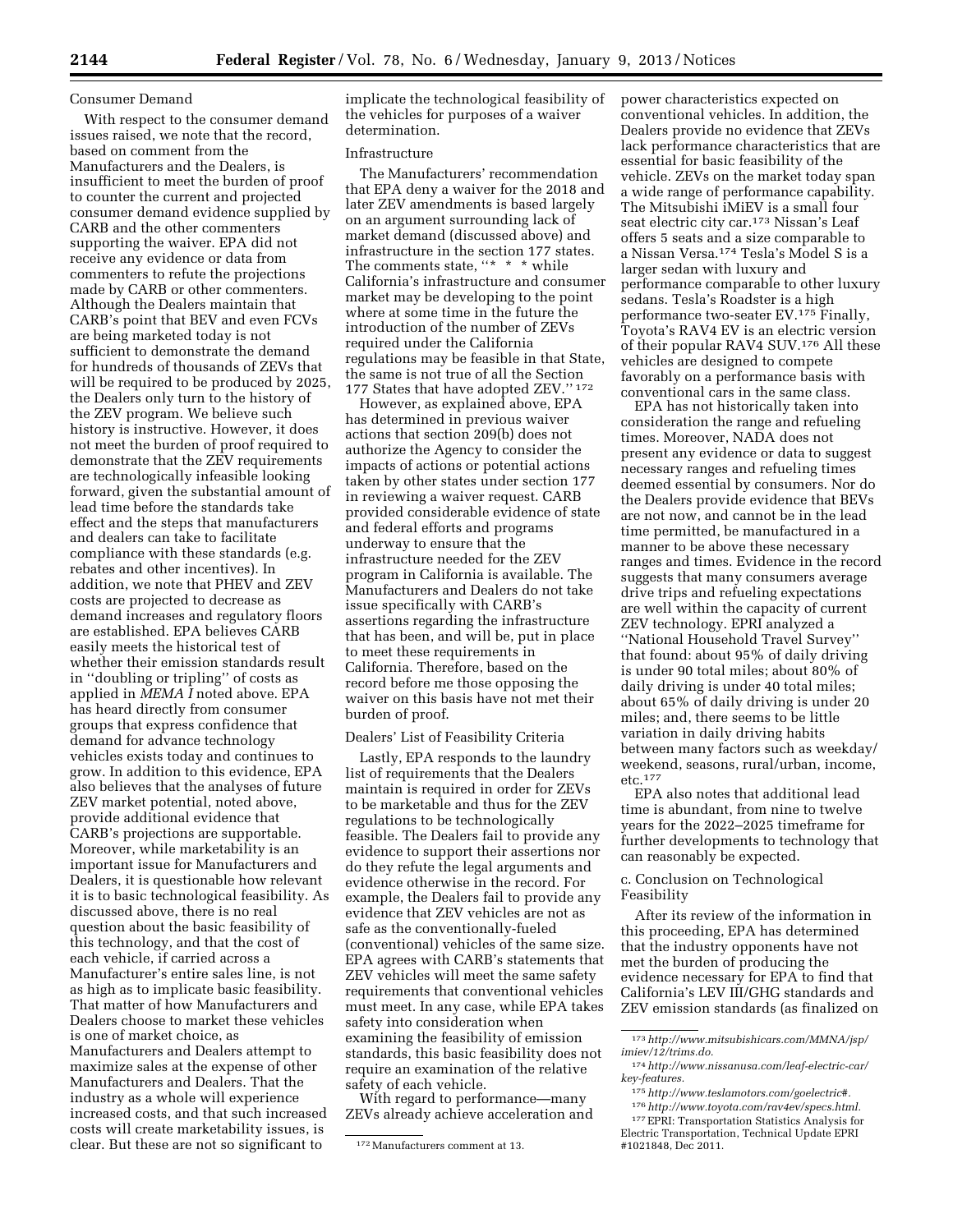Consumer Demand

With respect to the consumer demand issues raised, we note that the record, based on comment from the Manufacturers and the Dealers, is insufficient to meet the burden of proof to counter the current and projected consumer demand evidence supplied by CARB and the other commenters supporting the waiver. EPA did not receive any evidence or data from commenters to refute the projections made by CARB or other commenters. Although the Dealers maintain that CARB's point that BEV and even FCVs are being marketed today is not sufficient to demonstrate the demand for hundreds of thousands of ZEVs that will be required to be produced by 2025, the Dealers only turn to the history of the ZEV program. We believe such history is instructive. However, it does not meet the burden of proof required to demonstrate that the ZEV requirements are technologically infeasible looking forward, given the substantial amount of lead time before the standards take effect and the steps that manufacturers and dealers can take to facilitate compliance with these standards (e.g. rebates and other incentives). In addition, we note that PHEV and ZEV costs are projected to decrease as demand increases and regulatory floors are established. EPA believes CARB easily meets the historical test of whether their emission standards result in ''doubling or tripling'' of costs as applied in *MEMA I* noted above. EPA has heard directly from consumer groups that express confidence that demand for advance technology vehicles exists today and continues to grow. In addition to this evidence, EPA also believes that the analyses of future ZEV market potential, noted above, provide additional evidence that CARB's projections are supportable. Moreover, while marketability is an important issue for Manufacturers and Dealers, it is questionable how relevant it is to basic technological feasibility. As discussed above, there is no real question about the basic feasibility of this technology, and that the cost of each vehicle, if carried across a Manufacturer's entire sales line, is not as high as to implicate basic feasibility. That matter of how Manufacturers and Dealers choose to market these vehicles is one of market choice, as Manufacturers and Dealers attempt to maximize sales at the expense of other Manufacturers and Dealers. That the industry as a whole will experience increased costs, and that such increased costs will create marketability issues, is clear. But these are not so significant to implicate the technological feasibility of the vehicles for purposes of a waiver determination.

Infrastructure

The Manufacturers' recommendation that EPA deny a waiver for the 2018 and later ZEV amendments is based largely on an argument surrounding lack of market demand (discussed above) and infrastructure in the section 177 states. The comments state, ''* * * while California's infrastructure and consumer market may be developing to the point where at some time in the future the introduction of the number of ZEVs required under the California regulations may be feasible in that State, the same is not true of all the Section 177 States that have adopted ZEV.''[172]

However, as explained above, EPA has determined in previous waiver actions that section 209(b) does not authorize the Agency to consider the impacts of actions or potential actions taken by other states under section 177 in reviewing a waiver request. CARB provided considerable evidence of state and federal efforts and programs underway to ensure that the infrastructure needed for the ZEV program in California is available. The Manufacturers and Dealers do not take issue specifically with CARB's assertions regarding the infrastructure that has been, and will be, put in place to meet these requirements in California. Therefore, based on the record before me those opposing the waiver on this basis have not met their burden of proof.

Dealers' List of Feasibility Criteria

Lastly, EPA responds to the laundry list of requirements that the Dealers maintain is required in order for ZEVs to be marketable and thus for the ZEV regulations to be technologically feasible. The Dealers fail to provide any evidence to support their assertions nor do they refute the legal arguments and evidence otherwise in the record. For example, the Dealers fail to provide any evidence that ZEV vehicles are not as safe as the conventionally-fueled (conventional) vehicles of the same size. EPA agrees with CARB's statements that ZEV vehicles will meet the same safety requirements that conventional vehicles must meet. In any case, while EPA takes safety into consideration when examining the feasibility of emission standards, this basic feasibility does not require an examination of the relative safety of each vehicle.

With regard to performance—many ZEVs already achieve acceleration and power characteristics expected on conventional vehicles. In addition, the Dealers provide no evidence that ZEVs lack performance characteristics that are essential for basic feasibility of the vehicle. ZEVs on the market today span a wide range of performance capability. The Mitsubishi iMiEV is a small four seat electric city car.[173] Nissan's Leaf offers 5 seats and a size comparable to a Nissan Versa.[174] Tesla's Model S is a larger sedan with luxury and performance comparable to other luxury sedans. Tesla's Roadster is a high performance two-seater EV.[175] Finally, Toyota's RAV4 EV is an electric version of their popular RAV4 SUV.[176] All these vehicles are designed to compete favorably on a performance basis with conventional cars in the same class.

EPA has not historically taken into consideration the range and refueling times. Moreover, NADA does not present any evidence or data to suggest necessary ranges and refueling times deemed essential by consumers. Nor do the Dealers provide evidence that BEVs are not now, and cannot be in the lead time permitted, be manufactured in a manner to be above these necessary ranges and times. Evidence in the record suggests that many consumers average drive trips and refueling expectations are well within the capacity of current ZEV technology. EPRI analyzed a ''National Household Travel Survey'' that found: about 95% of daily driving is under 90 total miles; about 80% of daily driving is under 40 total miles; about 65% of daily driving is under 20 miles; and, there seems to be little variation in daily driving habits between many factors such as weekday/weekend, seasons, rural/urban, income, etc.[177]

EPA also notes that additional lead time is abundant, from nine to twelve years for the 2022–2025 timeframe for further developments to technology that can reasonably be expected.

c. Conclusion on Technological Feasibility

After its review of the information in this proceeding, EPA has determined that the industry opponents have not met the burden of producing the evidence necessary for EPA to find that California's LEV III/GHG standards and ZEV emission standards (as finalized on

---

[172] Manufacturers comment at 13.

[173] *http://www.mitsubishicars.com/MMNA/jsp/imiev/12/trims.do.*

[174] *http://www.nissanusa.com/leaf-electric-car/key-features.*

[175] *http://www.teslamotors.com/goelectric#.*

[176] *http://www.toyota.com/rav4ev/specs.html.*

[177] EPRI: Transportation Statistics Analysis for Electric Transportation, Technical Update EPRI #1021848, Dec 2011.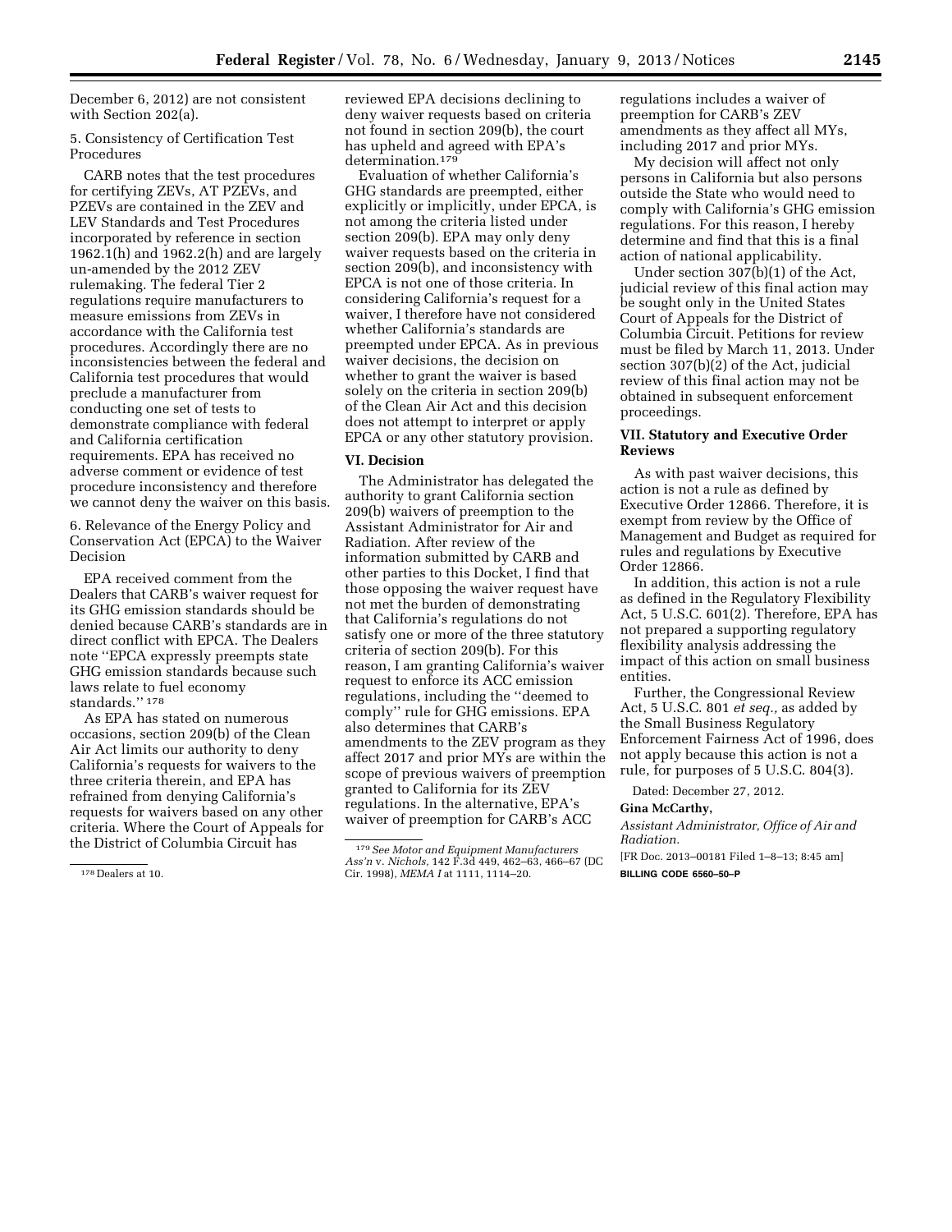December 6, 2012) are not consistent with Section 202(a).

5. Consistency of Certification Test Procedures

CARB notes that the test procedures for certifying ZEVs, AT PZEVs, and PZEVs are contained in the ZEV and LEV Standards and Test Procedures incorporated by reference in section 1962.1(h) and 1962.2(h) and are largely un-amended by the 2012 ZEV rulemaking. The federal Tier 2 regulations require manufacturers to measure emissions from ZEVs in accordance with the California test procedures. Accordingly there are no inconsistencies between the federal and California test procedures that would preclude a manufacturer from conducting one set of tests to demonstrate compliance with federal and California certification requirements. EPA has received no adverse comment or evidence of test procedure inconsistency and therefore we cannot deny the waiver on this basis.

6. Relevance of the Energy Policy and Conservation Act (EPCA) to the Waiver Decision

EPA received comment from the Dealers that CARB's waiver request for its GHG emission standards should be denied because CARB's standards are in direct conflict with EPCA. The Dealers note ''EPCA expressly preempts state GHG emission standards because such laws relate to fuel economy standards.''[178]

As EPA has stated on numerous occasions, section 209(b) of the Clean Air Act limits our authority to deny California's requests for waivers to the three criteria therein, and EPA has refrained from denying California's requests for waivers based on any other criteria. Where the Court of Appeals for the District of Columbia Circuit has reviewed EPA decisions declining to deny waiver requests based on criteria not found in section 209(b), the court has upheld and agreed with EPA's determination.[179]

Evaluation of whether California's GHG standards are preempted, either explicitly or implicitly, under EPCA, is not among the criteria listed under section 209(b). EPA may only deny waiver requests based on the criteria in section 209(b), and inconsistency with EPCA is not one of those criteria. In considering California's request for a waiver, I therefore have not considered whether California's standards are preempted under EPCA. As in previous waiver decisions, the decision on whether to grant the waiver is based solely on the criteria in section 209(b) of the Clean Air Act and this decision does not attempt to interpret or apply EPCA or any other statutory provision.

## VI. Decision

The Administrator has delegated the authority to grant California section 209(b) waivers of preemption to the Assistant Administrator for Air and Radiation. After review of the information submitted by CARB and other parties to this Docket, I find that those opposing the waiver request have not met the burden of demonstrating that California's regulations do not satisfy one or more of the three statutory criteria of section 209(b). For this reason, I am granting California's waiver request to enforce its ACC emission regulations, including the ''deemed to comply'' rule for GHG emissions. EPA also determines that CARB's amendments to the ZEV program as they affect 2017 and prior MYs are within the scope of previous waivers of preemption granted to California for its ZEV regulations. In the alternative, EPA's waiver of preemption for CARB's ACC regulations includes a waiver of preemption for CARB's ZEV amendments as they affect all MYs, including 2017 and prior MYs.

My decision will affect not only persons in California but also persons outside the State who would need to comply with California's GHG emission regulations. For this reason, I hereby determine and find that this is a final action of national applicability.

Under section 307(b)(1) of the Act, judicial review of this final action may be sought only in the United States Court of Appeals for the District of Columbia Circuit. Petitions for review must be filed by March 11, 2013. Under section 307(b)(2) of the Act, judicial review of this final action may not be obtained in subsequent enforcement proceedings.

## VII. Statutory and Executive Order Reviews

As with past waiver decisions, this action is not a rule as defined by Executive Order 12866. Therefore, it is exempt from review by the Office of Management and Budget as required for rules and regulations by Executive Order 12866.

In addition, this action is not a rule as defined in the Regulatory Flexibility Act, 5 U.S.C. 601(2). Therefore, EPA has not prepared a supporting regulatory flexibility analysis addressing the impact of this action on small business entities.

Further, the Congressional Review Act, 5 U.S.C. 801 *et seq.,* as added by the Small Business Regulatory Enforcement Fairness Act of 1996, does not apply because this action is not a rule, for purposes of 5 U.S.C. 804(3).

Dated: December 27, 2012.

**Gina McCarthy,**

*Assistant Administrator, Office of Air and Radiation.*

[FR Doc. 2013–00181 Filed 1–8–13; 8:45 am]

**BILLING CODE 6560–50–P**

---

[178] Dealers at 10.

[179] *See Motor and Equipment Manufacturers Ass'n* v. *Nichols,* 142 F.3d 449, 462–63, 466–67 (DC Cir. 1998), *MEMA I* at 1111, 1114–20.